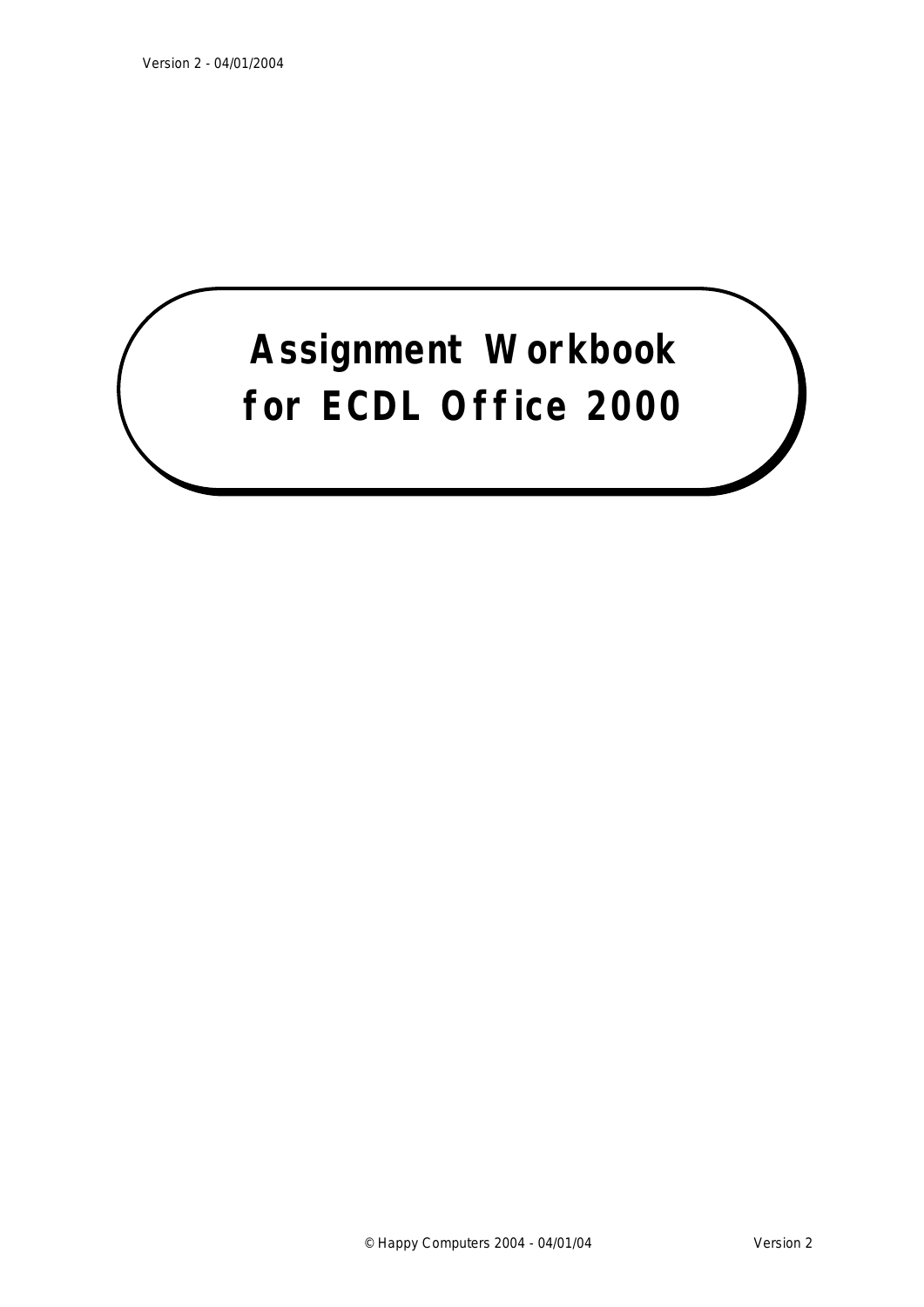# Assignment Workbook for ECDL Office 2000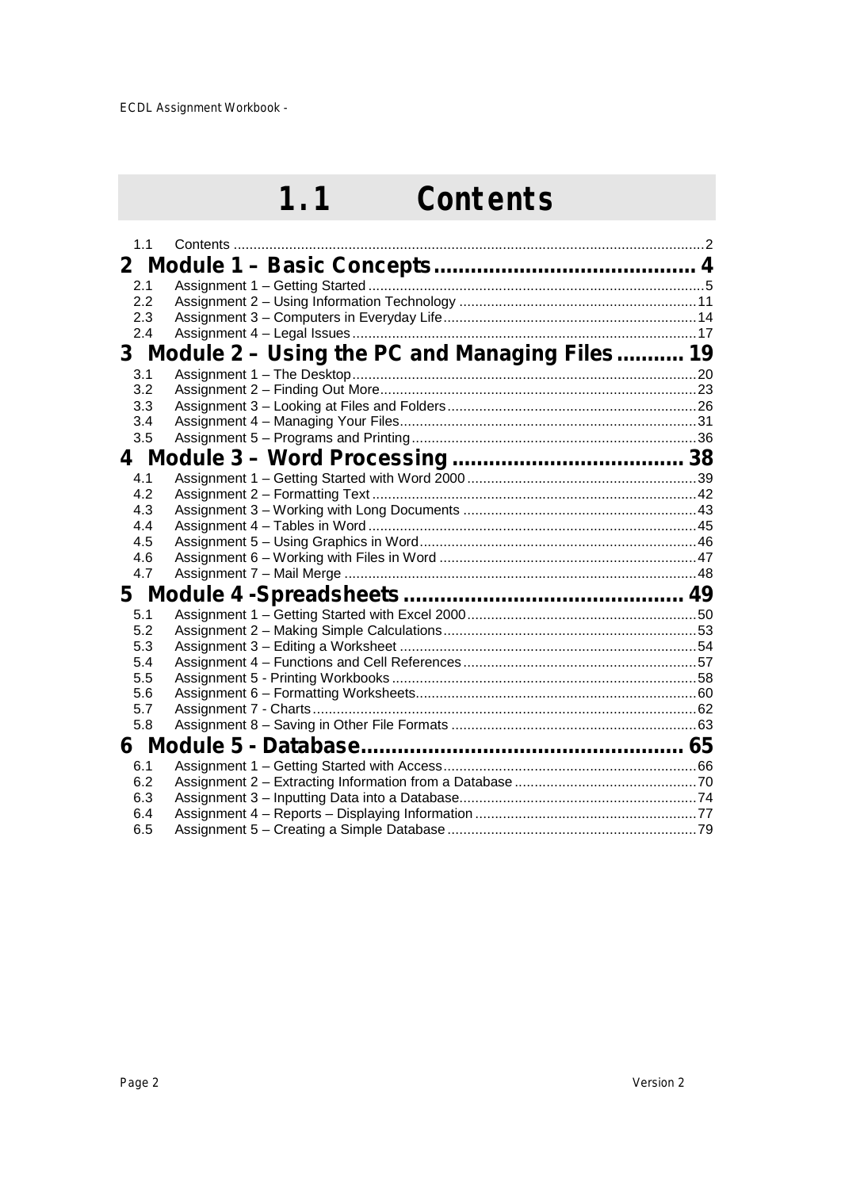# 1.1 Contents

1.1 Contents ..... 2

## 2 Module 1 – Basic Concepts ..... 4

2.1 Assignment 1 – Getting Started ..... 5
2.2 Assignment 2 – Using Information Technology ..... 11
2.3 Assignment 3 – Computers in Everyday Life ..... 14
2.4 Assignment 4 – Legal Issues ..... 17

## 3 Module 2 – Using the PC and Managing Files ..... 19

3.1 Assignment 1 – The Desktop ..... 20
3.2 Assignment 2 – Finding Out More ..... 23
3.3 Assignment 3 – Looking at Files and Folders ..... 26
3.4 Assignment 4 – Managing Your Files ..... 31
3.5 Assignment 5 – Programs and Printing ..... 36

## 4 Module 3 – Word Processing ..... 38

4.1 Assignment 1 – Getting Started with Word 2000 ..... 39
4.2 Assignment 2 – Formatting Text ..... 42
4.3 Assignment 3 – Working with Long Documents ..... 43
4.4 Assignment 4 – Tables in Word ..... 45
4.5 Assignment 5 – Using Graphics in Word ..... 46
4.6 Assignment 6 – Working with Files in Word ..... 47
4.7 Assignment 7 – Mail Merge ..... 48

## 5 Module 4 -Spreadsheets ..... 49

5.1 Assignment 1 – Getting Started with Excel 2000 ..... 50
5.2 Assignment 2 – Making Simple Calculations ..... 53
5.3 Assignment 3 – Editing a Worksheet ..... 54
5.4 Assignment 4 – Functions and Cell References ..... 57
5.5 Assignment 5 - Printing Workbooks ..... 58
5.6 Assignment 6 – Formatting Worksheets ..... 60
5.7 Assignment 7 - Charts ..... 62
5.8 Assignment 8 – Saving in Other File Formats ..... 63

## 6 Module 5 - Database ..... 65

6.1 Assignment 1 – Getting Started with Access ..... 66
6.2 Assignment 2 – Extracting Information from a Database ..... 70
6.3 Assignment 3 – Inputting Data into a Database ..... 74
6.4 Assignment 4 – Reports – Displaying Information ..... 77
6.5 Assignment 5 – Creating a Simple Database ..... 79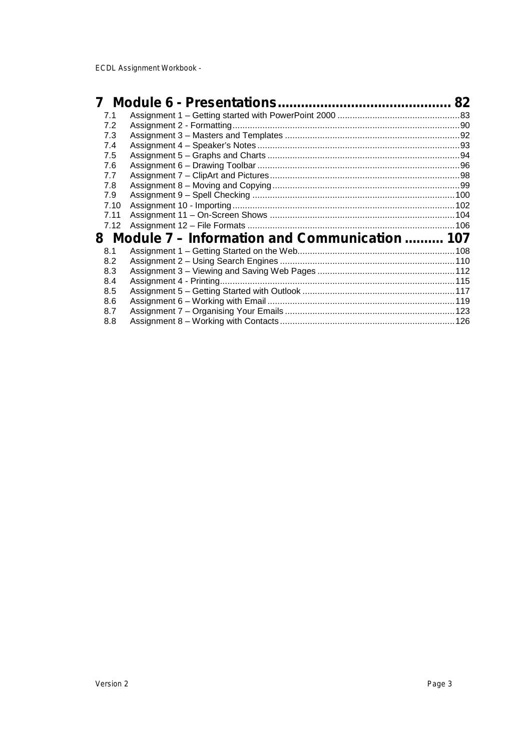# 7 Module 6 - Presentations ........................................... 82

7.1 Assignment 1 – Getting started with PowerPoint 2000 ........................................ 83
7.2 Assignment 2 - Formatting ........................................ 90
7.3 Assignment 3 – Masters and Templates ........................................ 92
7.4 Assignment 4 – Speaker's Notes ........................................ 93
7.5 Assignment 5 – Graphs and Charts ........................................ 94
7.6 Assignment 6 – Drawing Toolbar ........................................ 96
7.7 Assignment 7 – ClipArt and Pictures ........................................ 98
7.8 Assignment 8 – Moving and Copying ........................................ 99
7.9 Assignment 9 – Spell Checking ........................................ 100
7.10 Assignment 10 - Importing ........................................ 102
7.11 Assignment 11 – On-Screen Shows ........................................ 104
7.12 Assignment 12 – File Formats ........................................ 106

# 8 Module 7 – Information and Communication .......... 107

8.1 Assignment 1 – Getting Started on the Web ........................................ 108
8.2 Assignment 2 – Using Search Engines ........................................ 110
8.3 Assignment 3 – Viewing and Saving Web Pages ........................................ 112
8.4 Assignment 4 - Printing ........................................ 115
8.5 Assignment 5 – Getting Started with Outlook ........................................ 117
8.6 Assignment 6 – Working with Email ........................................ 119
8.7 Assignment 7 – Organising Your Emails ........................................ 123
8.8 Assignment 8 – Working with Contacts ........................................ 126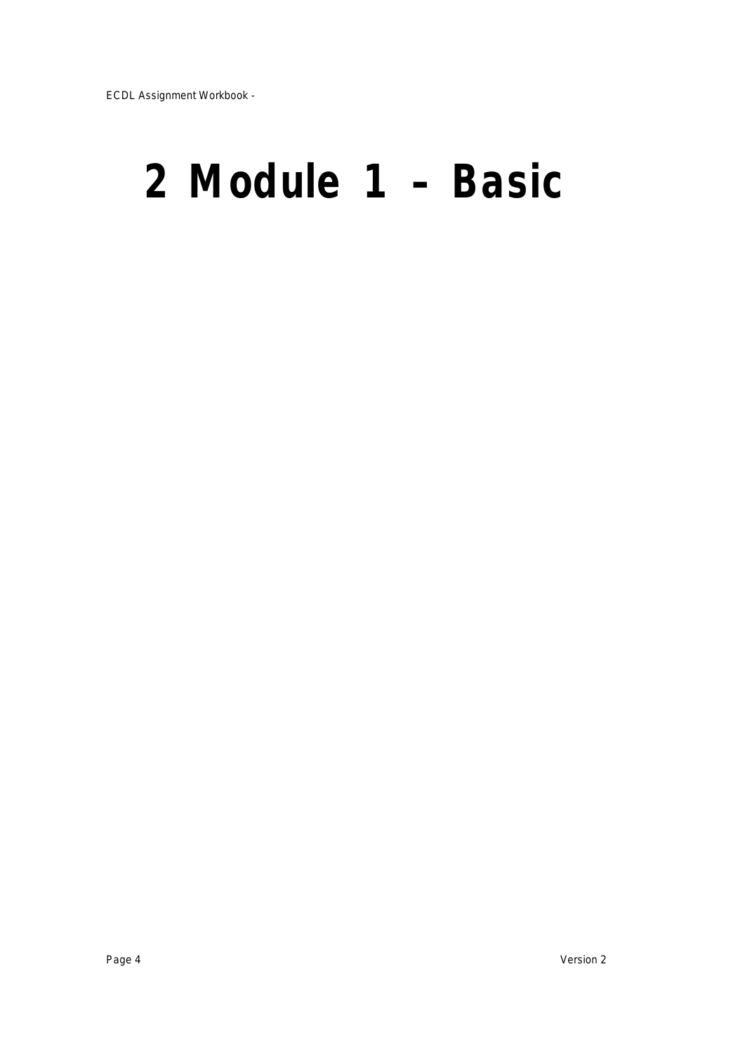# 2 Module 1 – Basic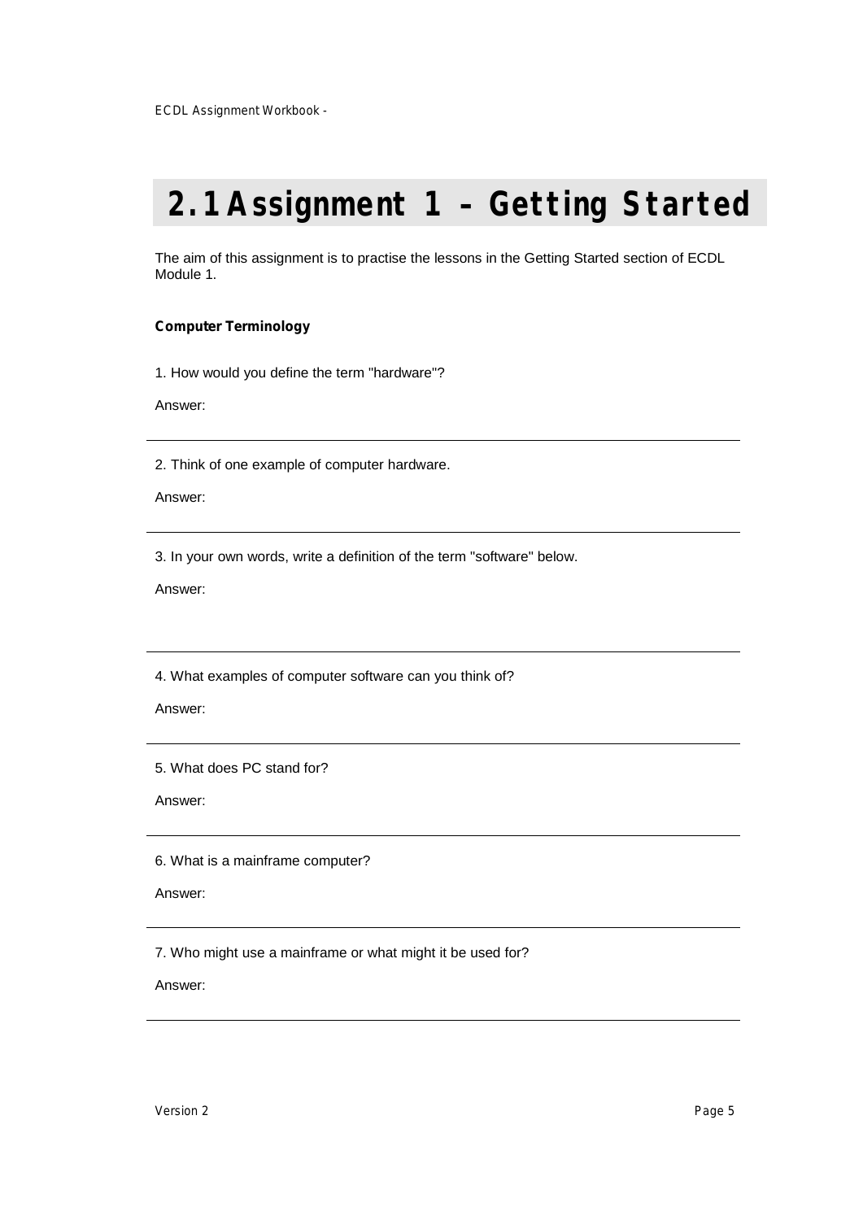# 2.1 Assignment 1 – Getting Started

The aim of this assignment is to practise the lessons in the Getting Started section of ECDL Module 1.

**Computer Terminology**

1. How would you define the term "hardware"?

Answer:

---

2. Think of one example of computer hardware.

Answer:

---

3. In your own words, write a definition of the term "software" below.

Answer:

---

4. What examples of computer software can you think of?

Answer:

---

5. What does PC stand for?

Answer:

---

6. What is a mainframe computer?

Answer:

---

7. Who might use a mainframe or what might it be used for?

Answer:

---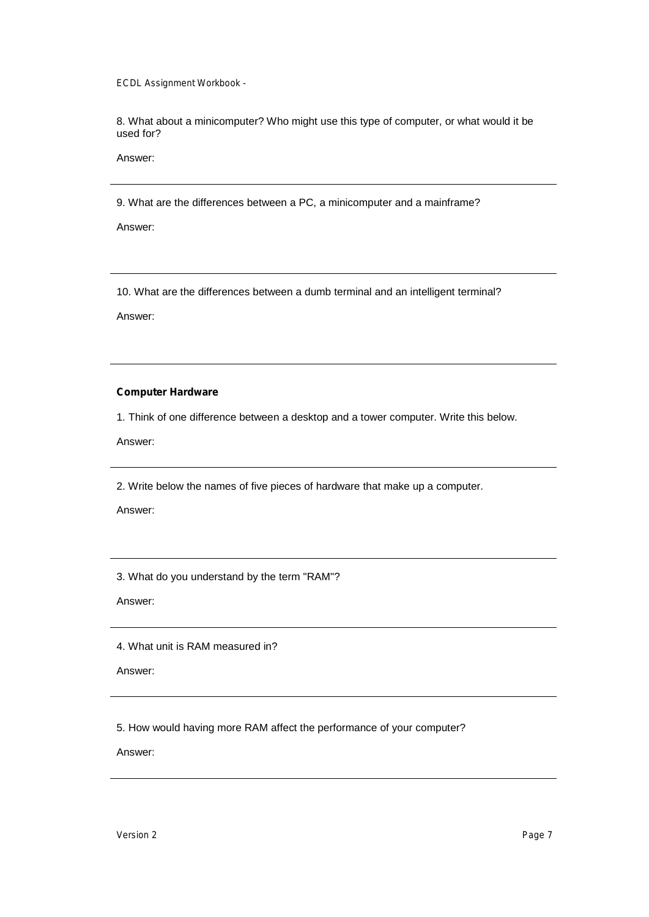8. What about a minicomputer? Who might use this type of computer, or what would it be used for?

Answer:

---

9. What are the differences between a PC, a minicomputer and a mainframe?

Answer:

---

10. What are the differences between a dumb terminal and an intelligent terminal?

Answer:

---

**Computer Hardware**

1. Think of one difference between a desktop and a tower computer. Write this below.

Answer:

---

2. Write below the names of five pieces of hardware that make up a computer.

Answer:

---

3. What do you understand by the term "RAM"?

Answer:

---

4. What unit is RAM measured in?

Answer:

---

5. How would having more RAM affect the performance of your computer?

Answer:

---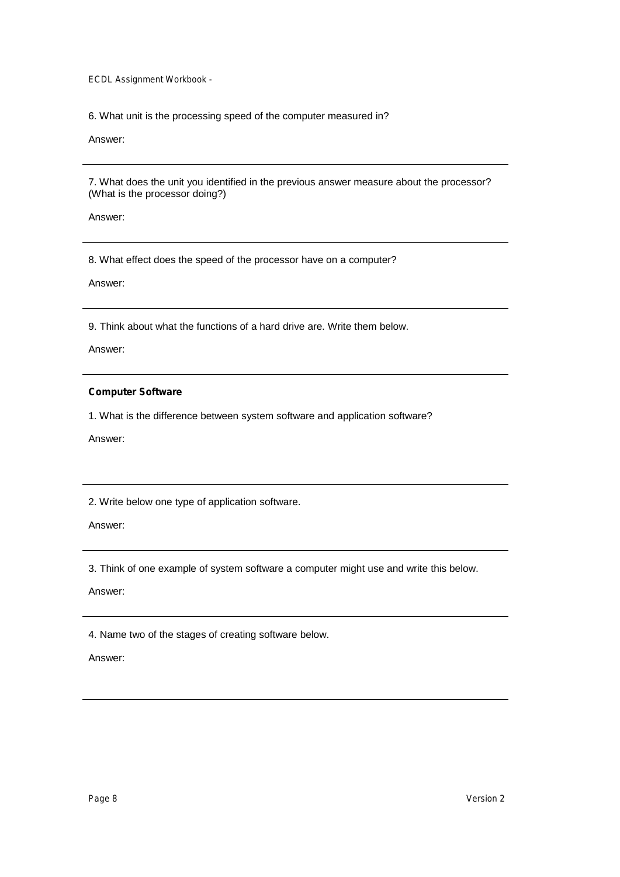6. What unit is the processing speed of the computer measured in?

Answer:

---

7. What does the unit you identified in the previous answer measure about the processor? (What is the processor doing?)

Answer:

---

8. What effect does the speed of the processor have on a computer?

Answer:

---

9. Think about what the functions of a hard drive are. Write them below.

Answer:

---

**Computer Software**

1. What is the difference between system software and application software?

Answer:

---

2. Write below one type of application software.

Answer:

---

3. Think of one example of system software a computer might use and write this below.

Answer:

---

4. Name two of the stages of creating software below.

Answer:

---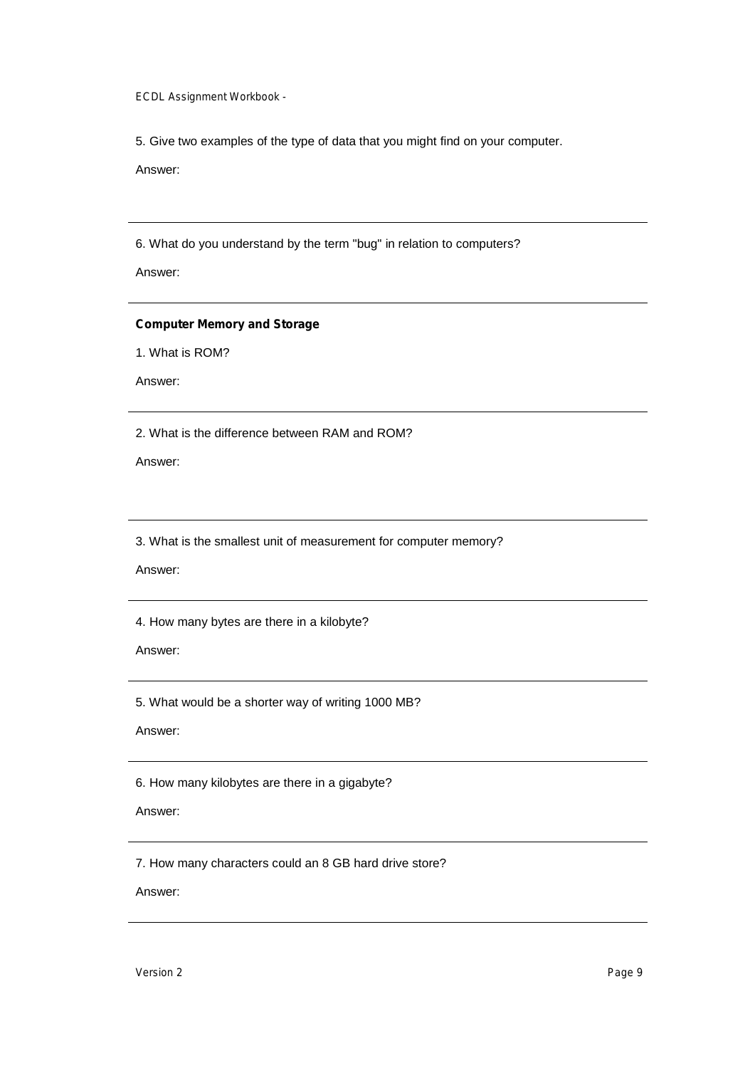5. Give two examples of the type of data that you might find on your computer.

Answer:

---

6. What do you understand by the term "bug" in relation to computers?

Answer:

---

**Computer Memory and Storage**

1. What is ROM?

Answer:

---

2. What is the difference between RAM and ROM?

Answer:

---

3. What is the smallest unit of measurement for computer memory?

Answer:

---

4. How many bytes are there in a kilobyte?

Answer:

---

5. What would be a shorter way of writing 1000 MB?

Answer:

---

6. How many kilobytes are there in a gigabyte?

Answer:

---

7. How many characters could an 8 GB hard drive store?

Answer:

---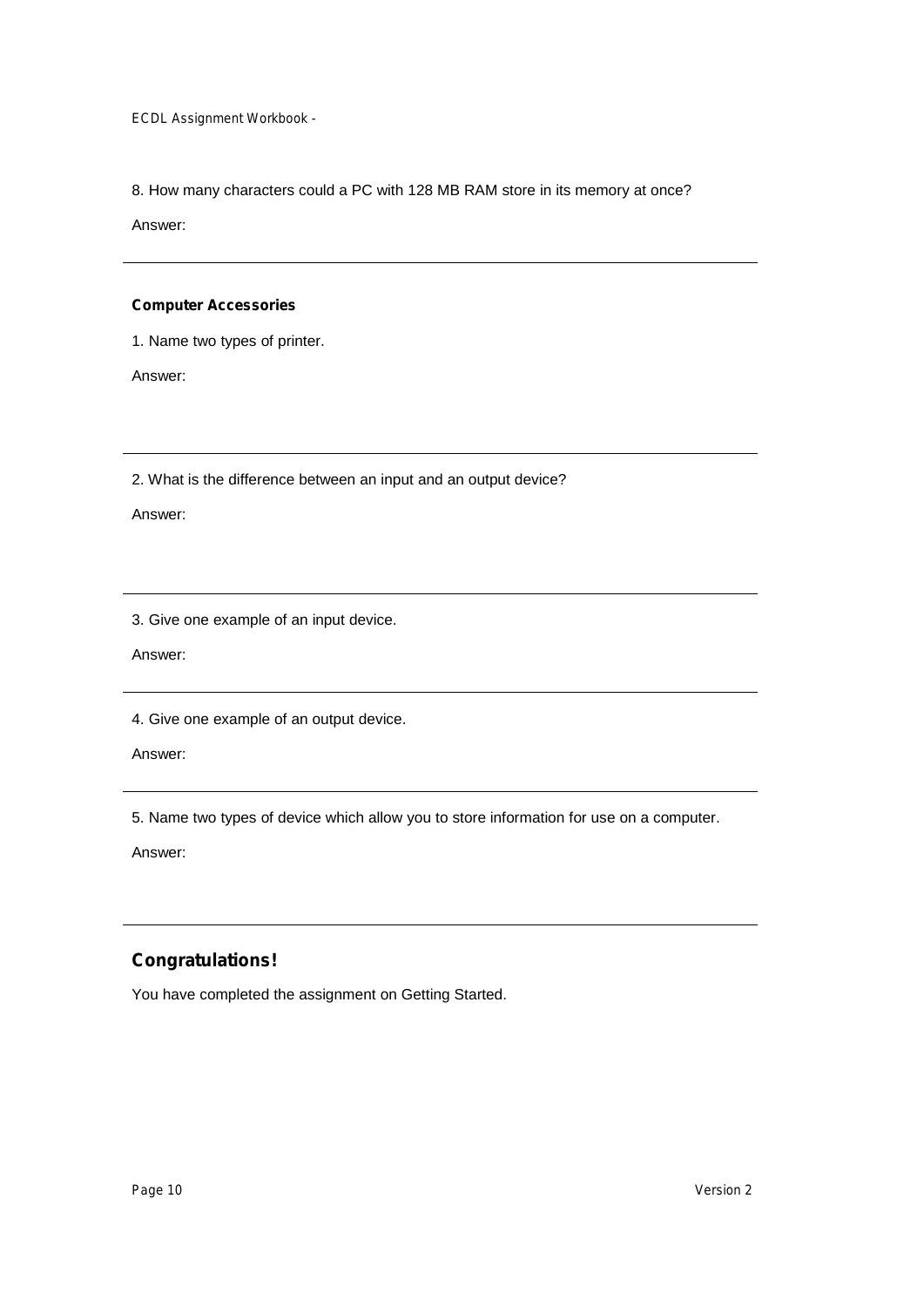8. How many characters could a PC with 128 MB RAM store in its memory at once?

Answer:

---

**Computer Accessories**

1. Name two types of printer.

Answer:

---

2. What is the difference between an input and an output device?

Answer:

---

3. Give one example of an input device.

Answer:

---

4. Give one example of an output device.

Answer:

---

5. Name two types of device which allow you to store information for use on a computer.

Answer:

---

## Congratulations!

You have completed the assignment on Getting Started.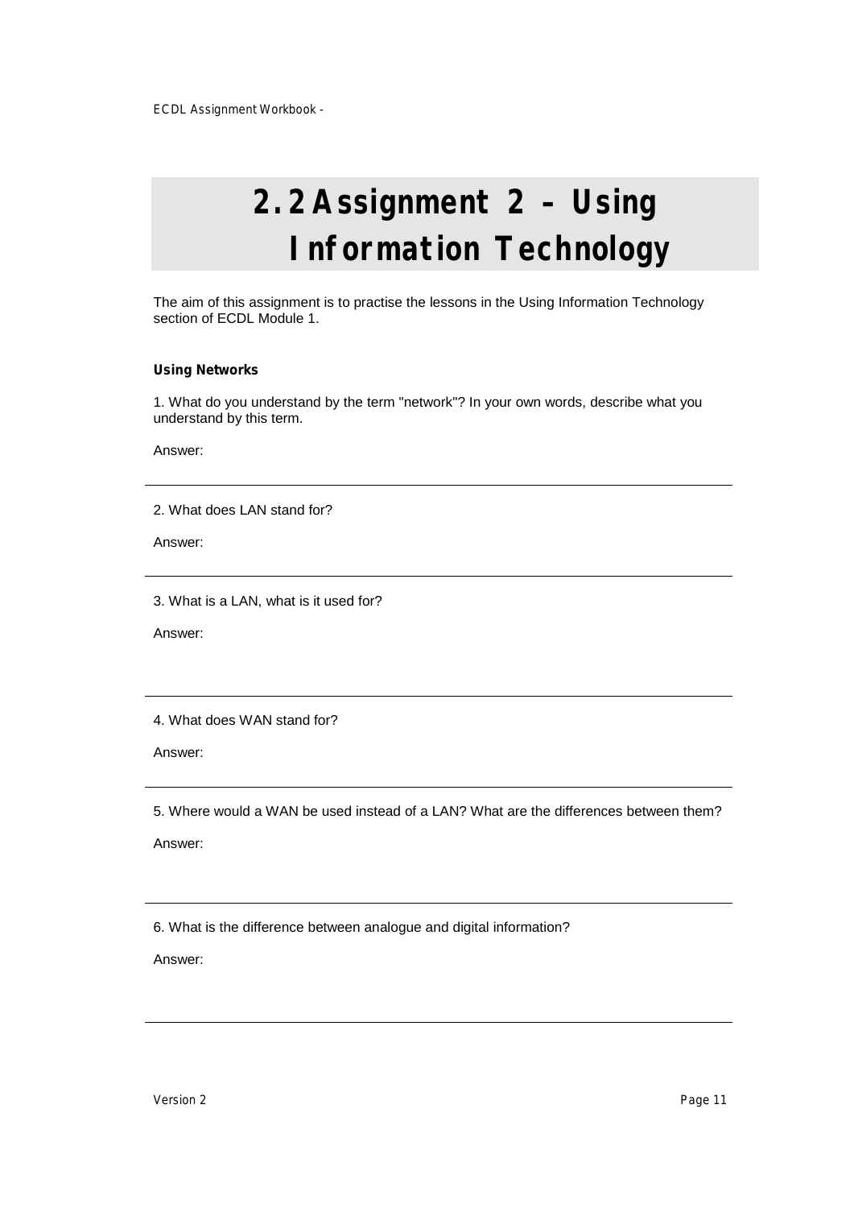# 2.2 Assignment 2 – Using Information Technology

The aim of this assignment is to practise the lessons in the Using Information Technology section of ECDL Module 1.

**Using Networks**

1. What do you understand by the term "network"? In your own words, describe what you understand by this term.

Answer:

---

2. What does LAN stand for?

Answer:

---

3. What is a LAN, what is it used for?

Answer:

---

4. What does WAN stand for?

Answer:

---

5. Where would a WAN be used instead of a LAN? What are the differences between them?

Answer:

---

6. What is the difference between analogue and digital information?

Answer:

---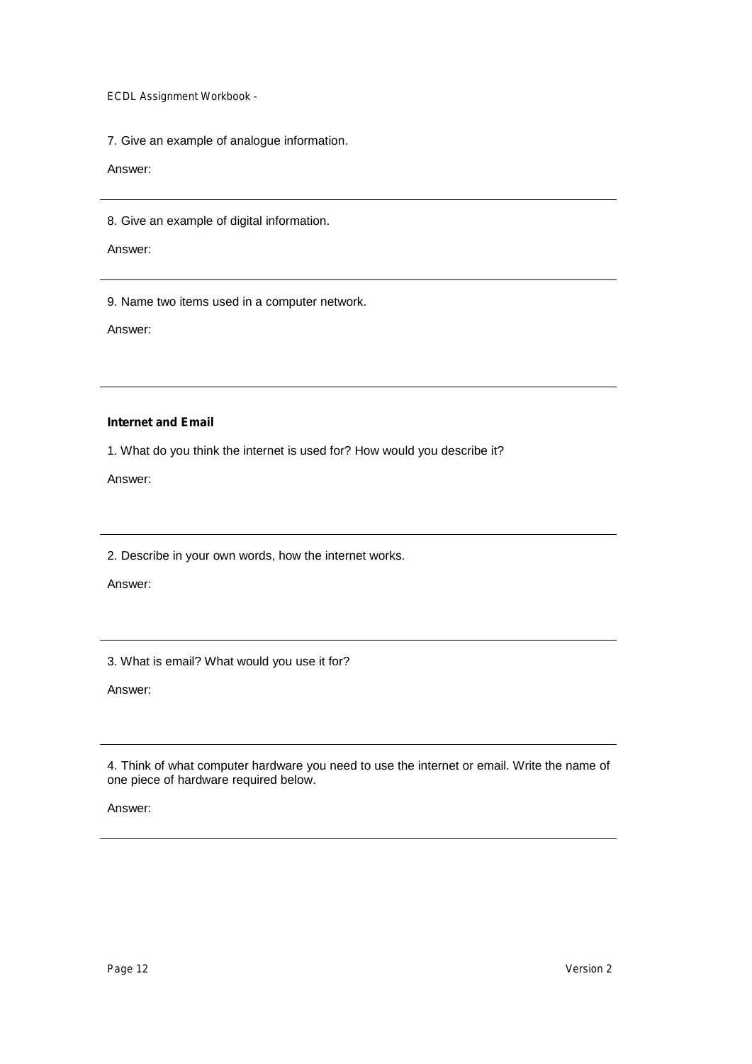7. Give an example of analogue information.

Answer:

---

8. Give an example of digital information.

Answer:

---

9. Name two items used in a computer network.

Answer:

---

**Internet and Email**

1. What do you think the internet is used for? How would you describe it?

Answer:

---

2. Describe in your own words, how the internet works.

Answer:

---

3. What is email? What would you use it for?

Answer:

---

4. Think of what computer hardware you need to use the internet or email. Write the name of one piece of hardware required below.

Answer:

---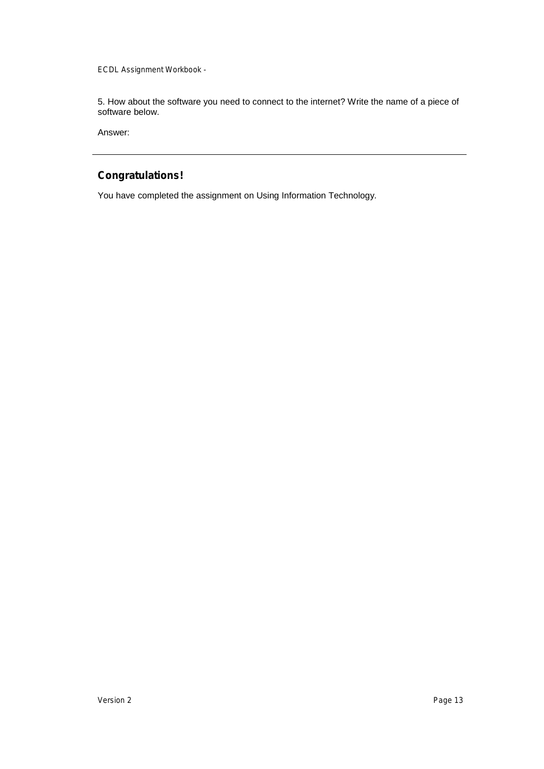5. How about the software you need to connect to the internet? Write the name of a piece of software below.

Answer:

---

## Congratulations!

You have completed the assignment on Using Information Technology.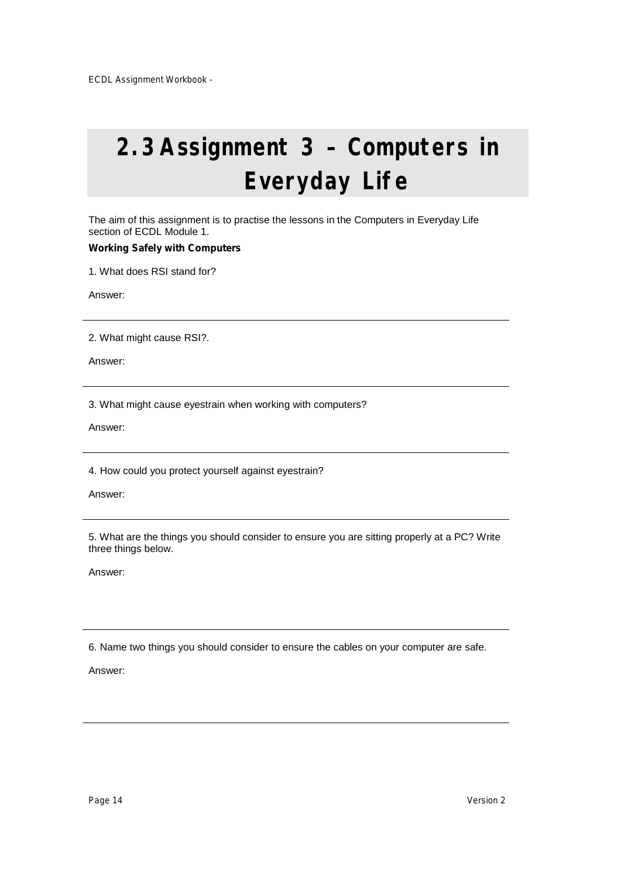# 2.3 Assignment 3 – Computers in Everyday Life

The aim of this assignment is to practise the lessons in the Computers in Everyday Life section of ECDL Module 1.

**Working Safely with Computers**

1. What does RSI stand for?

Answer:

---

2. What might cause RSI?.

Answer:

---

3. What might cause eyestrain when working with computers?

Answer:

---

4. How could you protect yourself against eyestrain?

Answer:

---

5. What are the things you should consider to ensure you are sitting properly at a PC? Write three things below.

Answer:

---

6. Name two things you should consider to ensure the cables on your computer are safe.

Answer:

---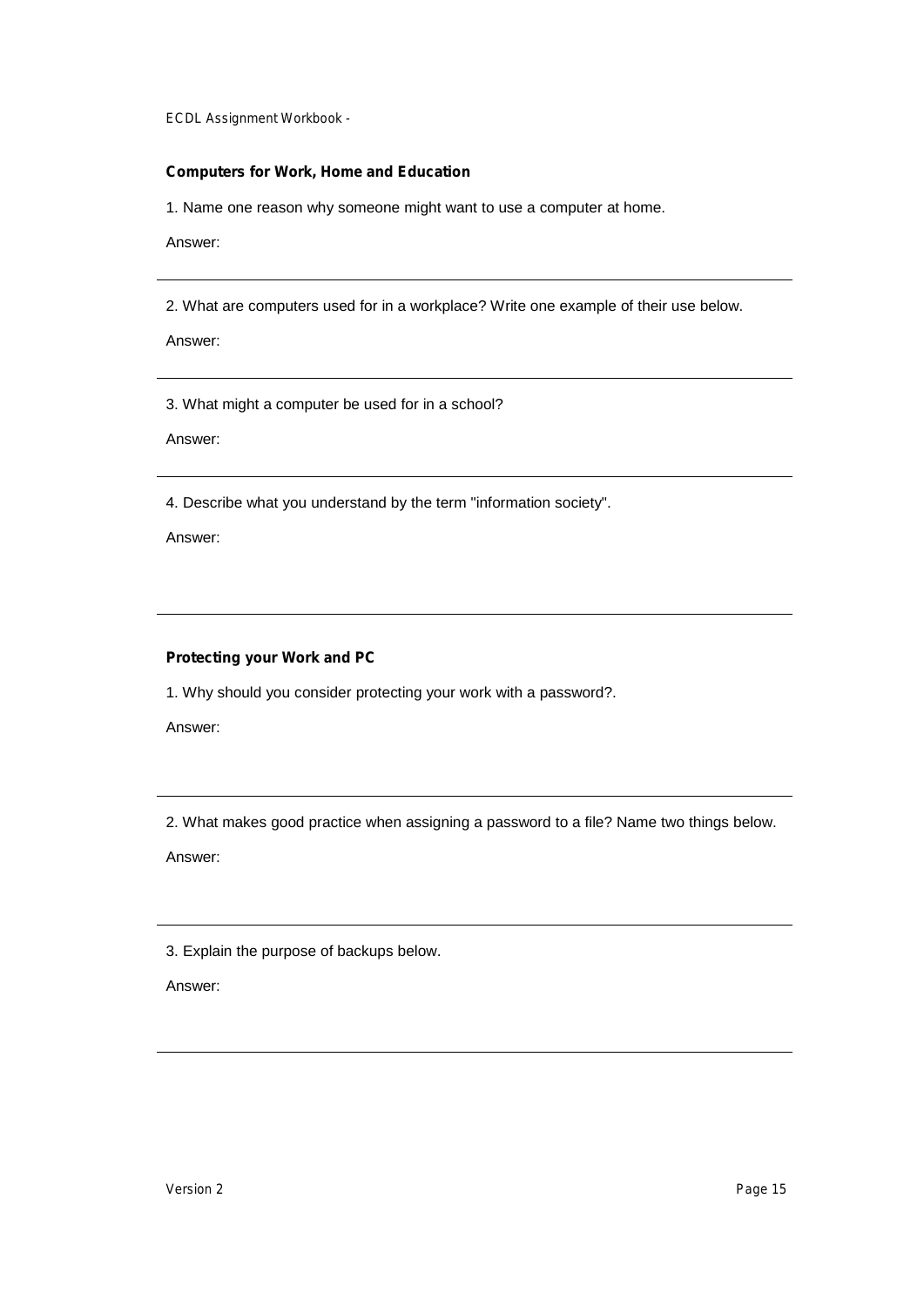**Computers for Work, Home and Education**

1. Name one reason why someone might want to use a computer at home.

Answer:

---

2. What are computers used for in a workplace? Write one example of their use below.

Answer:

---

3. What might a computer be used for in a school?

Answer:

---

4. Describe what you understand by the term "information society".

Answer:

---

**Protecting your Work and PC**

1. Why should you consider protecting your work with a password?.

Answer:

---

2. What makes good practice when assigning a password to a file? Name two things below.

Answer:

---

3. Explain the purpose of backups below.

Answer:

---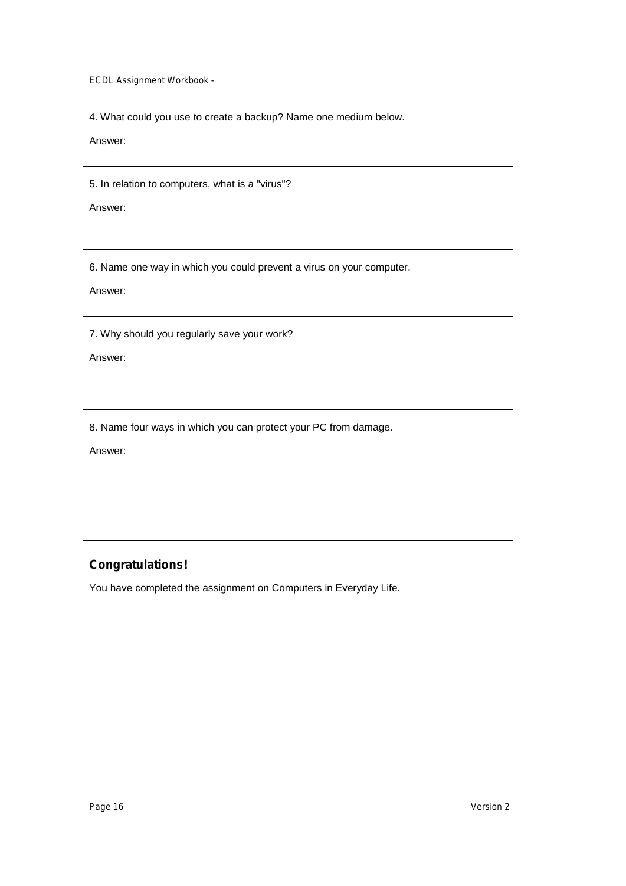4. What could you use to create a backup? Name one medium below.

Answer:

---

5. In relation to computers, what is a "virus"?

Answer:

---

6. Name one way in which you could prevent a virus on your computer.

Answer:

---

7. Why should you regularly save your work?

Answer:

---

8. Name four ways in which you can protect your PC from damage.

Answer:

---

## Congratulations!

You have completed the assignment on Computers in Everyday Life.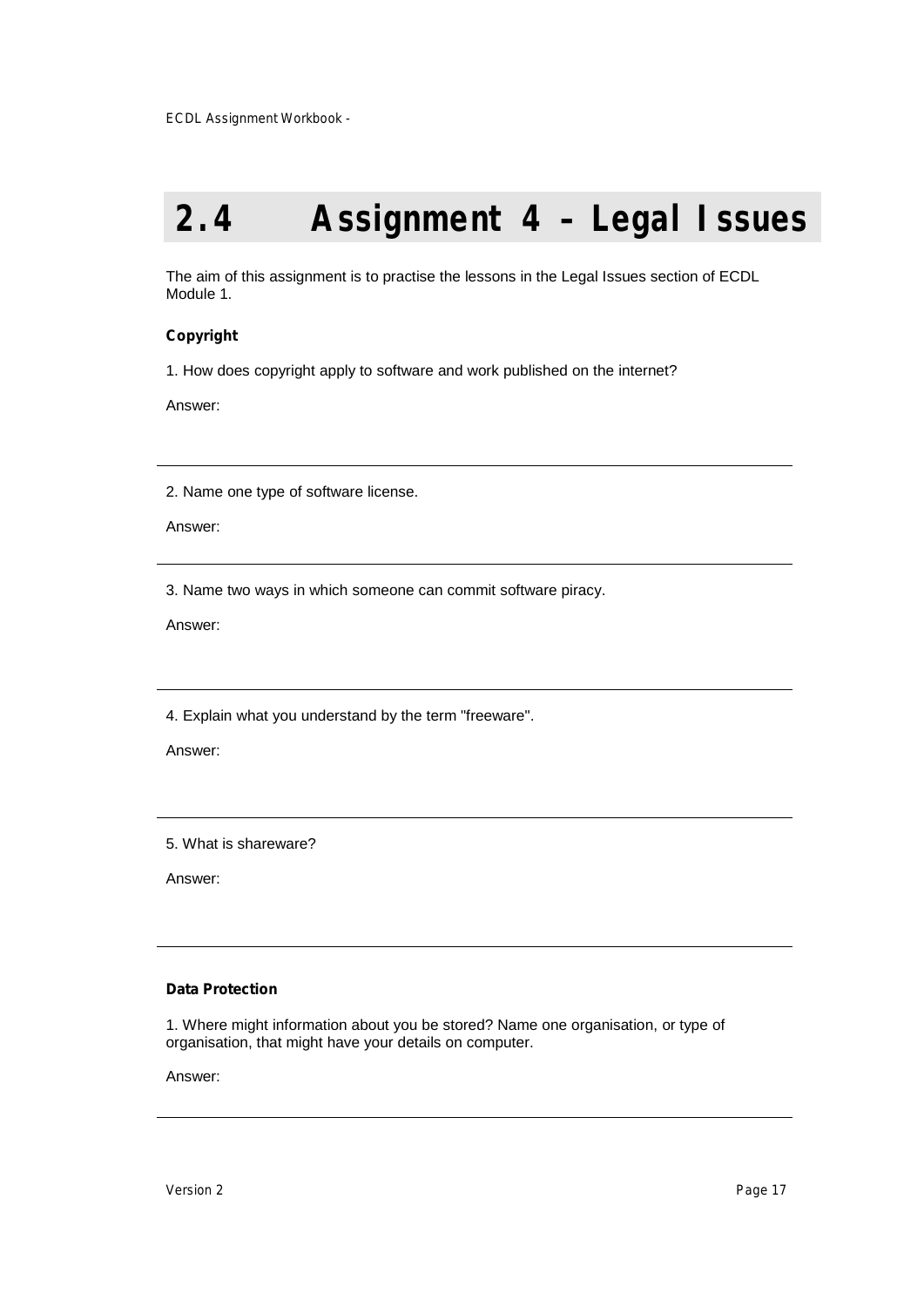## 2.4 Assignment 4 – Legal Issues

The aim of this assignment is to practise the lessons in the Legal Issues section of ECDL Module 1.

**Copyright**

1. How does copyright apply to software and work published on the internet?

Answer:

---

2. Name one type of software license.

Answer:

---

3. Name two ways in which someone can commit software piracy.

Answer:

---

4. Explain what you understand by the term "freeware".

Answer:

---

5. What is shareware?

Answer:

---

**Data Protection**

1. Where might information about you be stored? Name one organisation, or type of organisation, that might have your details on computer.

Answer:

---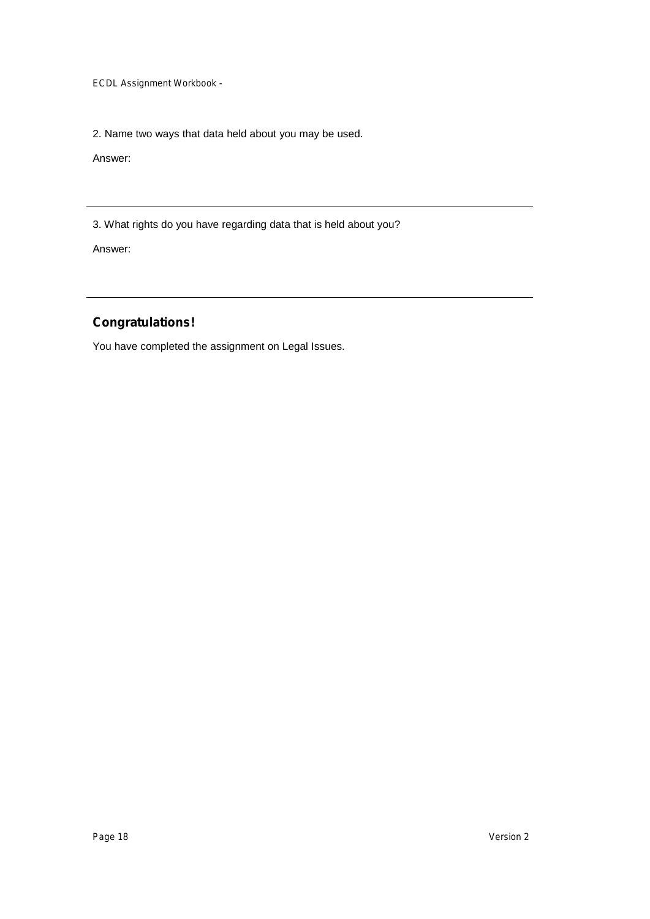2. Name two ways that data held about you may be used.

Answer:

---

3. What rights do you have regarding data that is held about you?

Answer:

---

## Congratulations!

You have completed the assignment on Legal Issues.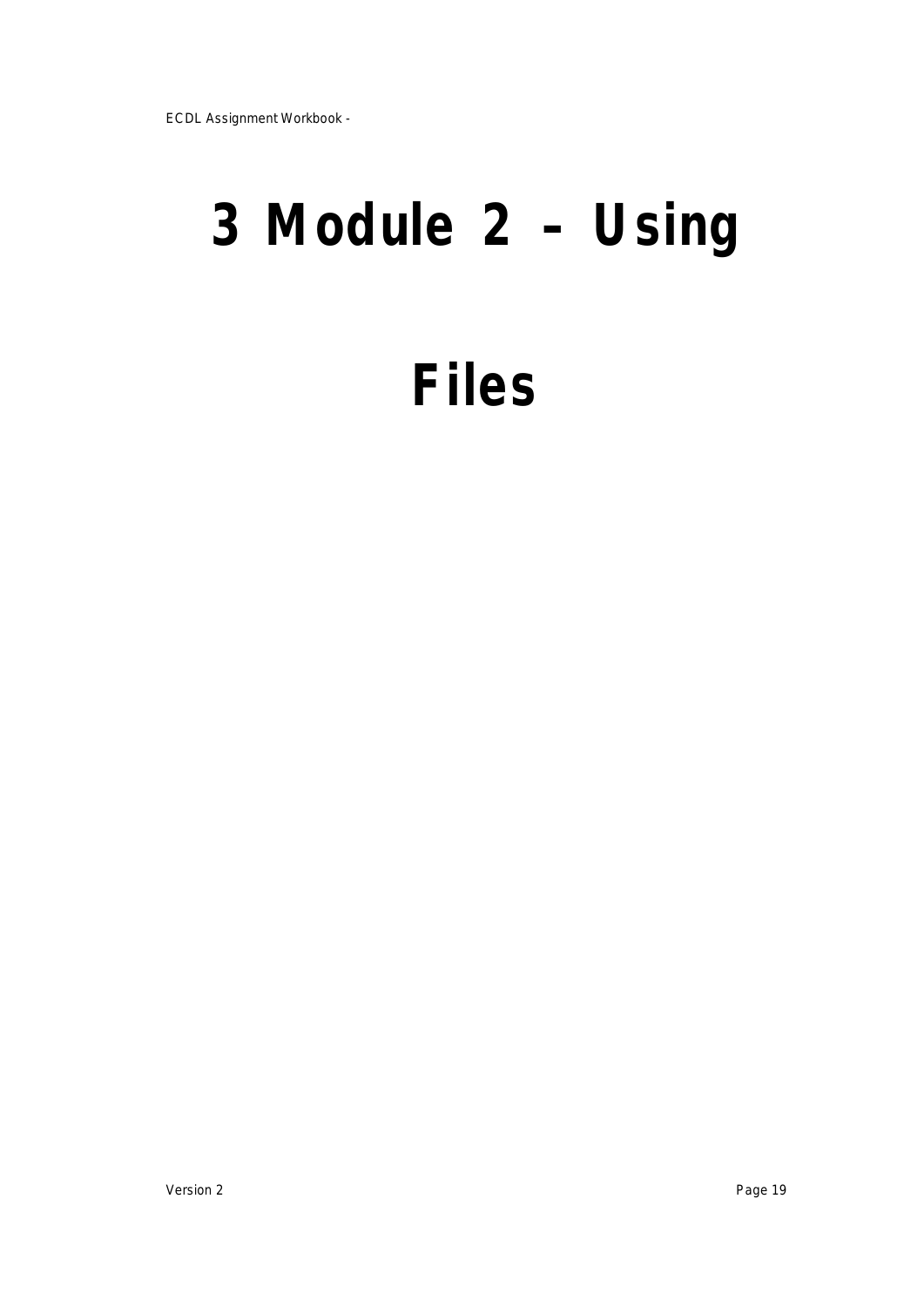# 3 Module 2 – Using Files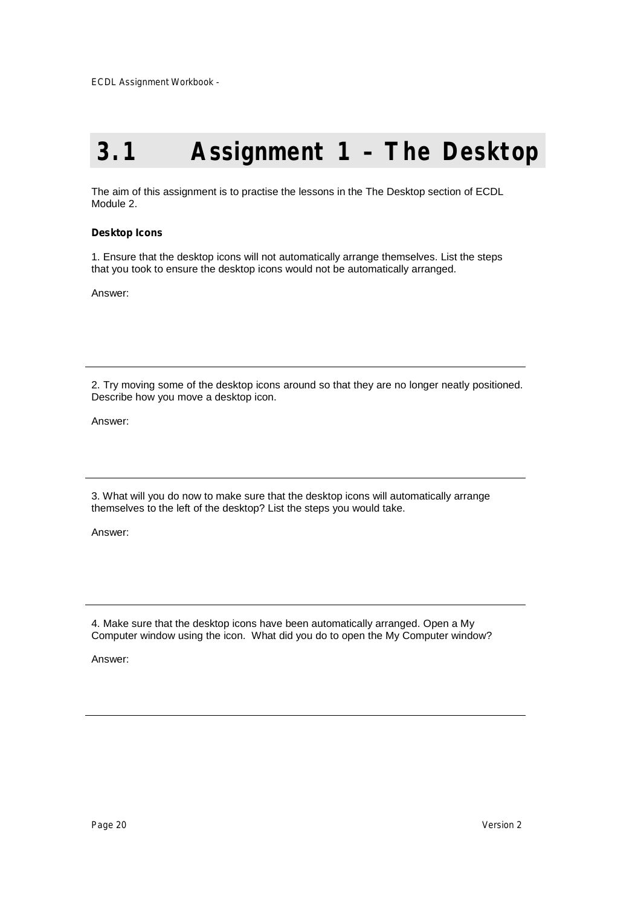# 3.1 Assignment 1 – The Desktop

The aim of this assignment is to practise the lessons in the The Desktop section of ECDL Module 2.

**Desktop Icons**

1. Ensure that the desktop icons will not automatically arrange themselves. List the steps that you took to ensure the desktop icons would not be automatically arranged.

Answer:

---

2. Try moving some of the desktop icons around so that they are no longer neatly positioned. Describe how you move a desktop icon.

Answer:

---

3. What will you do now to make sure that the desktop icons will automatically arrange themselves to the left of the desktop? List the steps you would take.

Answer:

---

4. Make sure that the desktop icons have been automatically arranged. Open a My Computer window using the icon. What did you do to open the My Computer window?

Answer:

---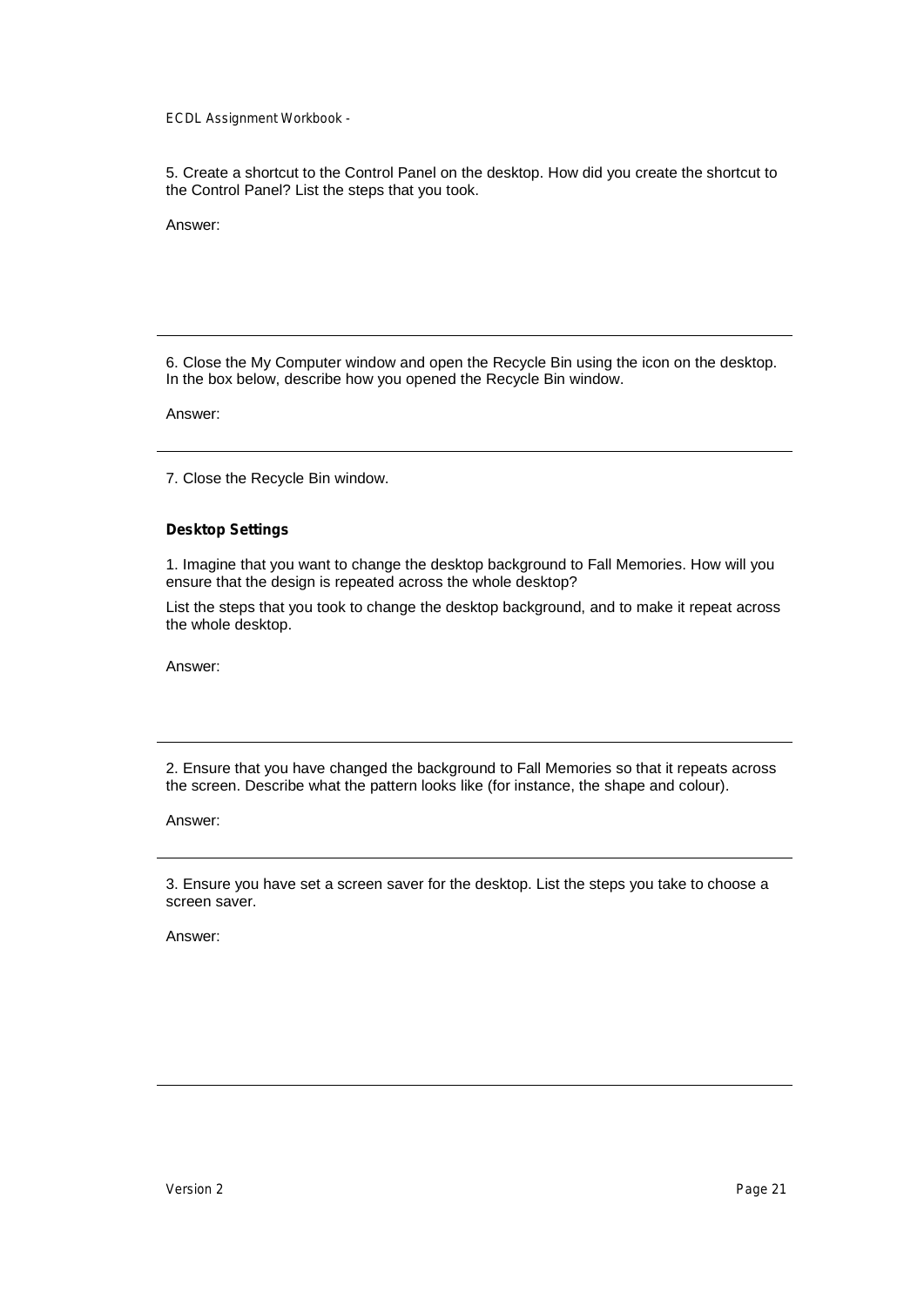5. Create a shortcut to the Control Panel on the desktop. How did you create the shortcut to the Control Panel? List the steps that you took.

Answer:

---

6. Close the My Computer window and open the Recycle Bin using the icon on the desktop. In the box below, describe how you opened the Recycle Bin window.

Answer:

---

7. Close the Recycle Bin window.

**Desktop Settings**

1. Imagine that you want to change the desktop background to Fall Memories. How will you ensure that the design is repeated across the whole desktop?

List the steps that you took to change the desktop background, and to make it repeat across the whole desktop.

Answer:

---

2. Ensure that you have changed the background to Fall Memories so that it repeats across the screen. Describe what the pattern looks like (for instance, the shape and colour).

Answer:

---

3. Ensure you have set a screen saver for the desktop. List the steps you take to choose a screen saver.

Answer:

---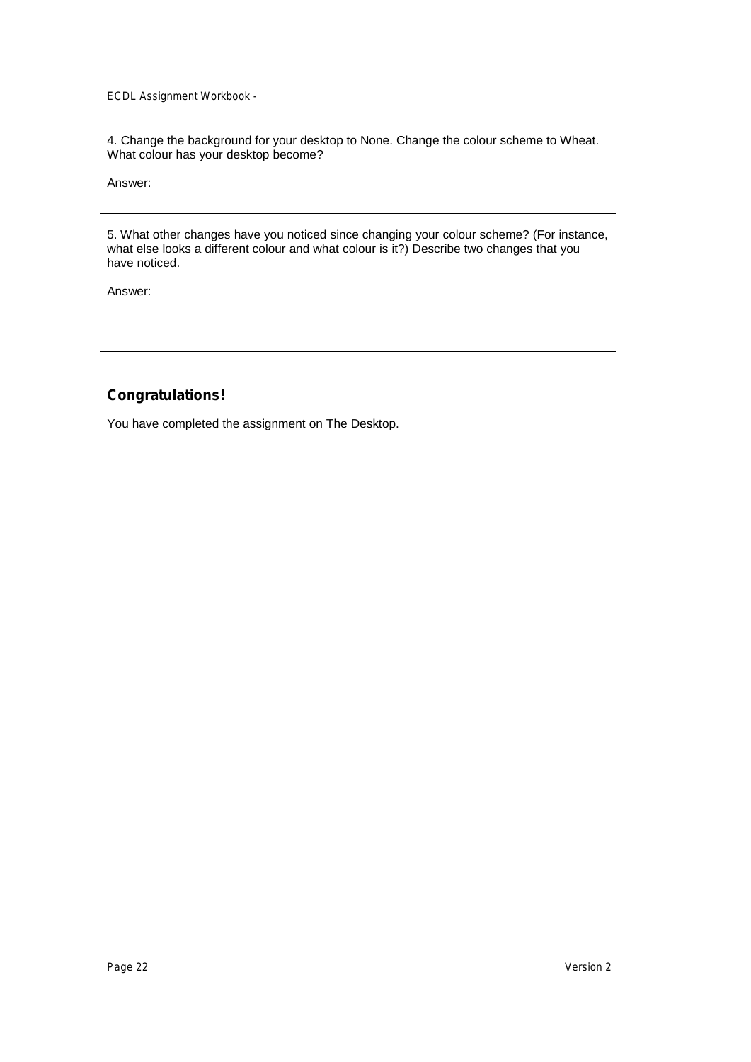4. Change the background for your desktop to None. Change the colour scheme to Wheat. What colour has your desktop become?

Answer:

---

5. What other changes have you noticed since changing your colour scheme? (For instance, what else looks a different colour and what colour is it?) Describe two changes that you have noticed.

Answer:

---

## Congratulations!

You have completed the assignment on The Desktop.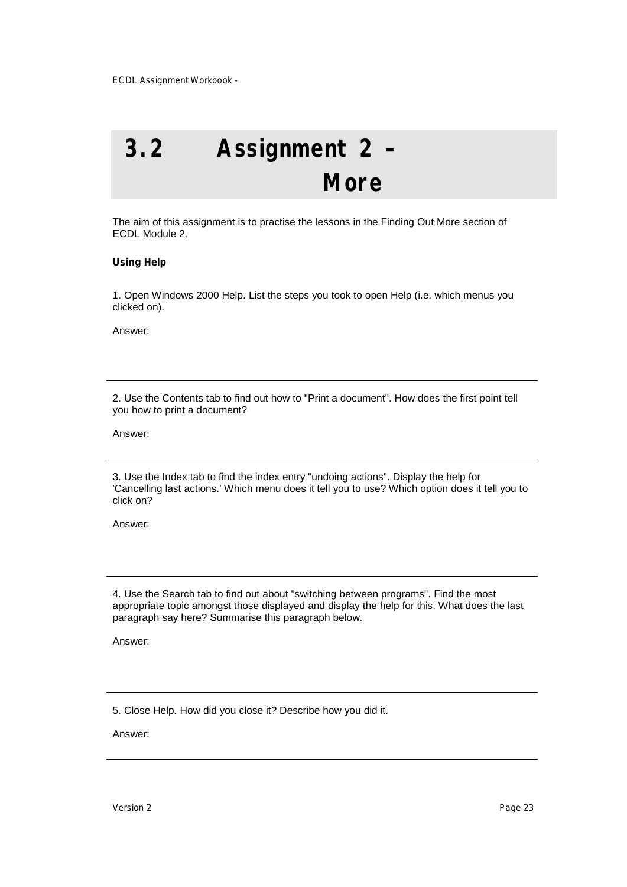# 3.2 Assignment 2 – More

The aim of this assignment is to practise the lessons in the Finding Out More section of ECDL Module 2.

**Using Help**

1. Open Windows 2000 Help. List the steps you took to open Help (i.e. which menus you clicked on).

Answer:

---

2. Use the Contents tab to find out how to "Print a document". How does the first point tell you how to print a document?

Answer:

---

3. Use the Index tab to find the index entry "undoing actions". Display the help for 'Cancelling last actions.' Which menu does it tell you to use? Which option does it tell you to click on?

Answer:

---

4. Use the Search tab to find out about "switching between programs". Find the most appropriate topic amongst those displayed and display the help for this. What does the last paragraph say here? Summarise this paragraph below.

Answer:

---

5. Close Help. How did you close it? Describe how you did it.

Answer:

---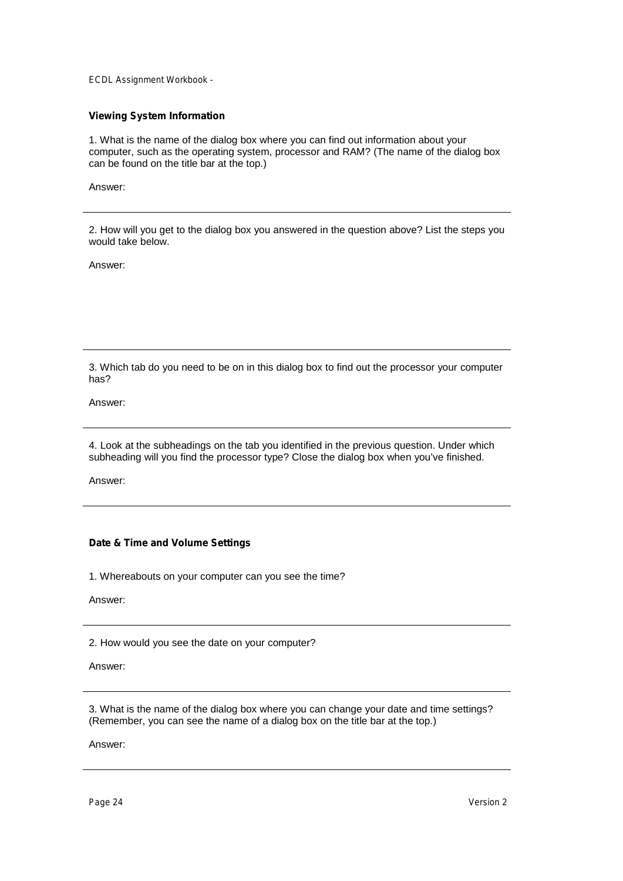### Viewing System Information

1. What is the name of the dialog box where you can find out information about your computer, such as the operating system, processor and RAM? (The name of the dialog box can be found on the title bar at the top.)

Answer:

---

2. How will you get to the dialog box you answered in the question above? List the steps you would take below.

Answer:

---

3. Which tab do you need to be on in this dialog box to find out the processor your computer has?

Answer:

---

4. Look at the subheadings on the tab you identified in the previous question. Under which subheading will you find the processor type? Close the dialog box when you've finished.

Answer:

---

### Date & Time and Volume Settings

1. Whereabouts on your computer can you see the time?

Answer:

---

2. How would you see the date on your computer?

Answer:

---

3. What is the name of the dialog box where you can change your date and time settings? (Remember, you can see the name of a dialog box on the title bar at the top.)

Answer:

---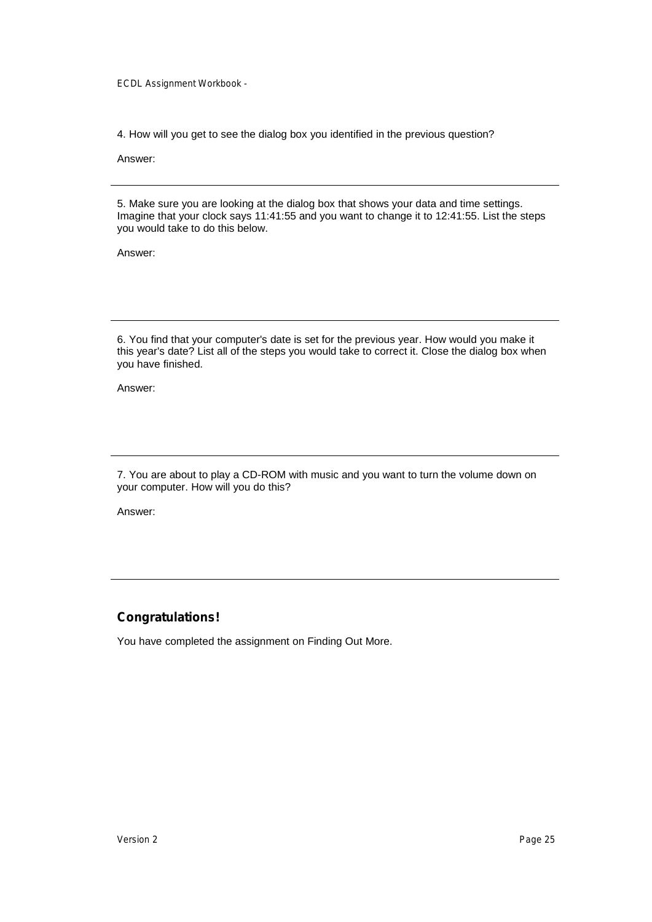4. How will you get to see the dialog box you identified in the previous question?

Answer:

---

5. Make sure you are looking at the dialog box that shows your data and time settings. Imagine that your clock says 11:41:55 and you want to change it to 12:41:55. List the steps you would take to do this below.

Answer:

---

6. You find that your computer's date is set for the previous year. How would you make it this year's date? List all of the steps you would take to correct it. Close the dialog box when you have finished.

Answer:

---

7. You are about to play a CD-ROM with music and you want to turn the volume down on your computer. How will you do this?

Answer:

---

## Congratulations!

You have completed the assignment on Finding Out More.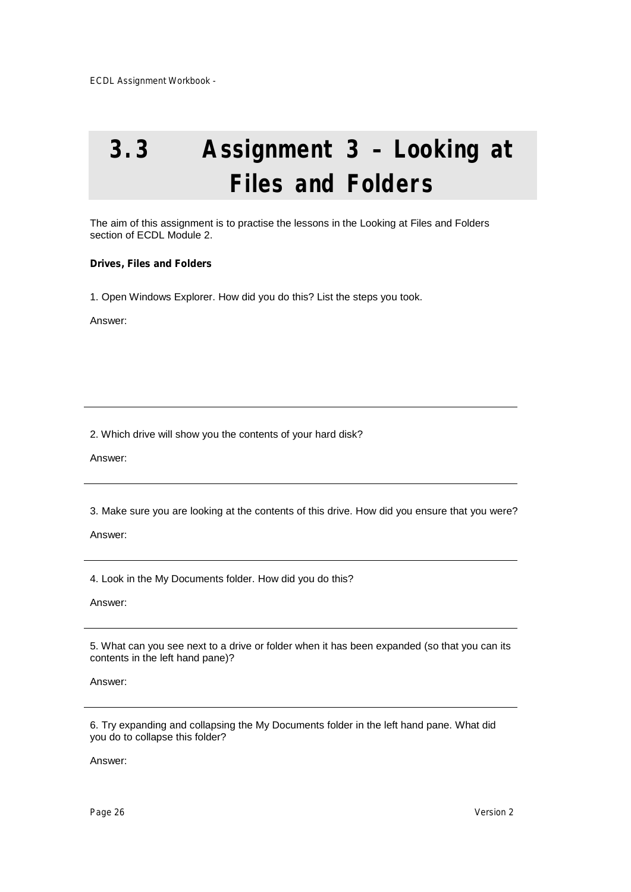# 3.3 Assignment 3 – Looking at Files and Folders

The aim of this assignment is to practise the lessons in the Looking at Files and Folders section of ECDL Module 2.

**Drives, Files and Folders**

1. Open Windows Explorer. How did you do this? List the steps you took.

Answer:

---

2. Which drive will show you the contents of your hard disk?

Answer:

---

3. Make sure you are looking at the contents of this drive. How did you ensure that you were?

Answer:

---

4. Look in the My Documents folder. How did you do this?

Answer:

---

5. What can you see next to a drive or folder when it has been expanded (so that you can its contents in the left hand pane)?

Answer:

---

6. Try expanding and collapsing the My Documents folder in the left hand pane. What did you do to collapse this folder?

Answer: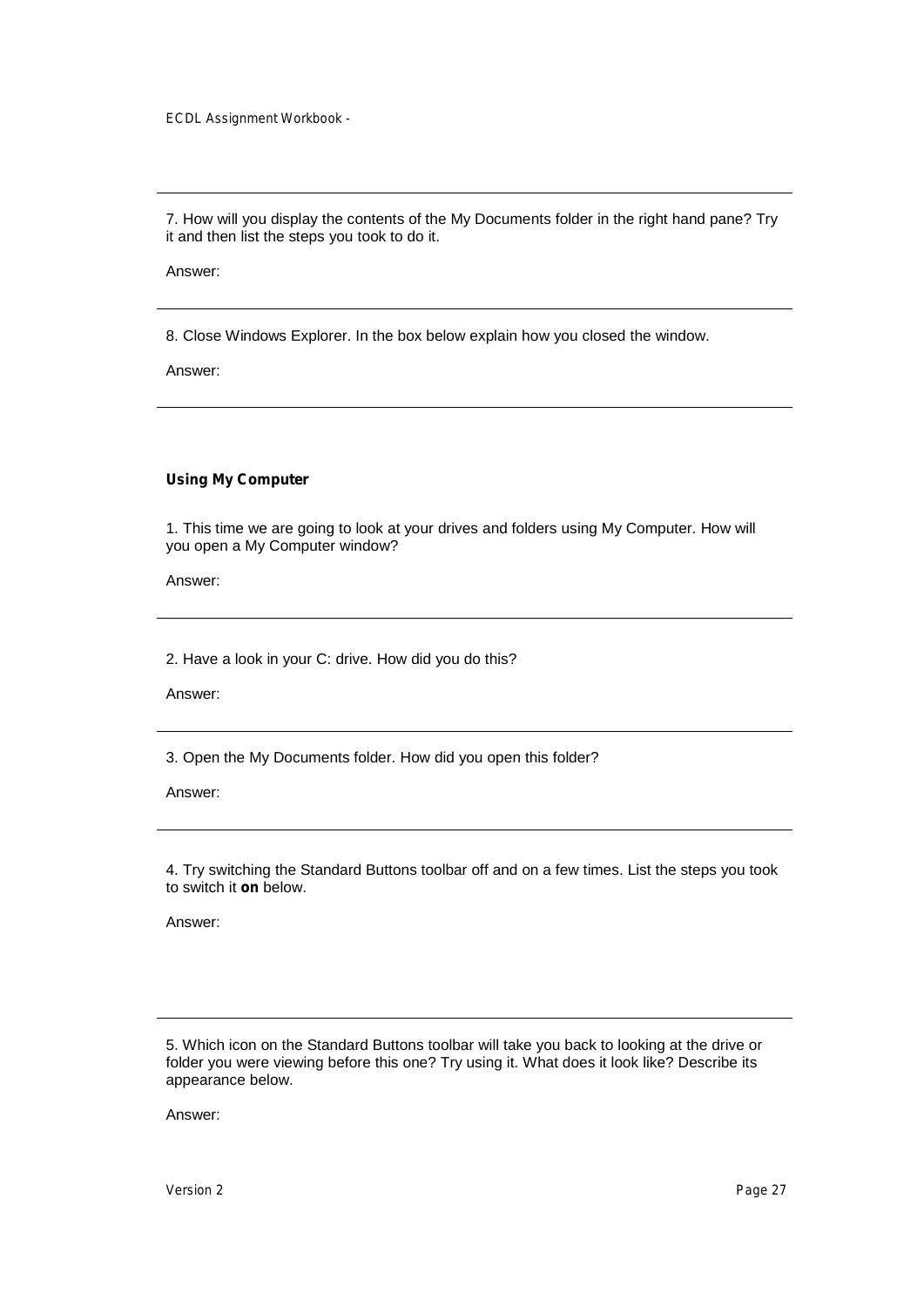7. How will you display the contents of the My Documents folder in the right hand pane? Try it and then list the steps you took to do it.

Answer:

---

8. Close Windows Explorer. In the box below explain how you closed the window.

Answer:

---

**Using My Computer**

1. This time we are going to look at your drives and folders using My Computer. How will you open a My Computer window?

Answer:

---

2. Have a look in your C: drive. How did you do this?

Answer:

---

3. Open the My Documents folder. How did you open this folder?

Answer:

---

4. Try switching the Standard Buttons toolbar off and on a few times. List the steps you took to switch it **on** below.

Answer:

---

5. Which icon on the Standard Buttons toolbar will take you back to looking at the drive or folder you were viewing before this one? Try using it. What does it look like? Describe its appearance below.

Answer: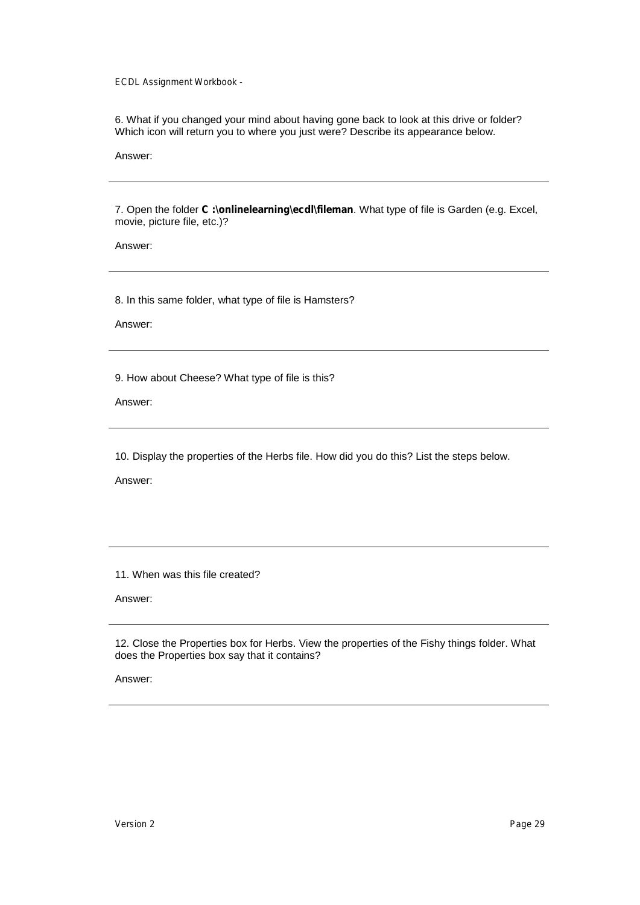6. What if you changed your mind about having gone back to look at this drive or folder? Which icon will return you to where you just were? Describe its appearance below.

Answer:

---

7. Open the folder **C :\onlinelearning\ecdl\fileman**. What type of file is Garden (e.g. Excel, movie, picture file, etc.)?

Answer:

---

8. In this same folder, what type of file is Hamsters?

Answer:

---

9. How about Cheese? What type of file is this?

Answer:

---

10. Display the properties of the Herbs file. How did you do this? List the steps below.

Answer:

---

11. When was this file created?

Answer:

---

12. Close the Properties box for Herbs. View the properties of the Fishy things folder. What does the Properties box say that it contains?

Answer:

---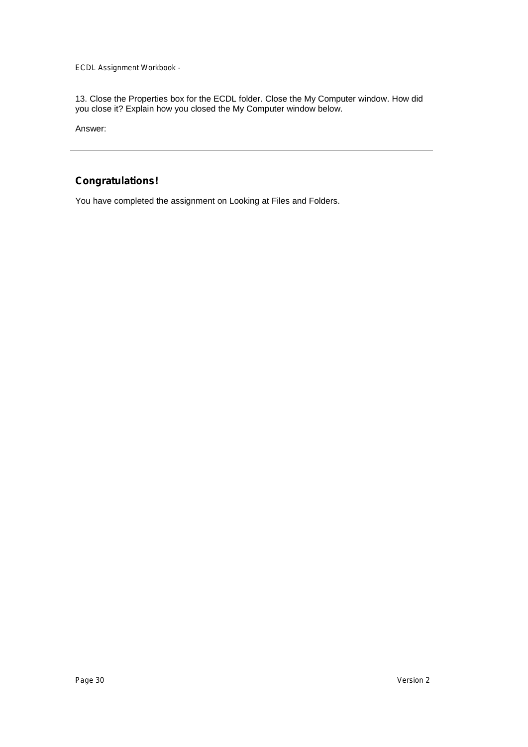13. Close the Properties box for the ECDL folder. Close the My Computer window. How did you close it? Explain how you closed the My Computer window below.

Answer:

---

## Congratulations!

You have completed the assignment on Looking at Files and Folders.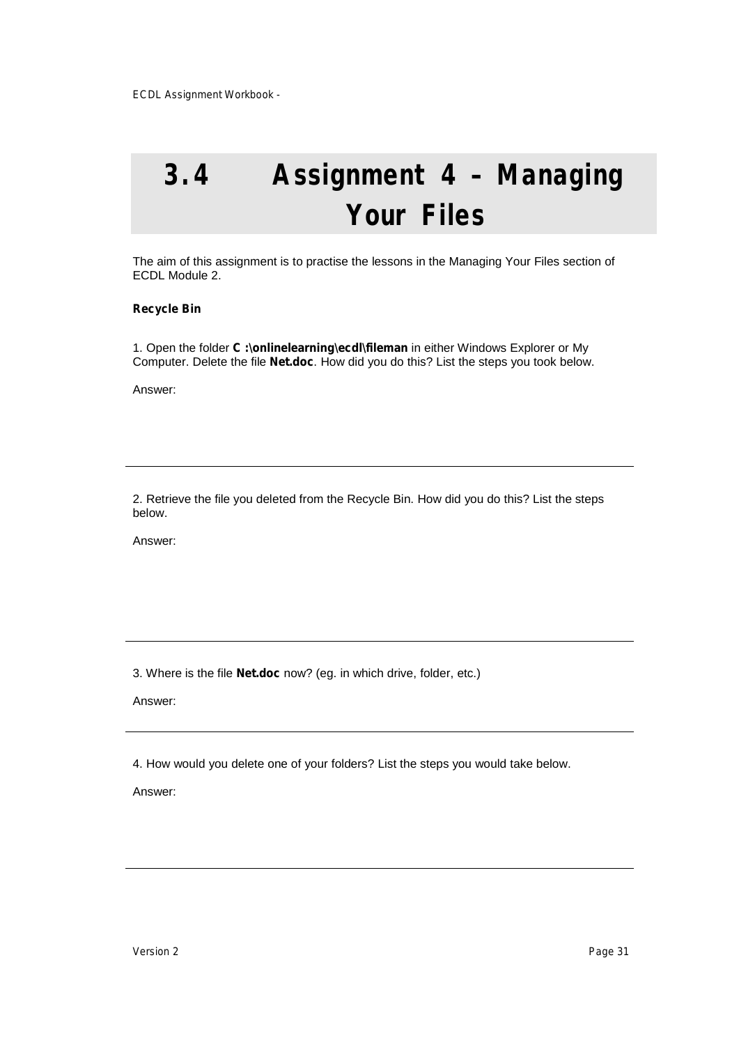# 3.4 Assignment 4 – Managing Your Files

The aim of this assignment is to practise the lessons in the Managing Your Files section of ECDL Module 2.

**Recycle Bin**

1. Open the folder **C :\onlinelearning\ecdl\fileman** in either Windows Explorer or My Computer. Delete the file **Net.doc**. How did you do this? List the steps you took below.

Answer:

---

2. Retrieve the file you deleted from the Recycle Bin. How did you do this? List the steps below.

Answer:

---

3. Where is the file **Net.doc** now? (eg. in which drive, folder, etc.)

Answer:

---

4. How would you delete one of your folders? List the steps you would take below.

Answer:

---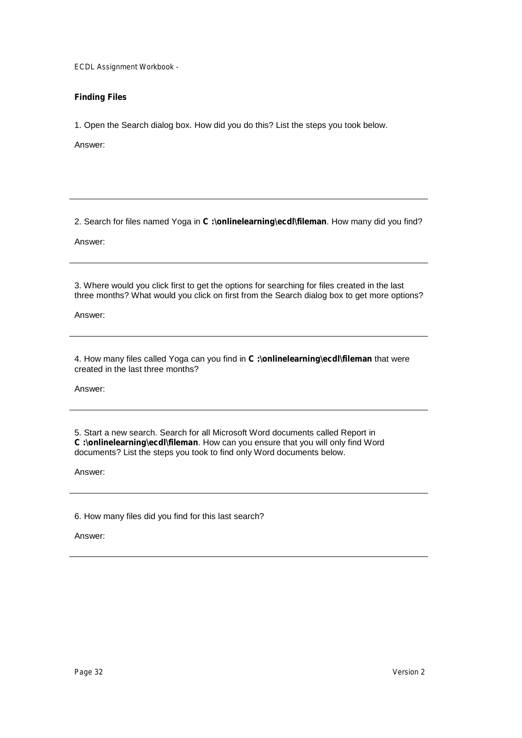**Finding Files**

1. Open the Search dialog box. How did you do this? List the steps you took below.

Answer:

---

2. Search for files named Yoga in **C :\onlinelearning\ecdl\fileman**. How many did you find?

Answer:

---

3. Where would you click first to get the options for searching for files created in the last three months? What would you click on first from the Search dialog box to get more options?

Answer:

---

4. How many files called Yoga can you find in **C :\onlinelearning\ecdl\fileman** that were created in the last three months?

Answer:

---

5. Start a new search. Search for all Microsoft Word documents called Report in **C :\onlinelearning\ecdl\fileman**. How can you ensure that you will only find Word documents? List the steps you took to find only Word documents below.

Answer:

---

6. How many files did you find for this last search?

Answer:

---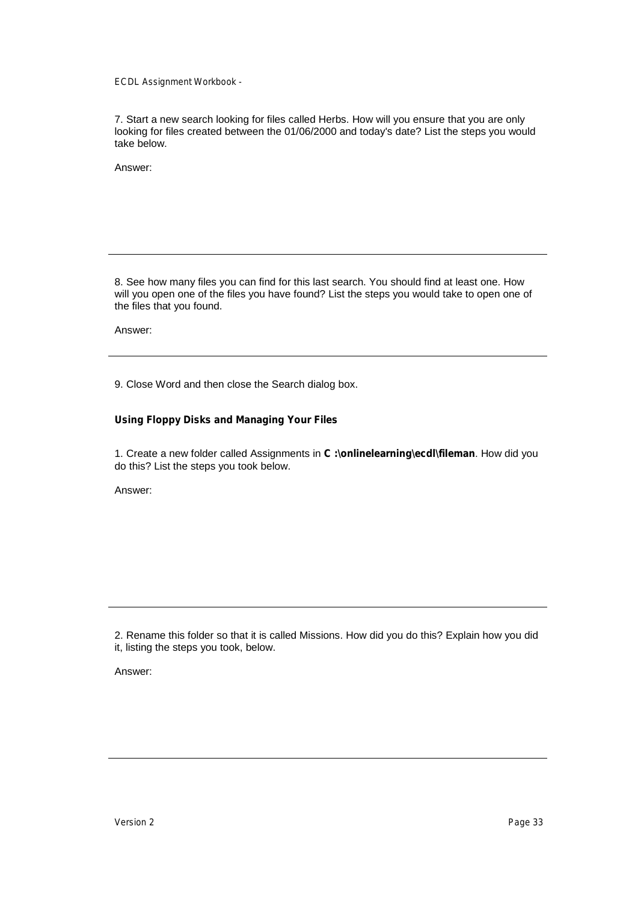7. Start a new search looking for files called Herbs. How will you ensure that you are only looking for files created between the 01/06/2000 and today's date? List the steps you would take below.

Answer:

---

8. See how many files you can find for this last search. You should find at least one. How will you open one of the files you have found? List the steps you would take to open one of the files that you found.

Answer:

---

9. Close Word and then close the Search dialog box.

**Using Floppy Disks and Managing Your Files**

1. Create a new folder called Assignments in **C :\onlinelearning\ecdl\fileman**. How did you do this? List the steps you took below.

Answer:

---

2. Rename this folder so that it is called Missions. How did you do this? Explain how you did it, listing the steps you took, below.

Answer:

---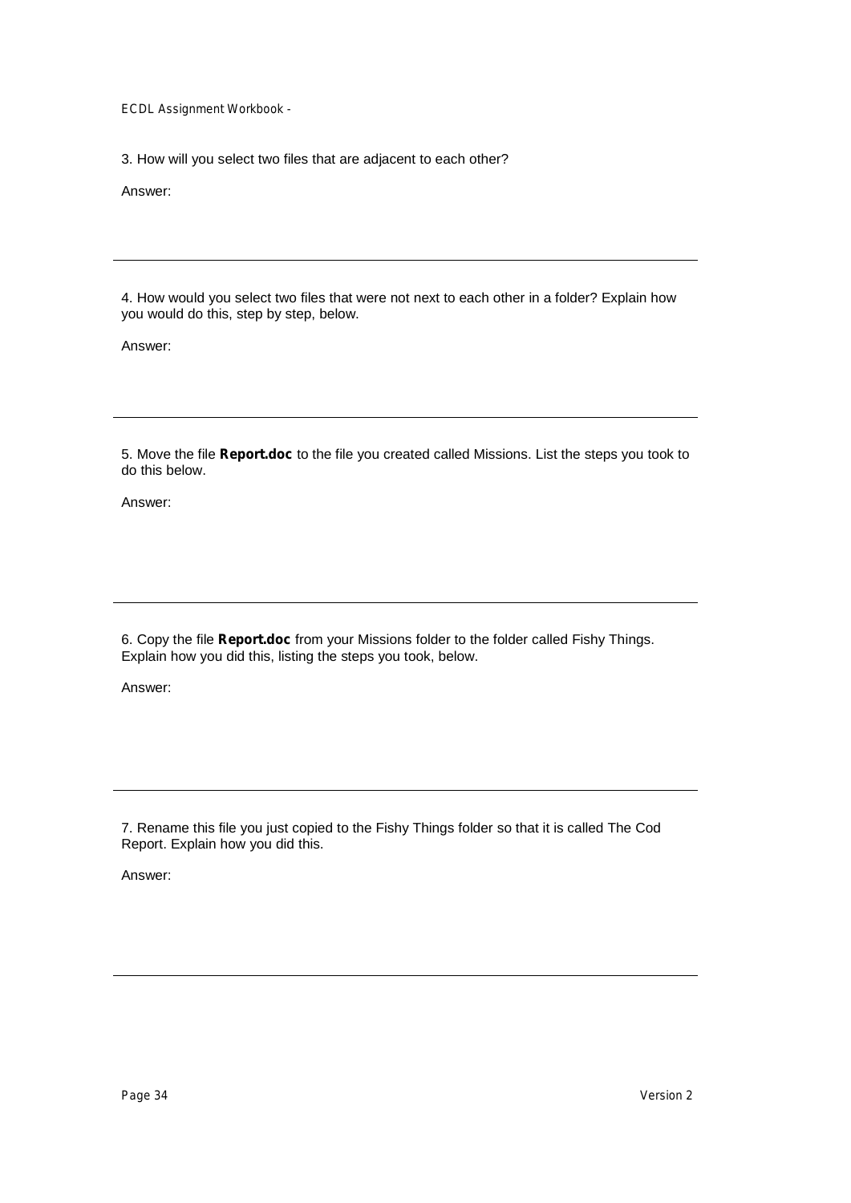3. How will you select two files that are adjacent to each other?

Answer:

---

4. How would you select two files that were not next to each other in a folder? Explain how you would do this, step by step, below.

Answer:

---

5. Move the file **Report.doc** to the file you created called Missions. List the steps you took to do this below.

Answer:

---

6. Copy the file **Report.doc** from your Missions folder to the folder called Fishy Things. Explain how you did this, listing the steps you took, below.

Answer:

---

7. Rename this file you just copied to the Fishy Things folder so that it is called The Cod Report. Explain how you did this.

Answer:

---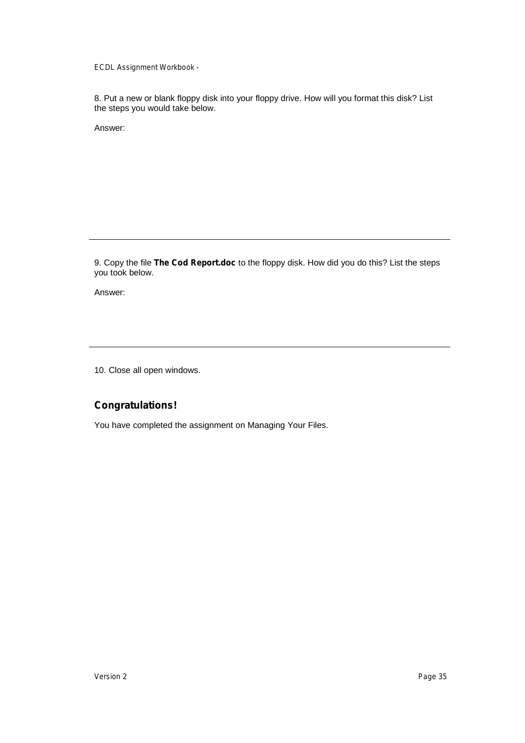8. Put a new or blank floppy disk into your floppy drive. How will you format this disk? List the steps you would take below.

Answer:

---

9. Copy the file **The Cod Report.doc** to the floppy disk. How did you do this? List the steps you took below.

Answer:

---

10. Close all open windows.

## Congratulations!

You have completed the assignment on Managing Your Files.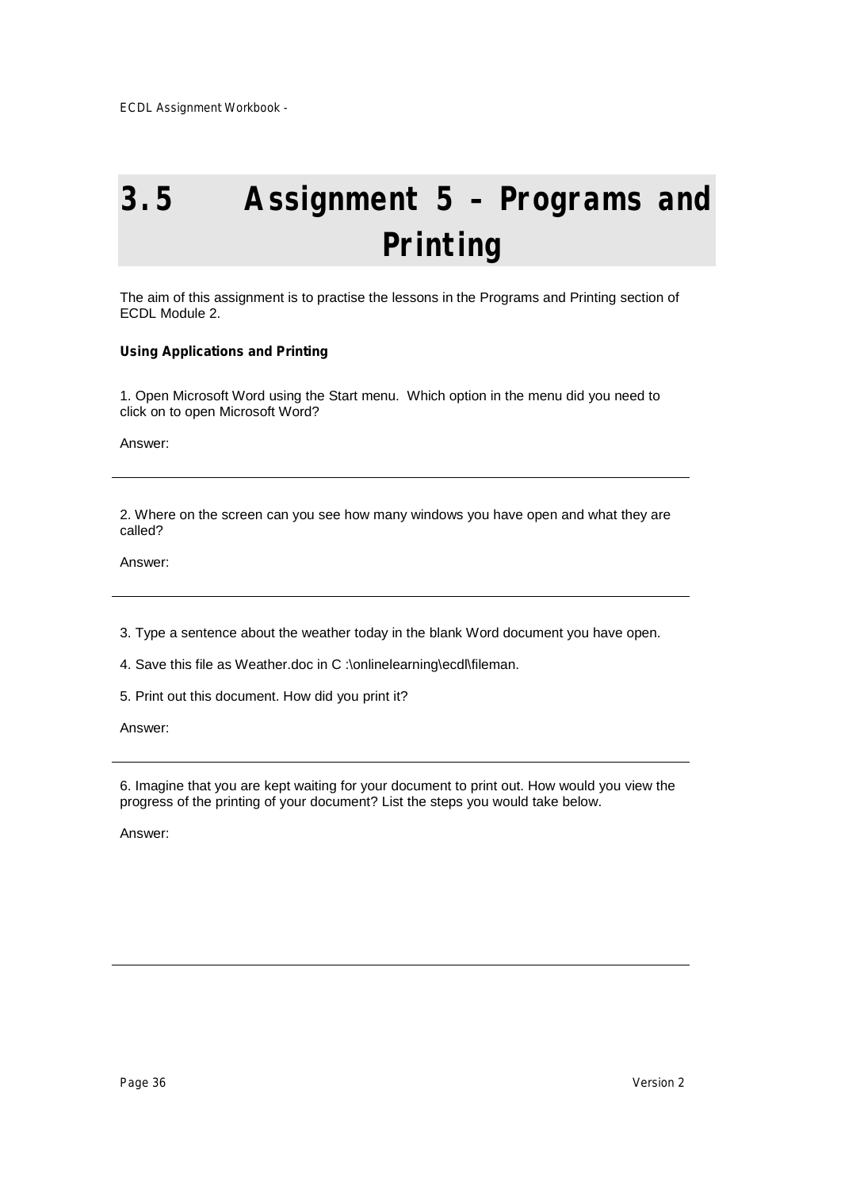# 3.5 Assignment 5 – Programs and Printing

The aim of this assignment is to practise the lessons in the Programs and Printing section of ECDL Module 2.

**Using Applications and Printing**

1. Open Microsoft Word using the Start menu. Which option in the menu did you need to click on to open Microsoft Word?

Answer:

---

2. Where on the screen can you see how many windows you have open and what they are called?

Answer:

---

3. Type a sentence about the weather today in the blank Word document you have open.

4. Save this file as Weather.doc in C :\onlinelearning\ecdl\fileman.

5. Print out this document. How did you print it?

Answer:

---

6. Imagine that you are kept waiting for your document to print out. How would you view the progress of the printing of your document? List the steps you would take below.

Answer:

---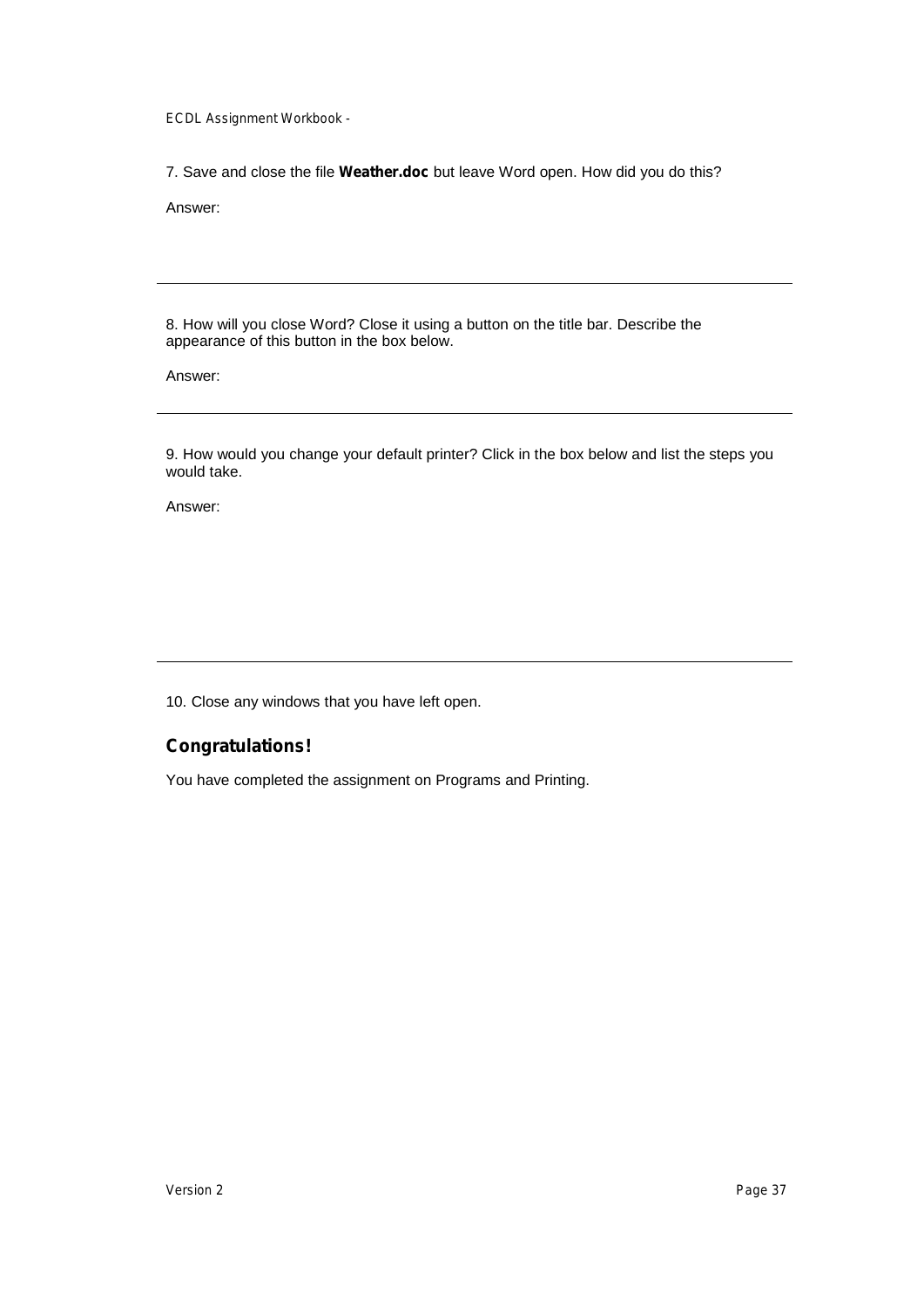7. Save and close the file **Weather.doc** but leave Word open. How did you do this?

Answer:

---

8. How will you close Word? Close it using a button on the title bar. Describe the appearance of this button in the box below.

Answer:

---

9. How would you change your default printer? Click in the box below and list the steps you would take.

Answer:

---

10. Close any windows that you have left open.

## Congratulations!

You have completed the assignment on Programs and Printing.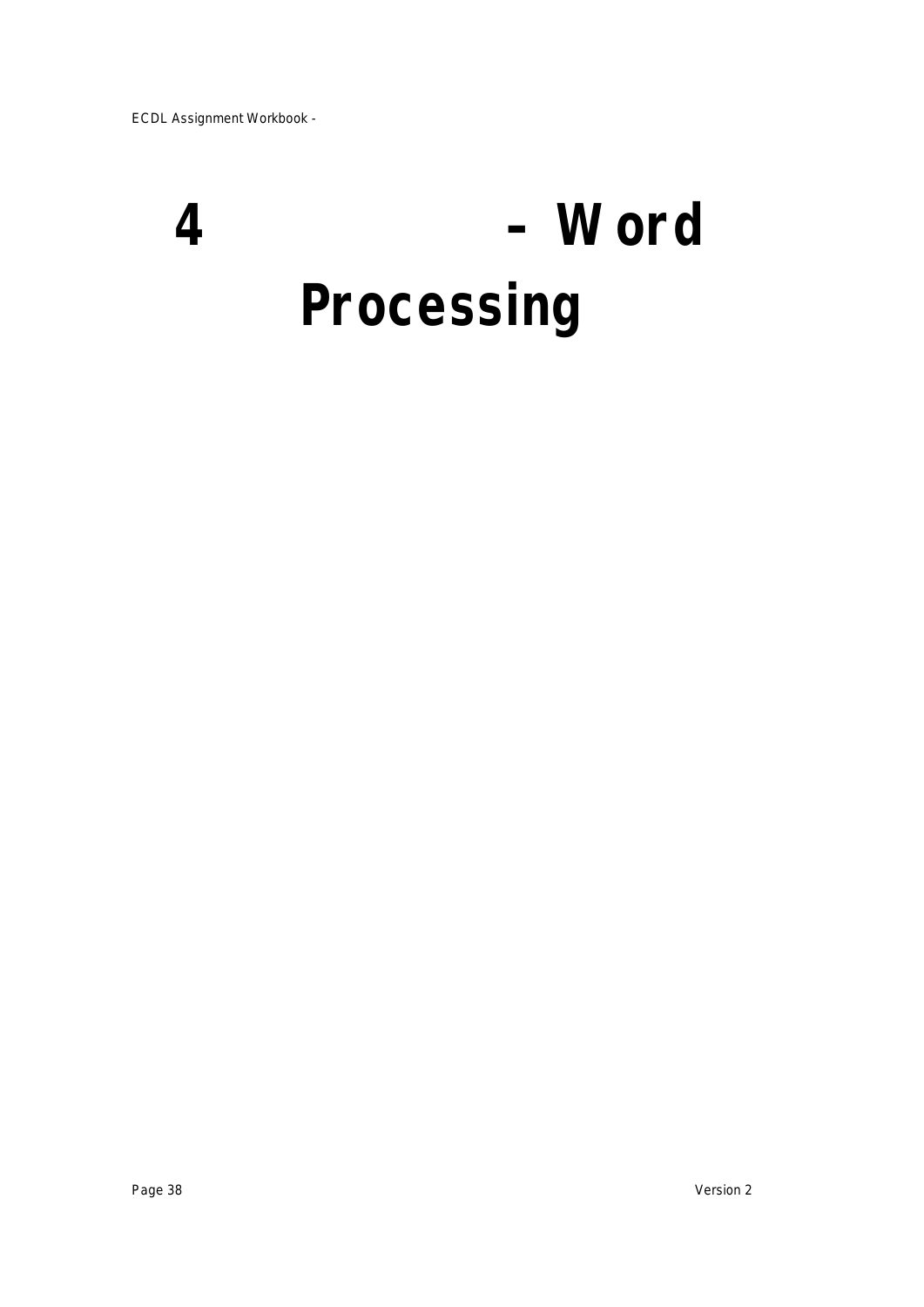# 4 – Word Processing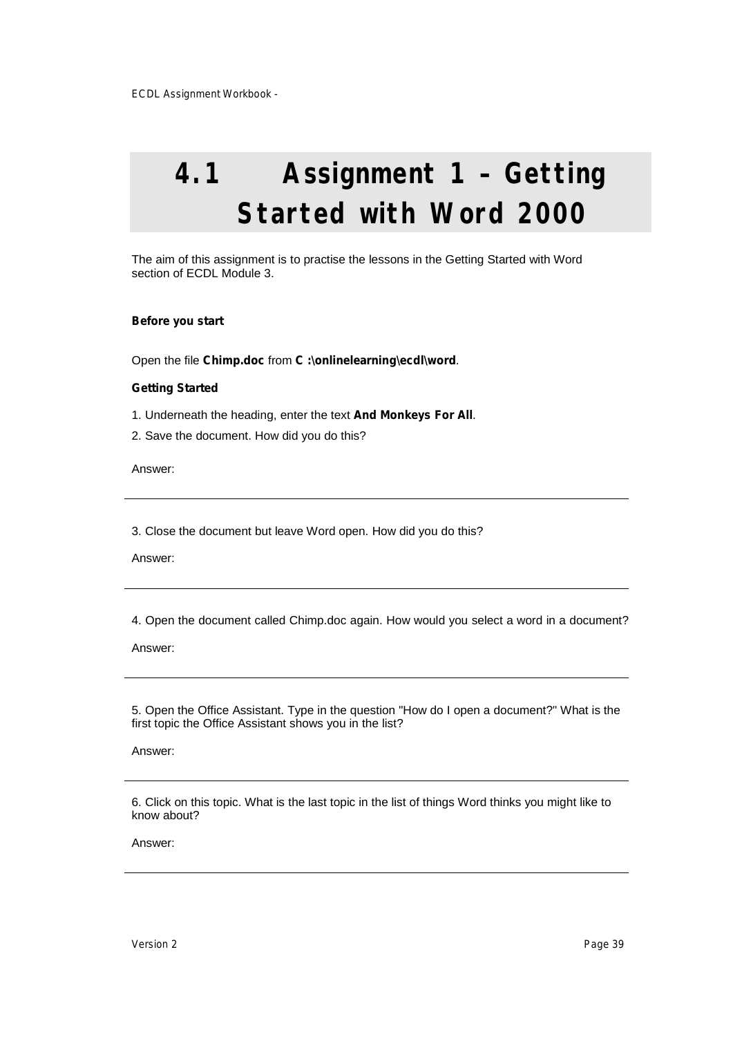# 4.1 Assignment 1 – Getting Started with Word 2000

The aim of this assignment is to practise the lessons in the Getting Started with Word section of ECDL Module 3.

**Before you start**

Open the file **Chimp.doc** from **C :\onlinelearning\ecdl\word**.

**Getting Started**

1. Underneath the heading, enter the text **And Monkeys For All**.
2. Save the document. How did you do this?

Answer:

---

3. Close the document but leave Word open. How did you do this?

Answer:

---

4. Open the document called Chimp.doc again. How would you select a word in a document?

Answer:

---

5. Open the Office Assistant. Type in the question "How do I open a document?" What is the first topic the Office Assistant shows you in the list?

Answer:

---

6. Click on this topic. What is the last topic in the list of things Word thinks you might like to know about?

Answer:

---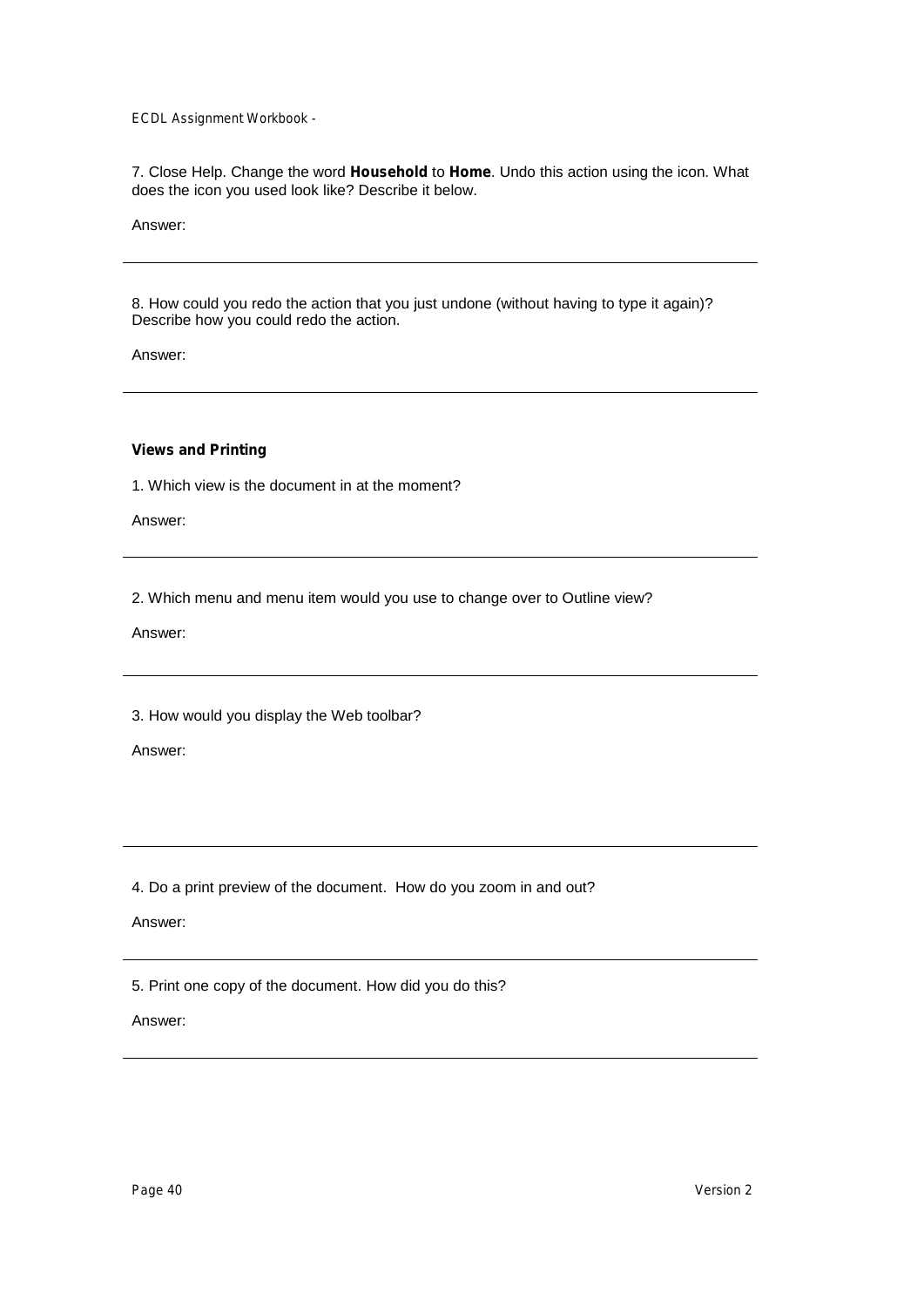7. Close Help. Change the word **Household** to **Home**. Undo this action using the icon. What does the icon you used look like? Describe it below.

Answer:

---

8. How could you redo the action that you just undone (without having to type it again)? Describe how you could redo the action.

Answer:

---

**Views and Printing**

1. Which view is the document in at the moment?

Answer:

---

2. Which menu and menu item would you use to change over to Outline view?

Answer:

---

3. How would you display the Web toolbar?

Answer:

---

4. Do a print preview of the document. How do you zoom in and out?

Answer:

---

5. Print one copy of the document. How did you do this?

Answer:

---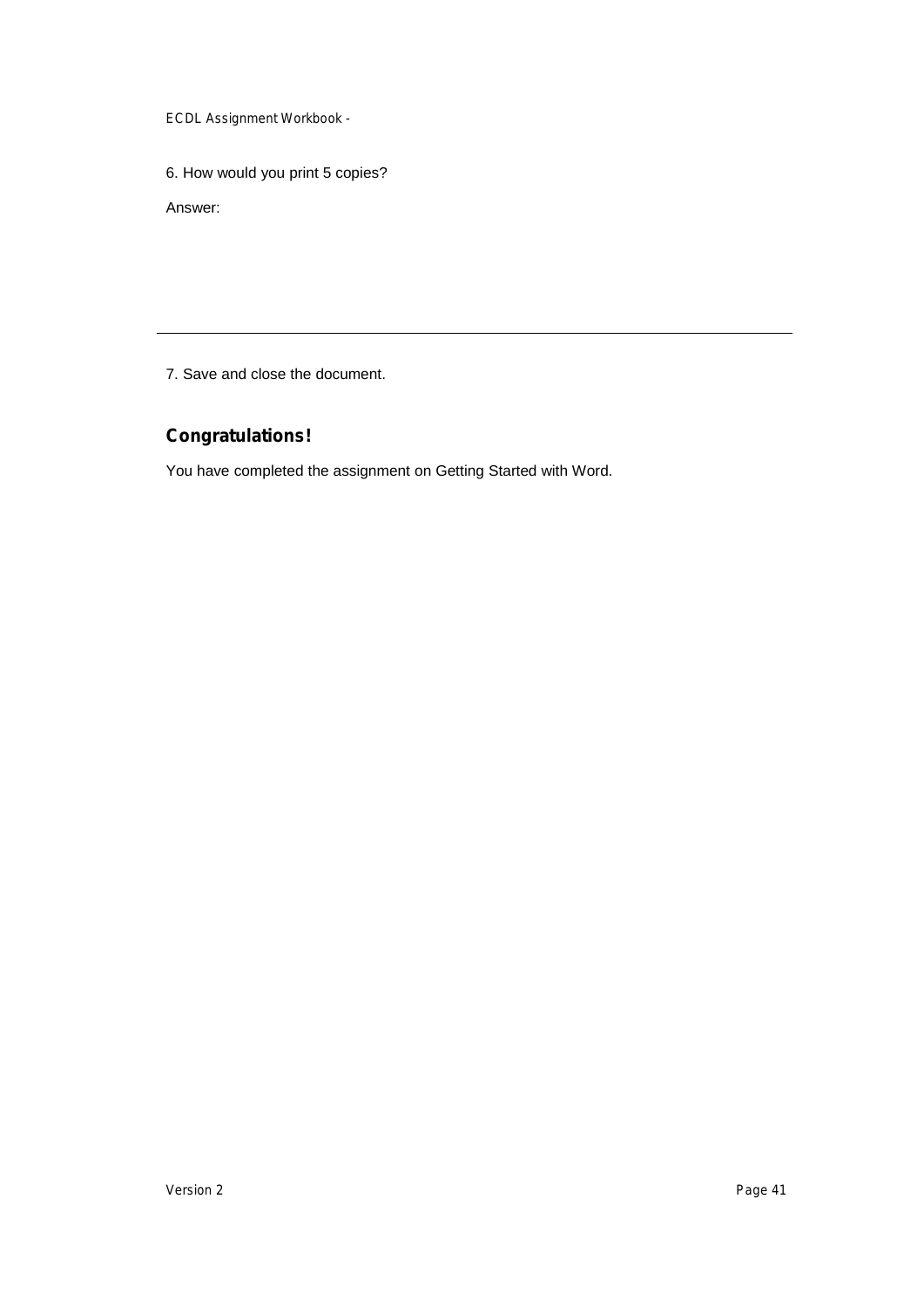6. How would you print 5 copies?

Answer:

---

7. Save and close the document.

## Congratulations!

You have completed the assignment on Getting Started with Word.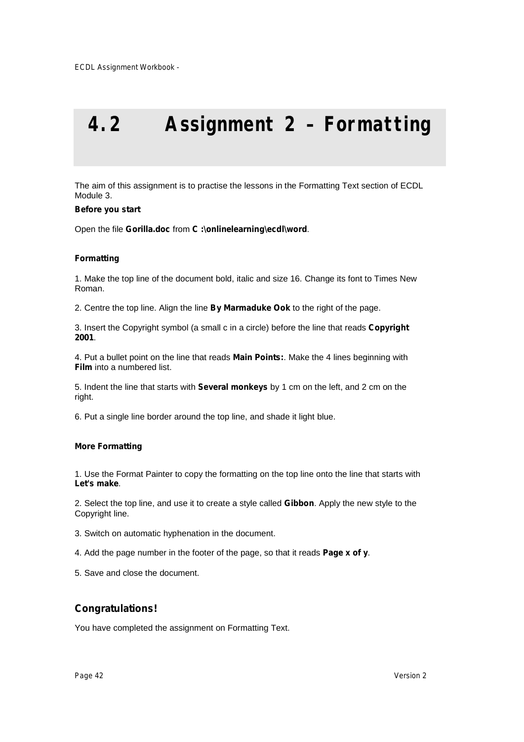# 4.2 Assignment 2 – Formatting

The aim of this assignment is to practise the lessons in the Formatting Text section of ECDL Module 3.

**Before you start**

Open the file **Gorilla.doc** from **C :\onlinelearning\ecdl\word**.

**Formatting**

1. Make the top line of the document bold, italic and size 16. Change its font to Times New Roman.

2. Centre the top line. Align the line **By Marmaduke Ook** to the right of the page.

3. Insert the Copyright symbol (a small c in a circle) before the line that reads **Copyright 2001**.

4. Put a bullet point on the line that reads **Main Points:**. Make the 4 lines beginning with **Film** into a numbered list.

5. Indent the line that starts with **Several monkeys** by 1 cm on the left, and 2 cm on the right.

6. Put a single line border around the top line, and shade it light blue.

**More Formatting**

1. Use the Format Painter to copy the formatting on the top line onto the line that starts with **Let's make**.

2. Select the top line, and use it to create a style called **Gibbon**. Apply the new style to the Copyright line.

3. Switch on automatic hyphenation in the document.

4. Add the page number in the footer of the page, so that it reads **Page x of y**.

5. Save and close the document.

## Congratulations!

You have completed the assignment on Formatting Text.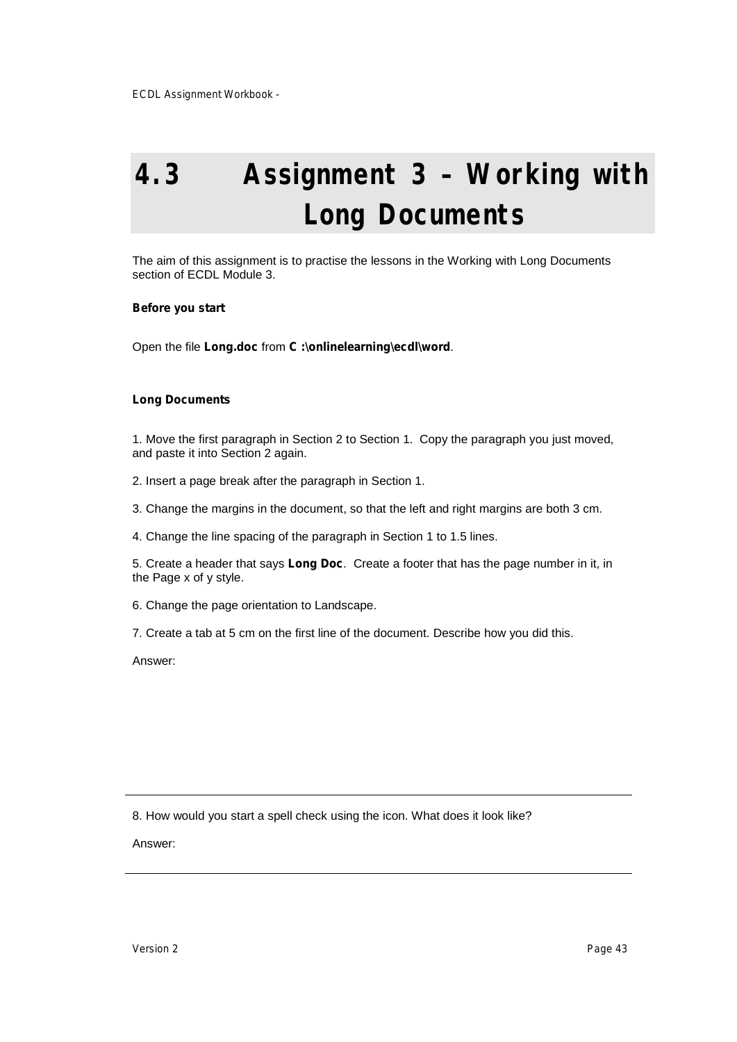# 4.3 Assignment 3 – Working with Long Documents

The aim of this assignment is to practise the lessons in the Working with Long Documents section of ECDL Module 3.

**Before you start**

Open the file **Long.doc** from **C :\onlinelearning\ecdl\word**.

**Long Documents**

1. Move the first paragraph in Section 2 to Section 1. Copy the paragraph you just moved, and paste it into Section 2 again.

2. Insert a page break after the paragraph in Section 1.

3. Change the margins in the document, so that the left and right margins are both 3 cm.

4. Change the line spacing of the paragraph in Section 1 to 1.5 lines.

5. Create a header that says **Long Doc**. Create a footer that has the page number in it, in the Page x of y style.

6. Change the page orientation to Landscape.

7. Create a tab at 5 cm on the first line of the document. Describe how you did this.

Answer:

---

8. How would you start a spell check using the icon. What does it look like?

Answer:

---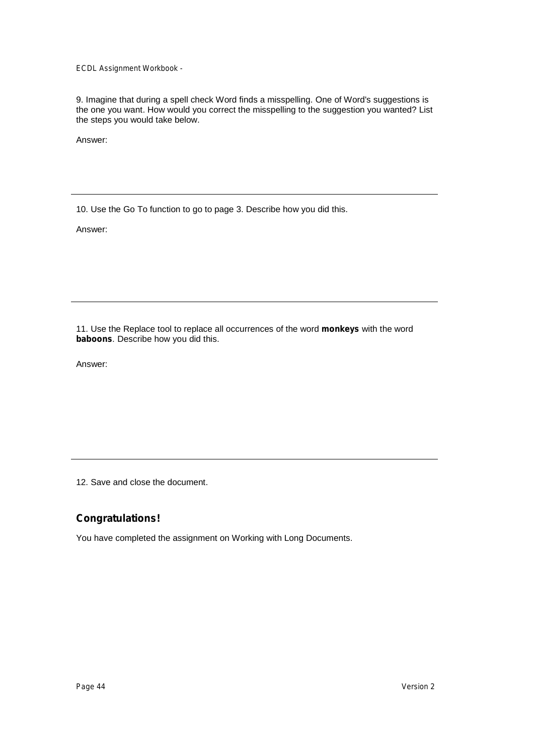9. Imagine that during a spell check Word finds a misspelling. One of Word's suggestions is the one you want. How would you correct the misspelling to the suggestion you wanted? List the steps you would take below.

Answer:

---

10. Use the Go To function to go to page 3. Describe how you did this.

Answer:

---

11. Use the Replace tool to replace all occurrences of the word **monkeys** with the word **baboons**. Describe how you did this.

Answer:

---

12. Save and close the document.

## Congratulations!

You have completed the assignment on Working with Long Documents.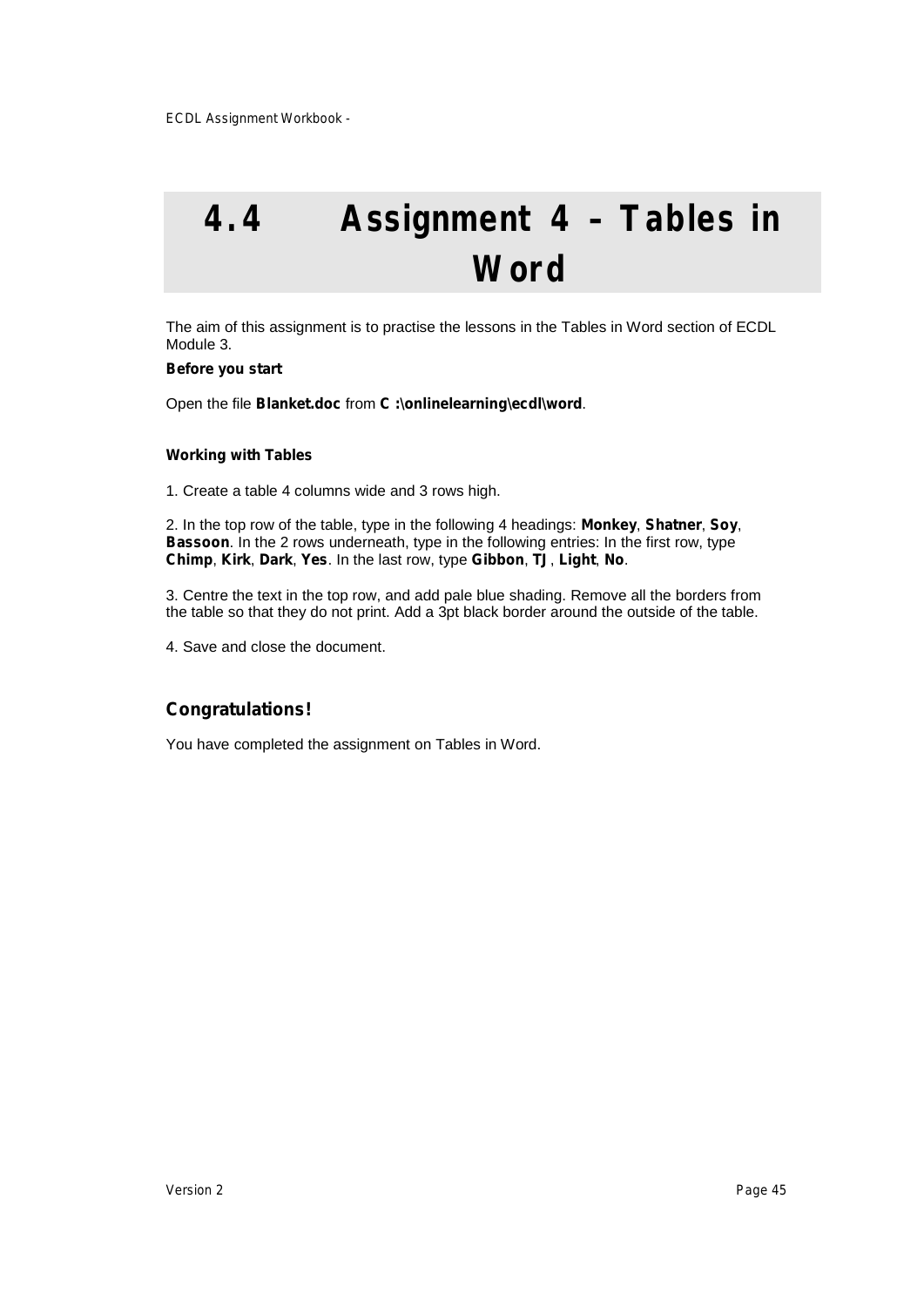# 4.4 Assignment 4 – Tables in Word

The aim of this assignment is to practise the lessons in the Tables in Word section of ECDL Module 3.

**Before you start**

Open the file **Blanket.doc** from **C :\onlinelearning\ecdl\word**.

**Working with Tables**

1. Create a table 4 columns wide and 3 rows high.

2. In the top row of the table, type in the following 4 headings: **Monkey**, **Shatner**, **Soy**, **Bassoon**. In the 2 rows underneath, type in the following entries: In the first row, type **Chimp**, **Kirk**, **Dark**, **Yes**. In the last row, type **Gibbon**, **TJ**, **Light**, **No**.

3. Centre the text in the top row, and add pale blue shading. Remove all the borders from the table so that they do not print. Add a 3pt black border around the outside of the table.

4. Save and close the document.

## Congratulations!

You have completed the assignment on Tables in Word.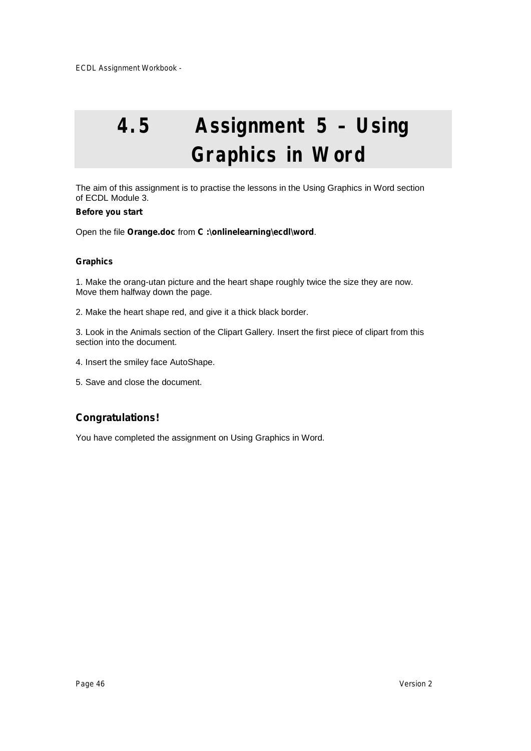# 4.5 Assignment 5 – Using Graphics in Word

The aim of this assignment is to practise the lessons in the Using Graphics in Word section of ECDL Module 3.

**Before you start**

Open the file **Orange.doc** from **C :\onlinelearning\ecdl\word**.

**Graphics**

1. Make the orang-utan picture and the heart shape roughly twice the size they are now. Move them halfway down the page.

2. Make the heart shape red, and give it a thick black border.

3. Look in the Animals section of the Clipart Gallery. Insert the first piece of clipart from this section into the document.

4. Insert the smiley face AutoShape.

5. Save and close the document.

## Congratulations!

You have completed the assignment on Using Graphics in Word.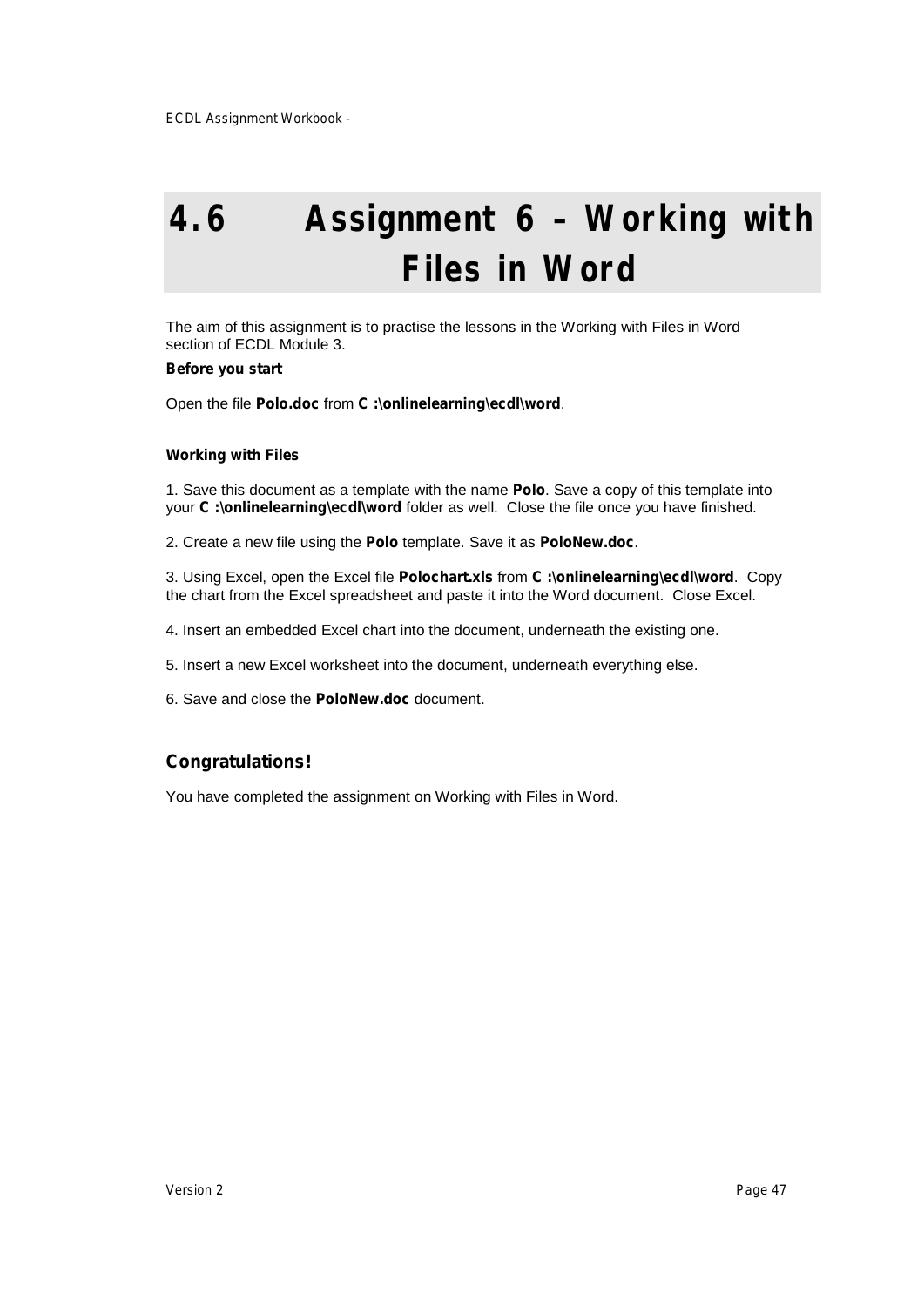# 4.6 Assignment 6 – Working with Files in Word

The aim of this assignment is to practise the lessons in the Working with Files in Word section of ECDL Module 3.

**Before you start**

Open the file **Polo.doc** from **C :\onlinelearning\ecdl\word**.

**Working with Files**

1. Save this document as a template with the name **Polo**. Save a copy of this template into your **C :\onlinelearning\ecdl\word** folder as well. Close the file once you have finished.

2. Create a new file using the **Polo** template. Save it as **PoloNew.doc**.

3. Using Excel, open the Excel file **Polochart.xls** from **C :\onlinelearning\ecdl\word**. Copy the chart from the Excel spreadsheet and paste it into the Word document. Close Excel.

4. Insert an embedded Excel chart into the document, underneath the existing one.

5. Insert a new Excel worksheet into the document, underneath everything else.

6. Save and close the **PoloNew.doc** document.

## Congratulations!

You have completed the assignment on Working with Files in Word.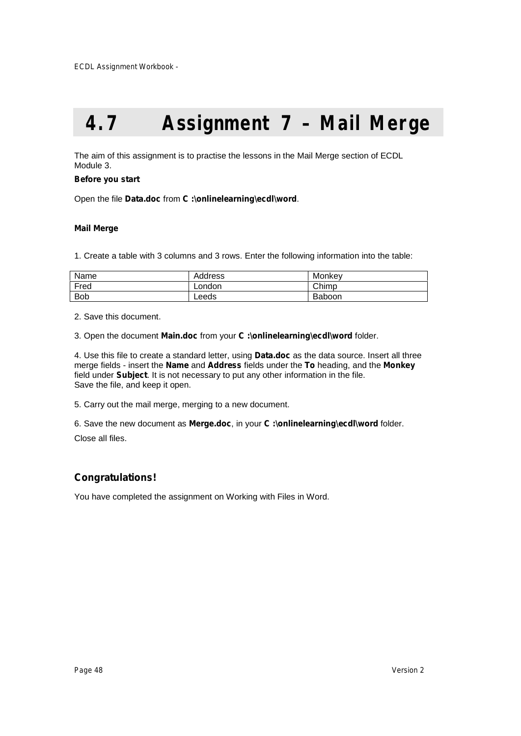# 4.7 Assignment 7 – Mail Merge

The aim of this assignment is to practise the lessons in the Mail Merge section of ECDL Module 3.

**Before you start**

Open the file **Data.doc** from **C :\onlinelearning\ecdl\word**.

**Mail Merge**

1. Create a table with 3 columns and 3 rows. Enter the following information into the table:

| Name | Address | Monkey |
|---|---|---|
| Fred | London | Chimp |
| Bob | Leeds | Baboon |

2. Save this document.

3. Open the document **Main.doc** from your **C :\onlinelearning\ecdl\word** folder.

4. Use this file to create a standard letter, using **Data.doc** as the data source. Insert all three merge fields - insert the **Name** and **Address** fields under the **To** heading, and the **Monkey** field under **Subject**. It is not necessary to put any other information in the file.
Save the file, and keep it open.

5. Carry out the mail merge, merging to a new document.

6. Save the new document as **Merge.doc**, in your **C :\onlinelearning\ecdl\word** folder.

Close all files.

## Congratulations!

You have completed the assignment on Working with Files in Word.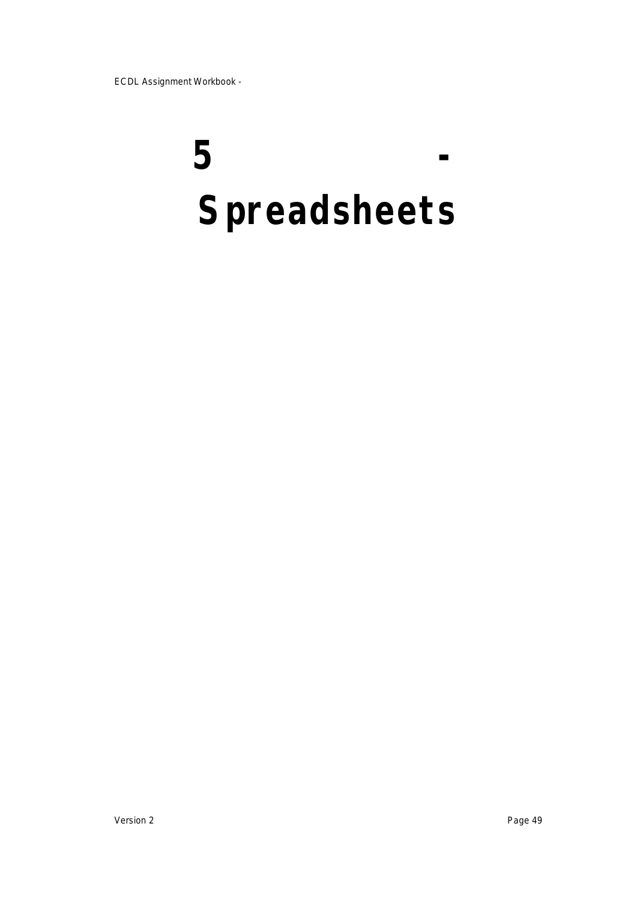# 5 - Spreadsheets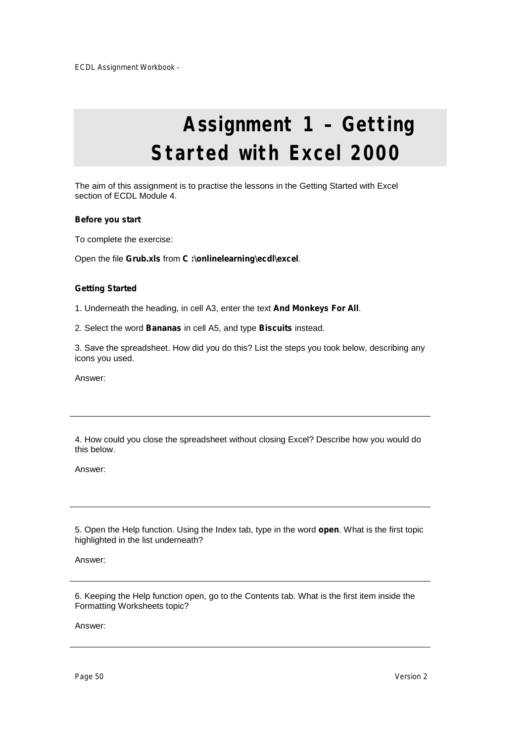# Assignment 1 – Getting Started with Excel 2000

The aim of this assignment is to practise the lessons in the Getting Started with Excel section of ECDL Module 4.

**Before you start**

To complete the exercise:

Open the file **Grub.xls** from **C :\onlinelearning\ecdl\excel**.

**Getting Started**

1. Underneath the heading, in cell A3, enter the text **And Monkeys For All**.

2. Select the word **Bananas** in cell A5, and type **Biscuits** instead.

3. Save the spreadsheet. How did you do this? List the steps you took below, describing any icons you used.

Answer:

---

4. How could you close the spreadsheet without closing Excel? Describe how you would do this below.

Answer:

---

5. Open the Help function. Using the Index tab, type in the word **open**. What is the first topic highlighted in the list underneath?

Answer:

---

6. Keeping the Help function open, go to the Contents tab. What is the first item inside the Formatting Worksheets topic?

Answer:

---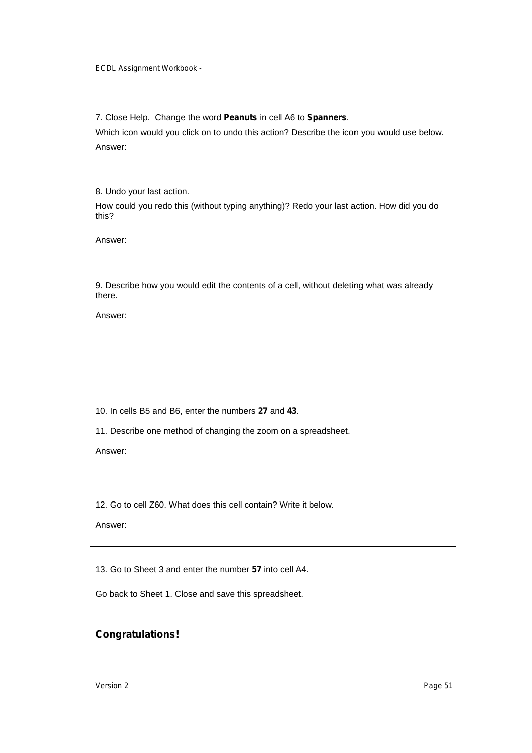7. Close Help. Change the word **Peanuts** in cell A6 to **Spanners**.

Which icon would you click on to undo this action? Describe the icon you would use below.

Answer:

---

8. Undo your last action.

How could you redo this (without typing anything)? Redo your last action. How did you do this?

Answer:

---

9. Describe how you would edit the contents of a cell, without deleting what was already there.

Answer:

---

10. In cells B5 and B6, enter the numbers **27** and **43**.

11. Describe one method of changing the zoom on a spreadsheet.

Answer:

---

12. Go to cell Z60. What does this cell contain? Write it below.

Answer:

---

13. Go to Sheet 3 and enter the number **57** into cell A4.

Go back to Sheet 1. Close and save this spreadsheet.

**Congratulations!**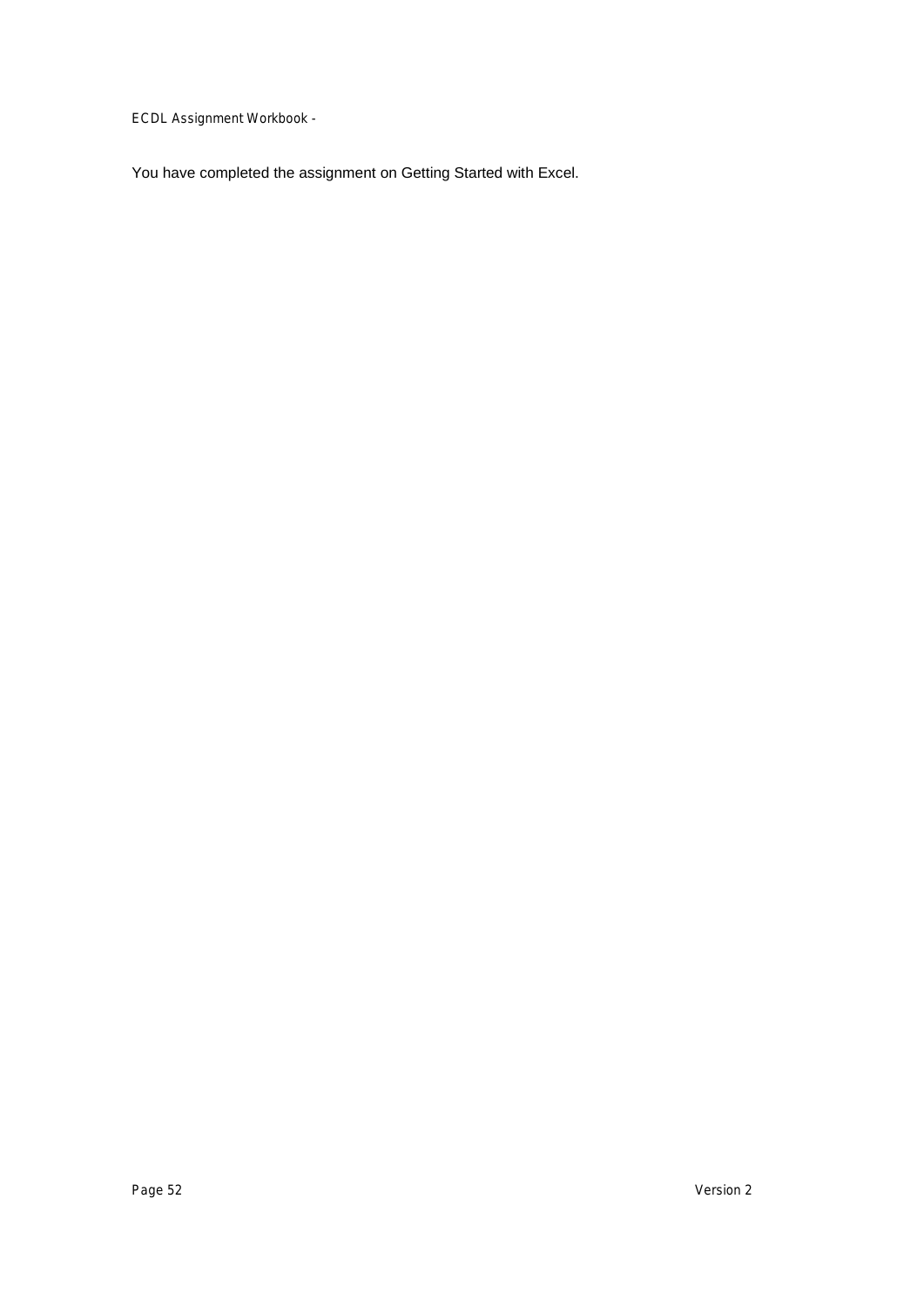You have completed the assignment on Getting Started with Excel.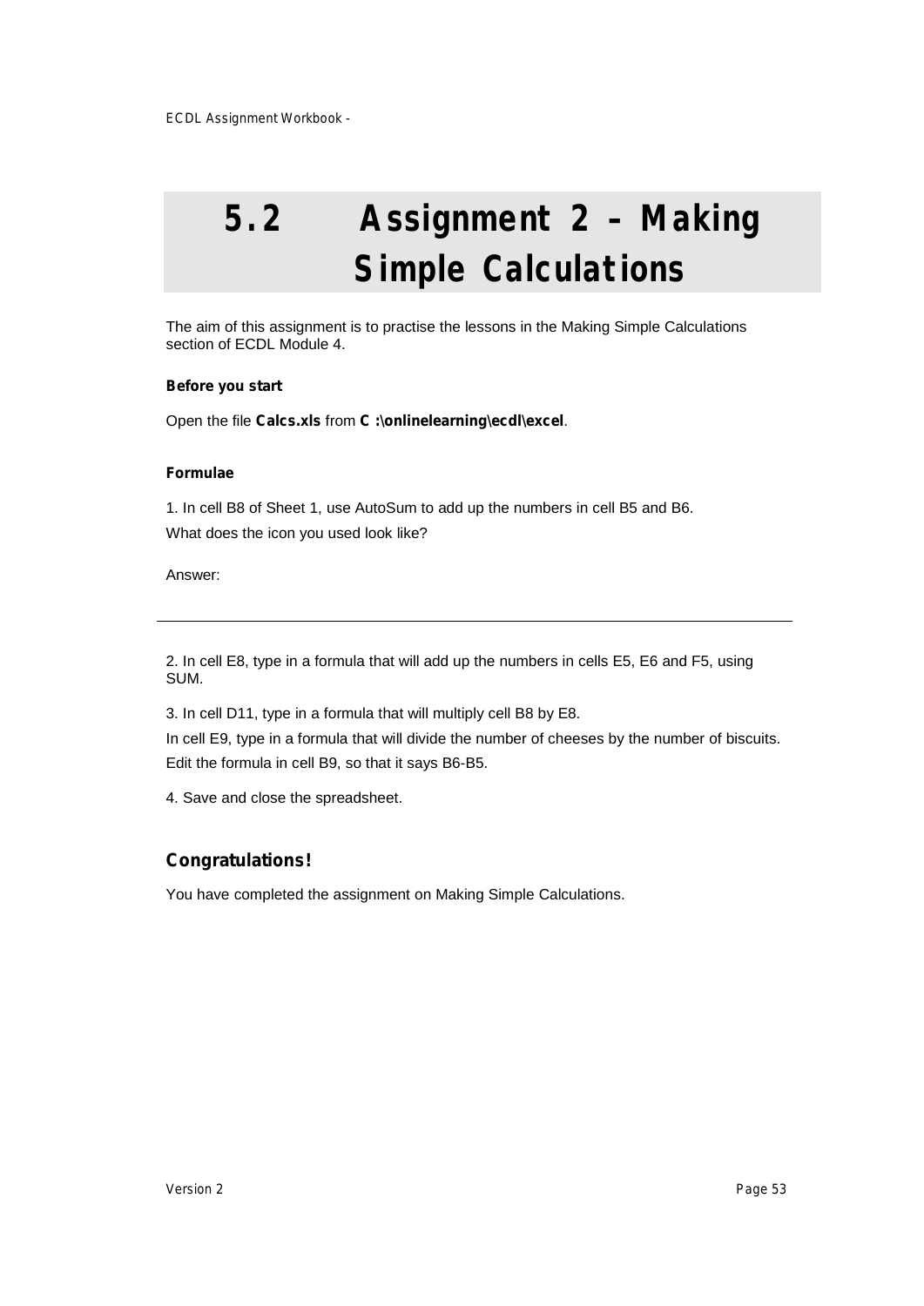# 5.2 Assignment 2 – Making Simple Calculations

The aim of this assignment is to practise the lessons in the Making Simple Calculations section of ECDL Module 4.

**Before you start**

Open the file **Calcs.xls** from **C :\onlinelearning\ecdl\excel**.

**Formulae**

1. In cell B8 of Sheet 1, use AutoSum to add up the numbers in cell B5 and B6.

What does the icon you used look like?

Answer:

---

2. In cell E8, type in a formula that will add up the numbers in cells E5, E6 and F5, using SUM.

3. In cell D11, type in a formula that will multiply cell B8 by E8.

In cell E9, type in a formula that will divide the number of cheeses by the number of biscuits.

Edit the formula in cell B9, so that it says B6-B5.

4. Save and close the spreadsheet.

## Congratulations!

You have completed the assignment on Making Simple Calculations.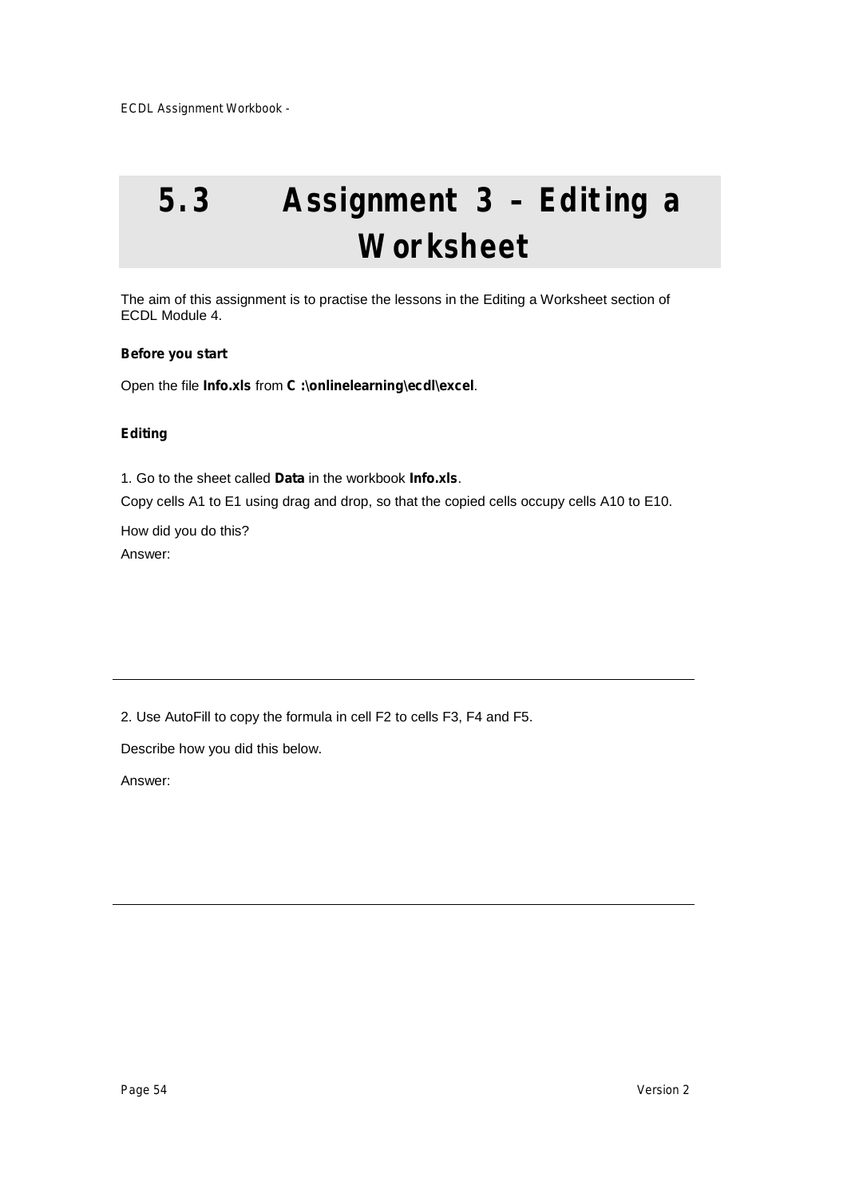# 5.3 Assignment 3 – Editing a Worksheet

The aim of this assignment is to practise the lessons in the Editing a Worksheet section of ECDL Module 4.

**Before you start**

Open the file **Info.xls** from **C :\onlinelearning\ecdl\excel**.

**Editing**

1. Go to the sheet called **Data** in the workbook **Info.xls**.

Copy cells A1 to E1 using drag and drop, so that the copied cells occupy cells A10 to E10.

How did you do this?

Answer:

---

2. Use AutoFill to copy the formula in cell F2 to cells F3, F4 and F5.

Describe how you did this below.

Answer:

---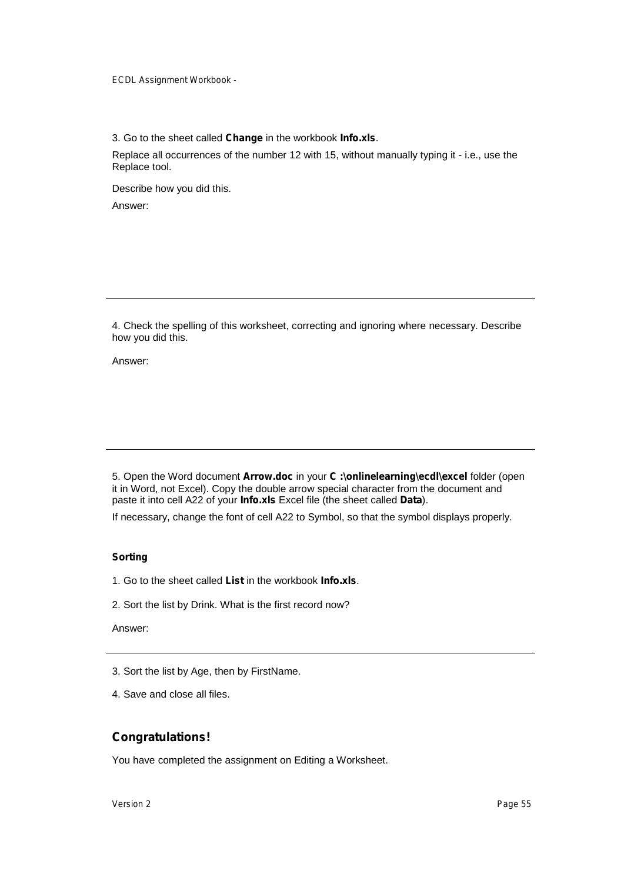3. Go to the sheet called **Change** in the workbook **Info.xls**.

Replace all occurrences of the number 12 with 15, without manually typing it - i.e., use the Replace tool.

Describe how you did this.

Answer:

---

4. Check the spelling of this worksheet, correcting and ignoring where necessary. Describe how you did this.

Answer:

---

5. Open the Word document **Arrow.doc** in your **C :\onlinelearning\ecdl\excel** folder (open it in Word, not Excel). Copy the double arrow special character from the document and paste it into cell A22 of your **Info.xls** Excel file (the sheet called **Data**).

If necessary, change the font of cell A22 to Symbol, so that the symbol displays properly.

**Sorting**

1. Go to the sheet called **List** in the workbook **Info.xls**.

2. Sort the list by Drink. What is the first record now?

Answer:

---

3. Sort the list by Age, then by FirstName.

4. Save and close all files.

## Congratulations!

You have completed the assignment on Editing a Worksheet.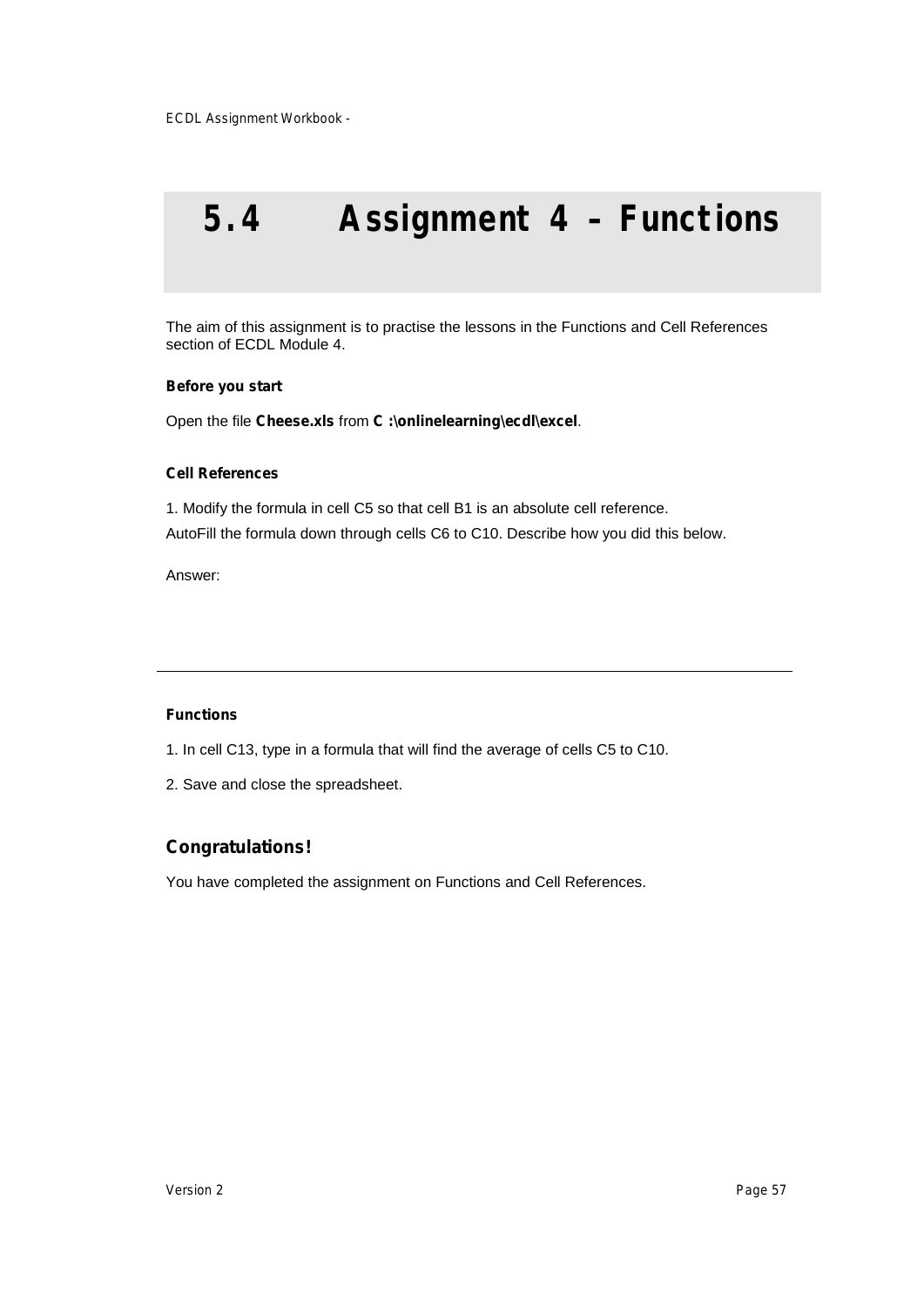# 5.4 Assignment 4 – Functions

The aim of this assignment is to practise the lessons in the Functions and Cell References section of ECDL Module 4.

**Before you start**

Open the file **Cheese.xls** from **C :\onlinelearning\ecdl\excel**.

**Cell References**

1. Modify the formula in cell C5 so that cell B1 is an absolute cell reference.

AutoFill the formula down through cells C6 to C10. Describe how you did this below.

Answer:

---

**Functions**

1. In cell C13, type in a formula that will find the average of cells C5 to C10.
2. Save and close the spreadsheet.

## Congratulations!

You have completed the assignment on Functions and Cell References.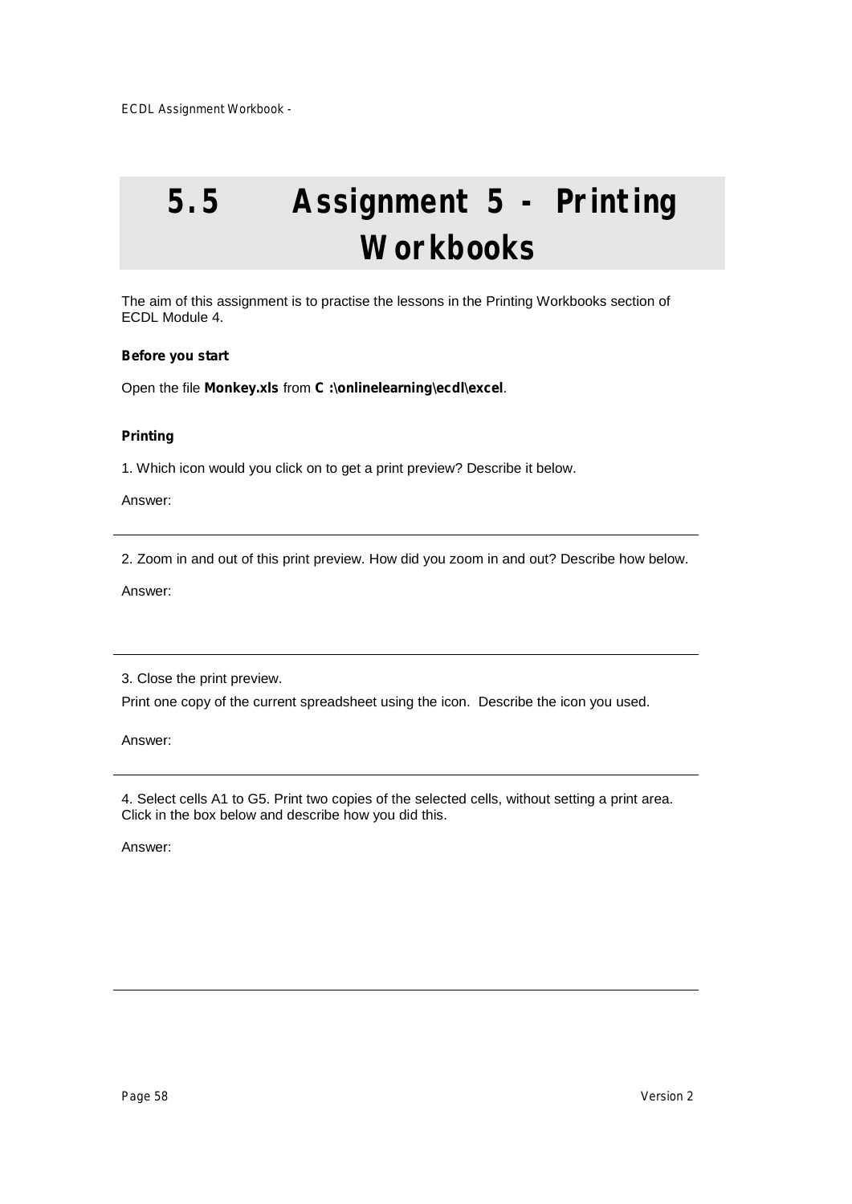# 5.5 Assignment 5 - Printing Workbooks

The aim of this assignment is to practise the lessons in the Printing Workbooks section of ECDL Module 4.

**Before you start**

Open the file **Monkey.xls** from **C :\onlinelearning\ecdl\excel**.

**Printing**

1. Which icon would you click on to get a print preview? Describe it below.

Answer:

---

2. Zoom in and out of this print preview. How did you zoom in and out? Describe how below.

Answer:

---

3. Close the print preview.

Print one copy of the current spreadsheet using the icon. Describe the icon you used.

Answer:

---

4. Select cells A1 to G5. Print two copies of the selected cells, without setting a print area. Click in the box below and describe how you did this.

Answer:

---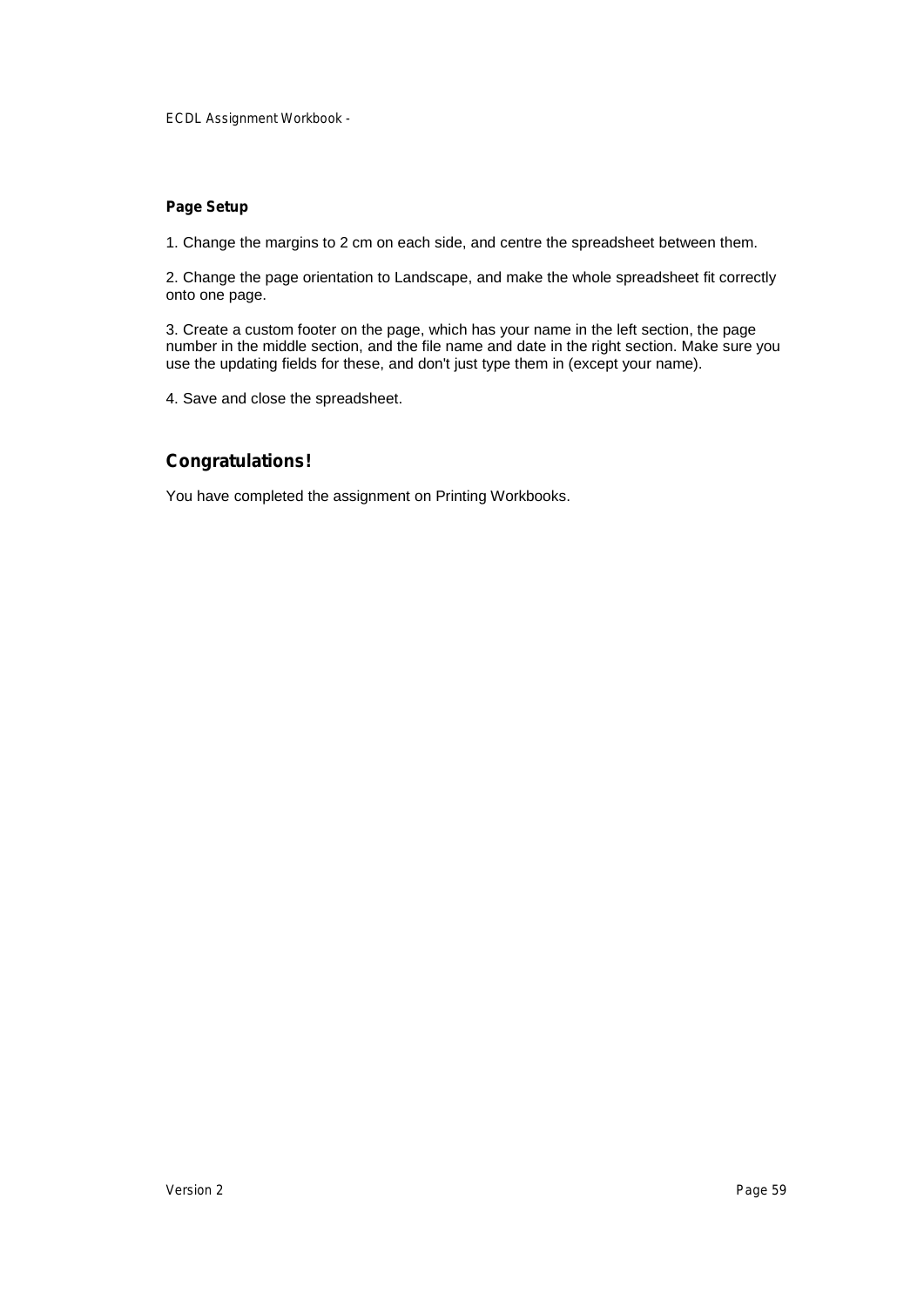**Page Setup**

1. Change the margins to 2 cm on each side, and centre the spreadsheet between them.

2. Change the page orientation to Landscape, and make the whole spreadsheet fit correctly onto one page.

3. Create a custom footer on the page, which has your name in the left section, the page number in the middle section, and the file name and date in the right section. Make sure you use the updating fields for these, and don't just type them in (except your name).

4. Save and close the spreadsheet.

## Congratulations!

You have completed the assignment on Printing Workbooks.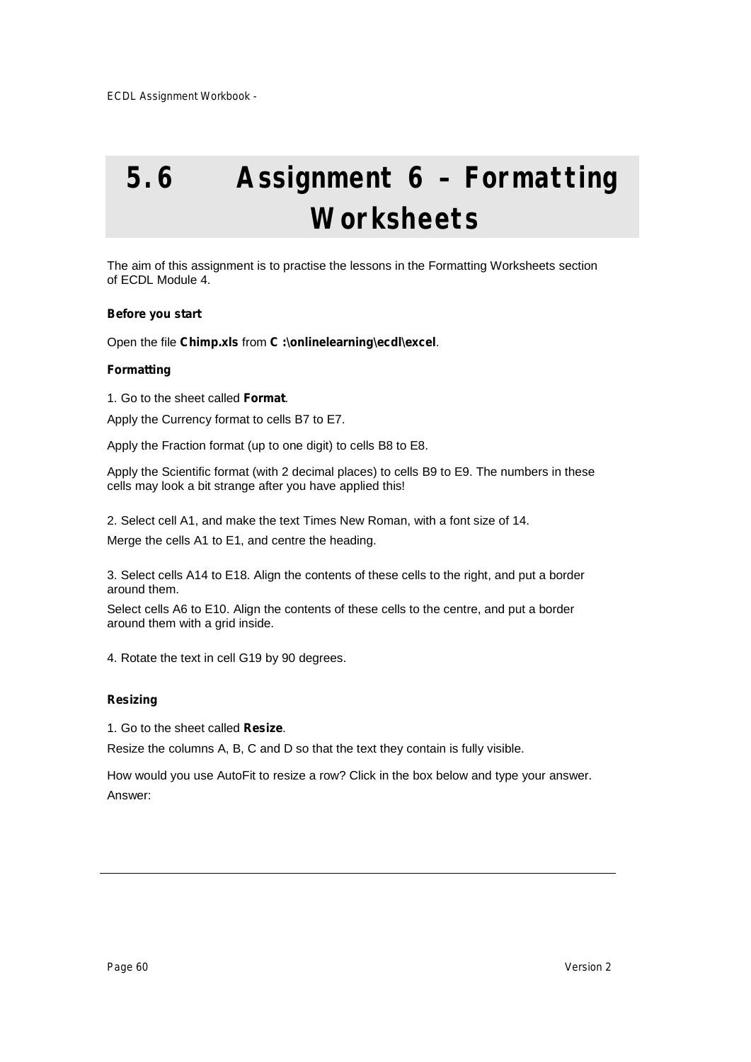# 5.6 Assignment 6 – Formatting Worksheets

The aim of this assignment is to practise the lessons in the Formatting Worksheets section of ECDL Module 4.

**Before you start**

Open the file **Chimp.xls** from **C :\onlinelearning\ecdl\excel**.

**Formatting**

1. Go to the sheet called **Format**.

Apply the Currency format to cells B7 to E7.

Apply the Fraction format (up to one digit) to cells B8 to E8.

Apply the Scientific format (with 2 decimal places) to cells B9 to E9. The numbers in these cells may look a bit strange after you have applied this!

2. Select cell A1, and make the text Times New Roman, with a font size of 14.

Merge the cells A1 to E1, and centre the heading.

3. Select cells A14 to E18. Align the contents of these cells to the right, and put a border around them.

Select cells A6 to E10. Align the contents of these cells to the centre, and put a border around them with a grid inside.

4. Rotate the text in cell G19 by 90 degrees.

**Resizing**

1. Go to the sheet called **Resize**.

Resize the columns A, B, C and D so that the text they contain is fully visible.

How would you use AutoFit to resize a row? Click in the box below and type your answer.

Answer: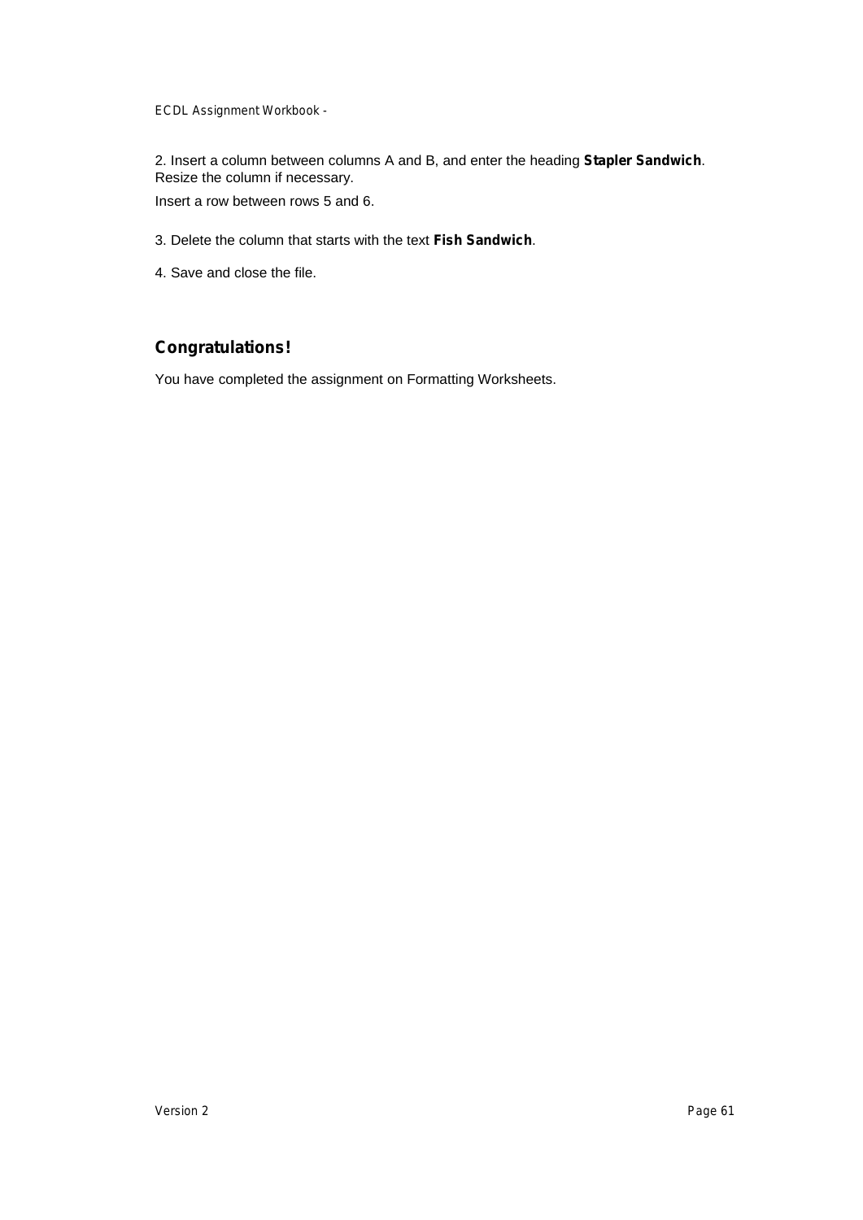2. Insert a column between columns A and B, and enter the heading **Stapler Sandwich**. Resize the column if necessary.

Insert a row between rows 5 and 6.

3. Delete the column that starts with the text **Fish Sandwich**.

4. Save and close the file.

## Congratulations!

You have completed the assignment on Formatting Worksheets.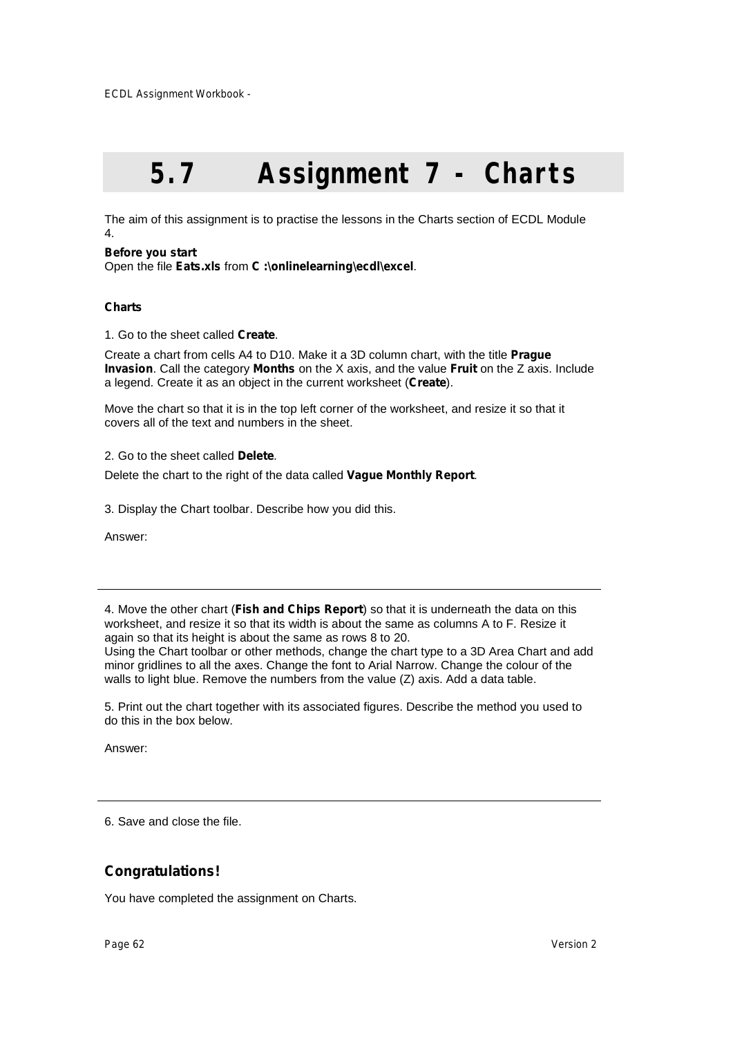# 5.7 Assignment 7 - Charts

The aim of this assignment is to practise the lessons in the Charts section of ECDL Module 4.

**Before you start**
Open the file **Eats.xls** from **C :\onlinelearning\ecdl\excel**.

**Charts**

1. Go to the sheet called **Create**.

Create a chart from cells A4 to D10. Make it a 3D column chart, with the title **Prague Invasion**. Call the category **Months** on the X axis, and the value **Fruit** on the Z axis. Include a legend. Create it as an object in the current worksheet (**Create**).

Move the chart so that it is in the top left corner of the worksheet, and resize it so that it covers all of the text and numbers in the sheet.

2. Go to the sheet called **Delete**.

Delete the chart to the right of the data called **Vague Monthly Report**.

3. Display the Chart toolbar. Describe how you did this.

Answer:

---

4. Move the other chart (**Fish and Chips Report**) so that it is underneath the data on this worksheet, and resize it so that its width is about the same as columns A to F. Resize it again so that its height is about the same as rows 8 to 20.
Using the Chart toolbar or other methods, change the chart type to a 3D Area Chart and add minor gridlines to all the axes. Change the font to Arial Narrow. Change the colour of the walls to light blue. Remove the numbers from the value (Z) axis. Add a data table.

5. Print out the chart together with its associated figures. Describe the method you used to do this in the box below.

Answer:

---

6. Save and close the file.

## Congratulations!

You have completed the assignment on Charts.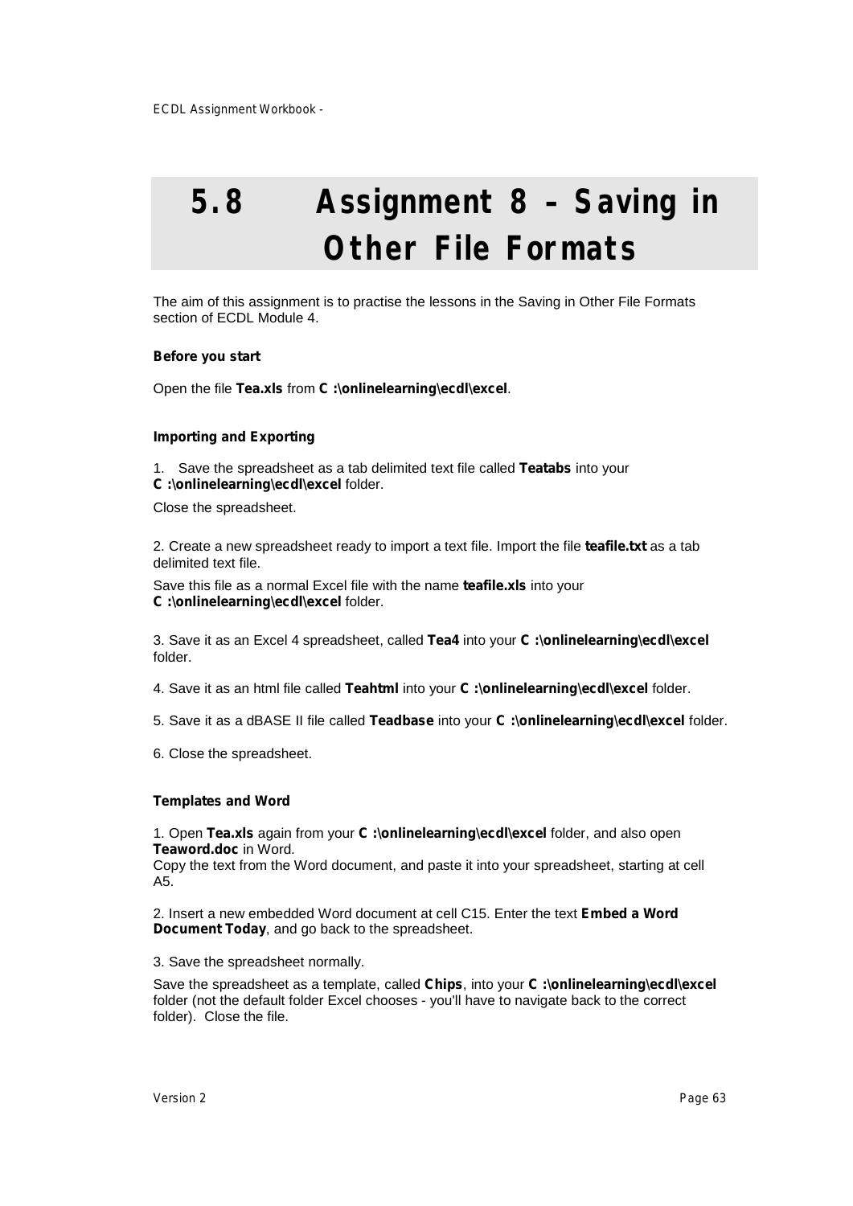# 5.8 Assignment 8 – Saving in Other File Formats

The aim of this assignment is to practise the lessons in the Saving in Other File Formats section of ECDL Module 4.

**Before you start**

Open the file **Tea.xls** from **C :\onlinelearning\ecdl\excel**.

**Importing and Exporting**

1. Save the spreadsheet as a tab delimited text file called **Teatabs** into your **C :\onlinelearning\ecdl\excel** folder.

Close the spreadsheet.

2. Create a new spreadsheet ready to import a text file. Import the file **teafile.txt** as a tab delimited text file.

Save this file as a normal Excel file with the name **teafile.xls** into your **C :\onlinelearning\ecdl\excel** folder.

3. Save it as an Excel 4 spreadsheet, called **Tea4** into your **C :\onlinelearning\ecdl\excel** folder.

4. Save it as an html file called **Teahtml** into your **C :\onlinelearning\ecdl\excel** folder.

5. Save it as a dBASE II file called **Teadbase** into your **C :\onlinelearning\ecdl\excel** folder.

6. Close the spreadsheet.

**Templates and Word**

1. Open **Tea.xls** again from your **C :\onlinelearning\ecdl\excel** folder, and also open **Teaword.doc** in Word.
Copy the text from the Word document, and paste it into your spreadsheet, starting at cell A5.

2. Insert a new embedded Word document at cell C15. Enter the text **Embed a Word Document Today**, and go back to the spreadsheet.

3. Save the spreadsheet normally.

Save the spreadsheet as a template, called **Chips**, into your **C :\onlinelearning\ecdl\excel** folder (not the default folder Excel chooses - you'll have to navigate back to the correct folder). Close the file.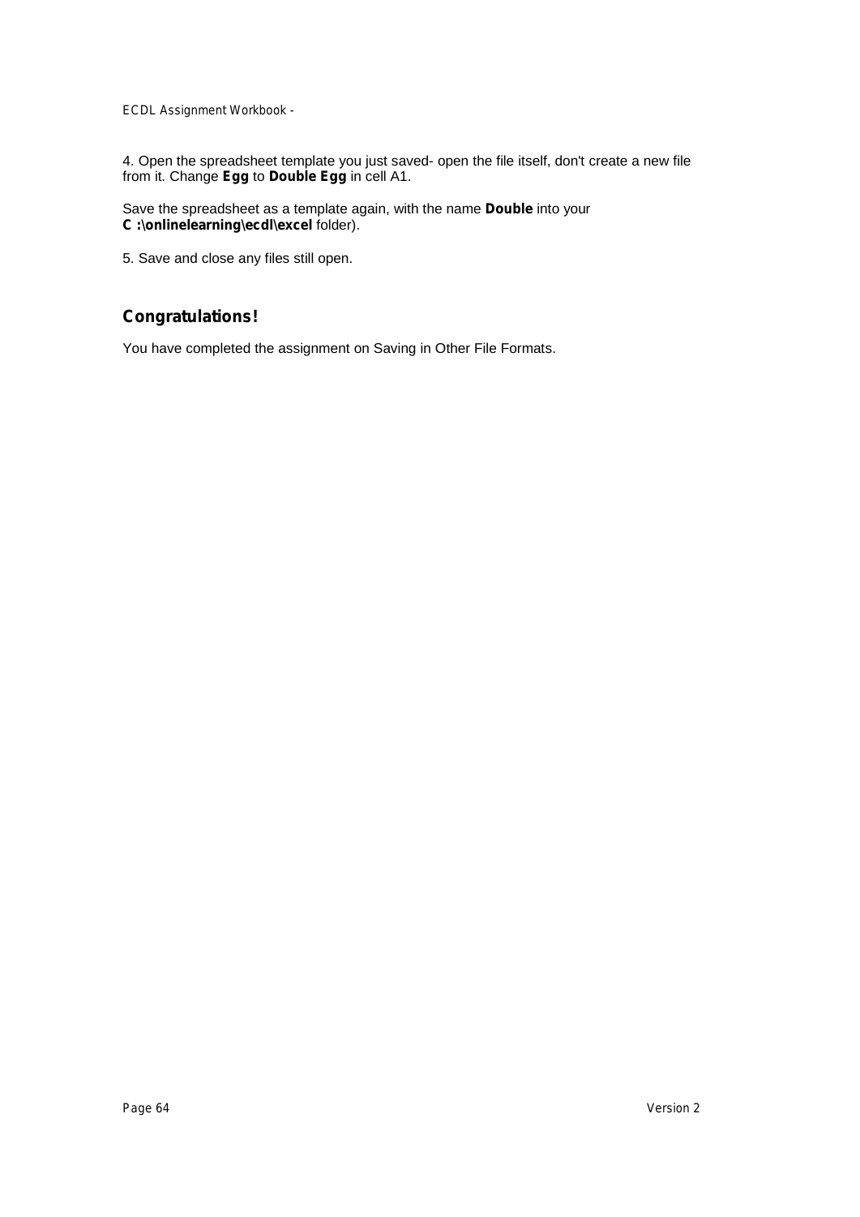4. Open the spreadsheet template you just saved- open the file itself, don't create a new file from it. Change **Egg** to **Double Egg** in cell A1.

Save the spreadsheet as a template again, with the name **Double** into your **C :\onlinelearning\ecdl\excel** folder).

5. Save and close any files still open.

## Congratulations!

You have completed the assignment on Saving in Other File Formats.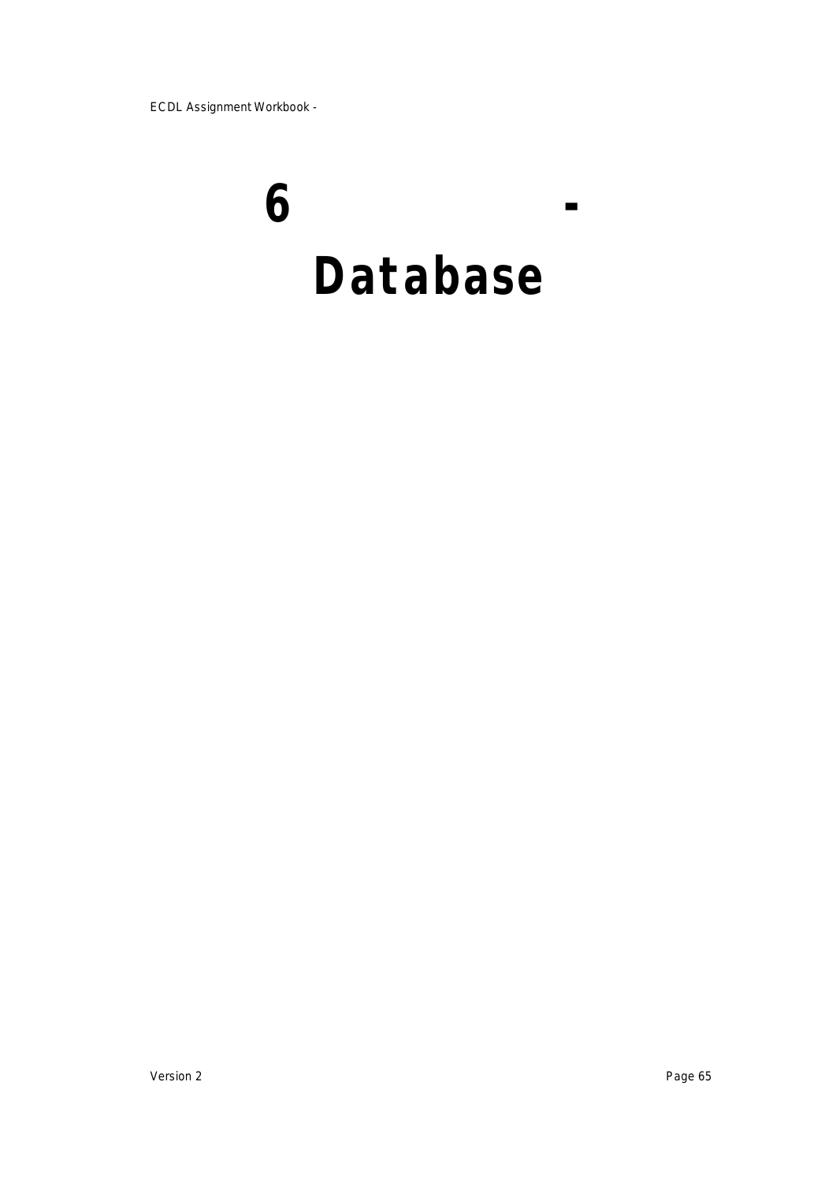# 6 - Database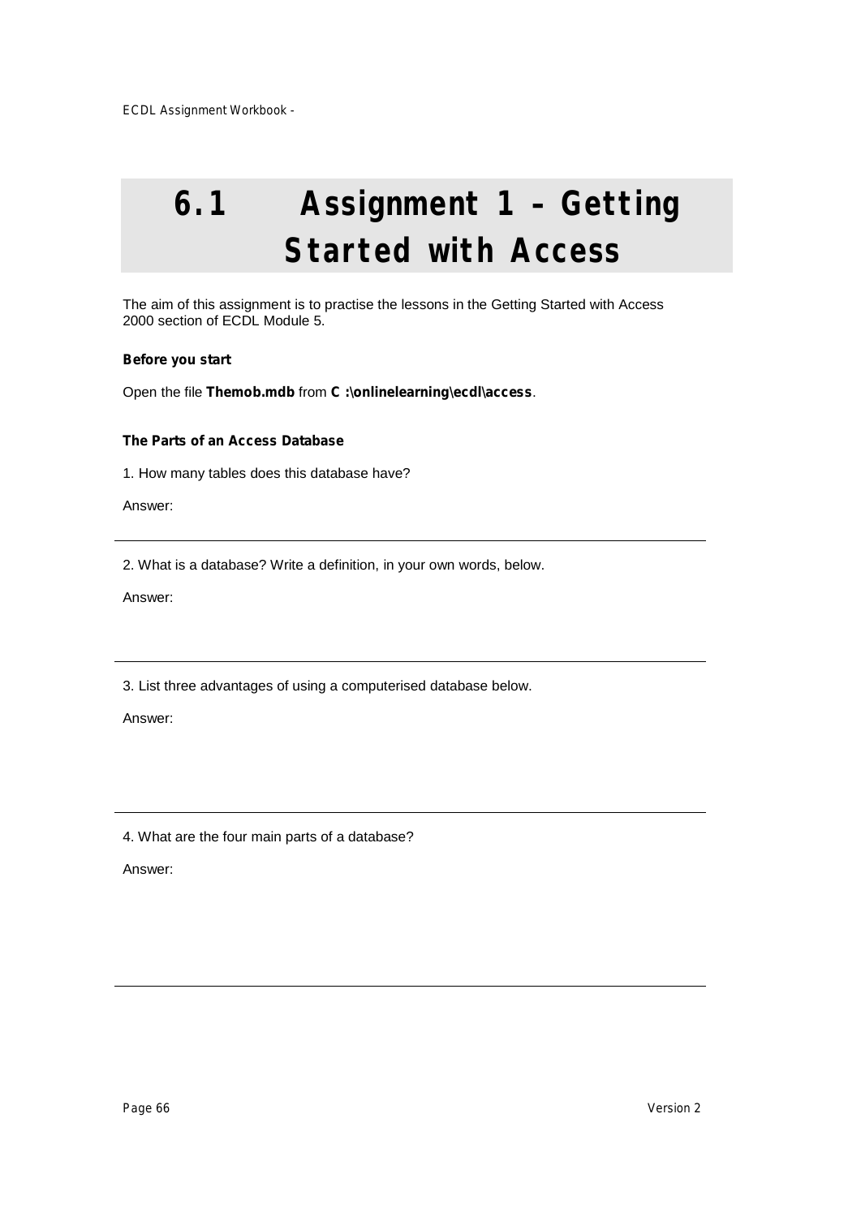# 6.1 Assignment 1 – Getting Started with Access

The aim of this assignment is to practise the lessons in the Getting Started with Access 2000 section of ECDL Module 5.

**Before you start**

Open the file **Themob.mdb** from **C :\onlinelearning\ecdl\access**.

**The Parts of an Access Database**

1. How many tables does this database have?

Answer:

---

2. What is a database? Write a definition, in your own words, below.

Answer:

---

3. List three advantages of using a computerised database below.

Answer:

---

4. What are the four main parts of a database?

Answer:

---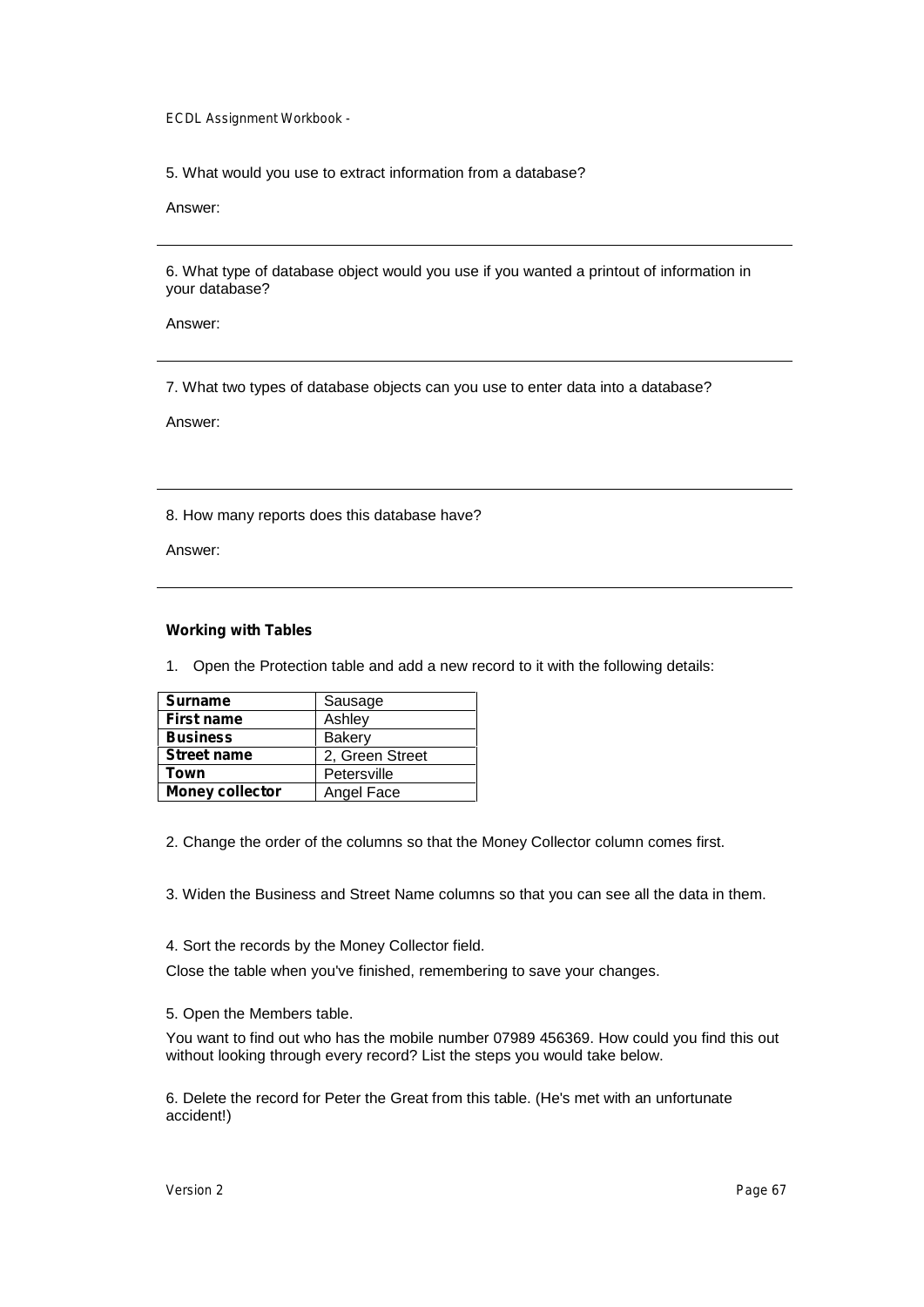5. What would you use to extract information from a database?

Answer:

---

6. What type of database object would you use if you wanted a printout of information in your database?

Answer:

---

7. What two types of database objects can you use to enter data into a database?

Answer:

---

8. How many reports does this database have?

Answer:

---

**Working with Tables**

1. Open the Protection table and add a new record to it with the following details:

| **Surname** | Sausage |
|---|---|
| **First name** | Ashley |
| **Business** | Bakery |
| **Street name** | 2, Green Street |
| **Town** | Petersville |
| **Money collector** | Angel Face |

2. Change the order of the columns so that the Money Collector column comes first.

3. Widen the Business and Street Name columns so that you can see all the data in them.

4. Sort the records by the Money Collector field.

Close the table when you've finished, remembering to save your changes.

5. Open the Members table.

You want to find out who has the mobile number 07989 456369. How could you find this out without looking through every record? List the steps you would take below.

6. Delete the record for Peter the Great from this table. (He's met with an unfortunate accident!)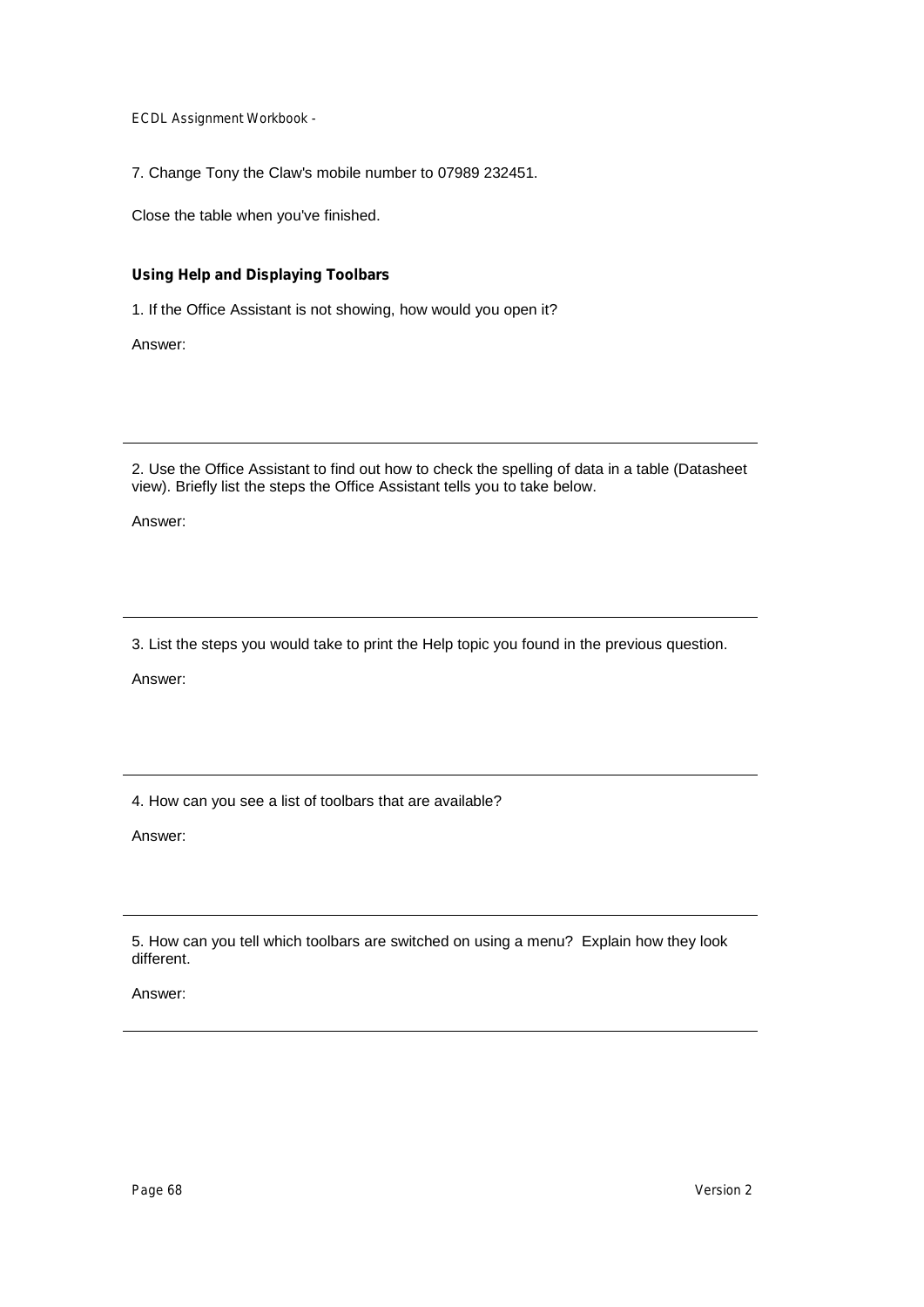7. Change Tony the Claw's mobile number to 07989 232451.

Close the table when you've finished.

**Using Help and Displaying Toolbars**

1. If the Office Assistant is not showing, how would you open it?

Answer:

---

2. Use the Office Assistant to find out how to check the spelling of data in a table (Datasheet view). Briefly list the steps the Office Assistant tells you to take below.

Answer:

---

3. List the steps you would take to print the Help topic you found in the previous question.

Answer:

---

4. How can you see a list of toolbars that are available?

Answer:

---

5. How can you tell which toolbars are switched on using a menu? Explain how they look different.

Answer:

---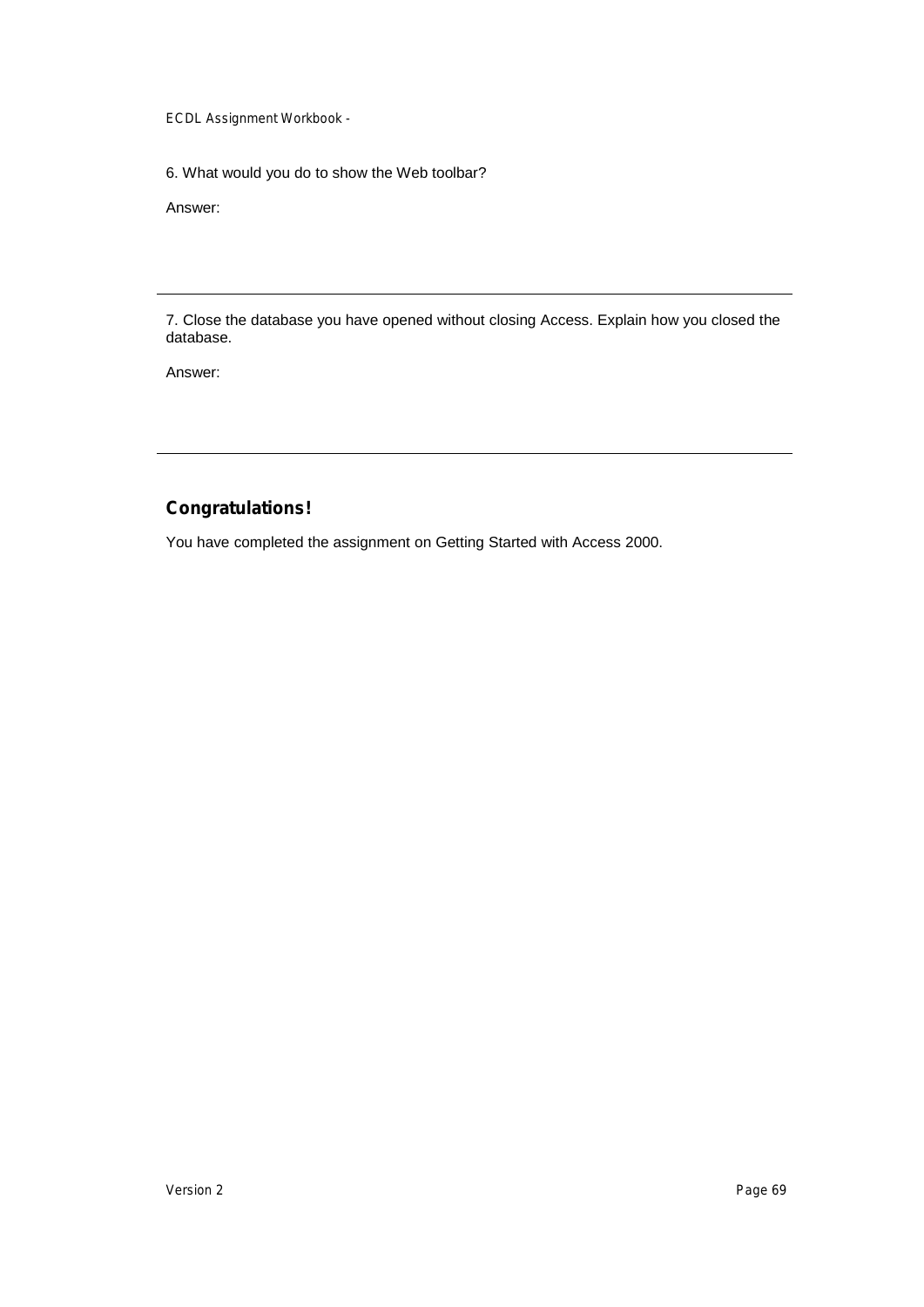6. What would you do to show the Web toolbar?

Answer:

---

7. Close the database you have opened without closing Access. Explain how you closed the database.

Answer:

---

## Congratulations!

You have completed the assignment on Getting Started with Access 2000.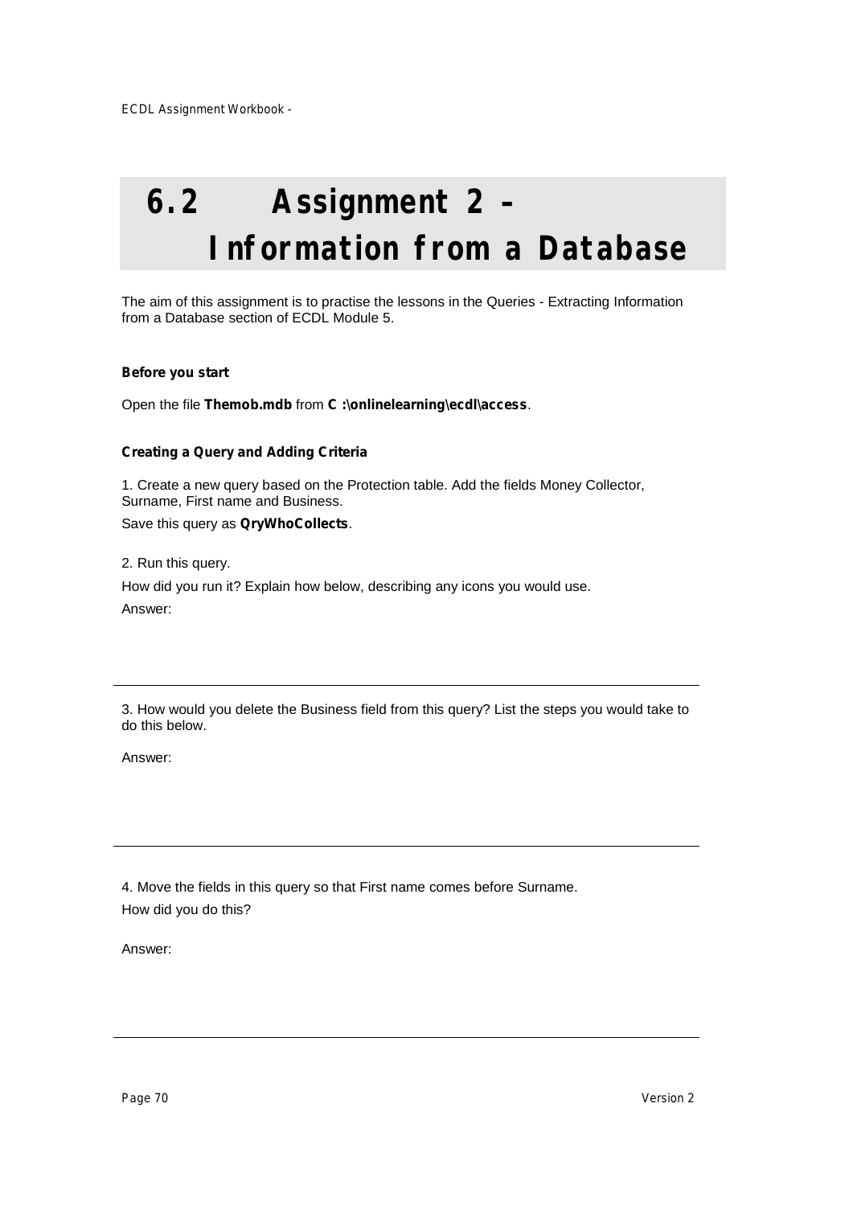# 6.2 Assignment 2 – Information from a Database

The aim of this assignment is to practise the lessons in the Queries - Extracting Information from a Database section of ECDL Module 5.

**Before you start**

Open the file **Themob.mdb** from **C :\onlinelearning\ecdl\access**.

**Creating a Query and Adding Criteria**

1. Create a new query based on the Protection table. Add the fields Money Collector, Surname, First name and Business.

Save this query as **QryWhoCollects**.

2. Run this query.

How did you run it? Explain how below, describing any icons you would use.

Answer:

---

3. How would you delete the Business field from this query? List the steps you would take to do this below.

Answer:

---

4. Move the fields in this query so that First name comes before Surname.

How did you do this?

Answer:

---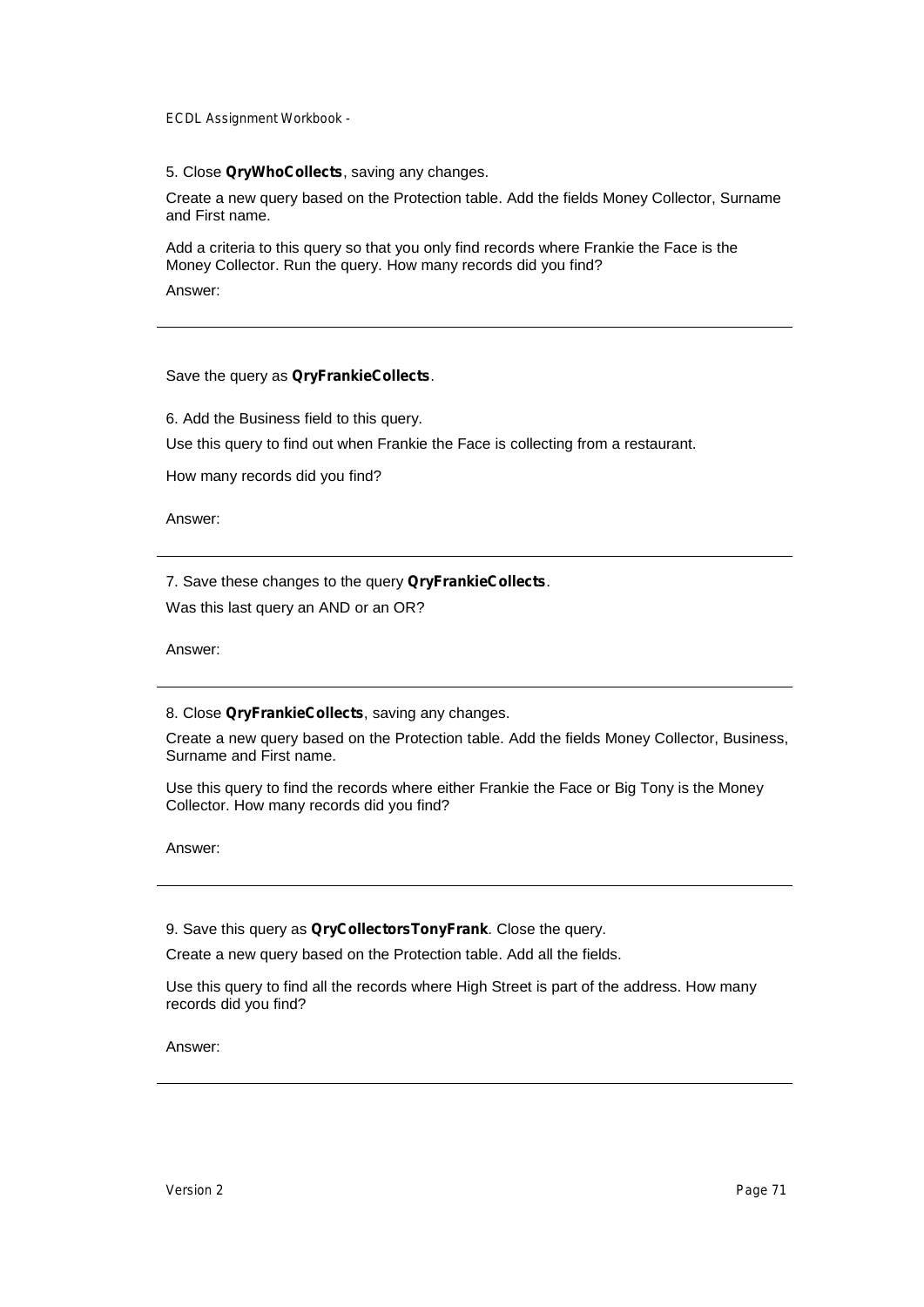5. Close **QryWhoCollects**, saving any changes.

Create a new query based on the Protection table. Add the fields Money Collector, Surname and First name.

Add a criteria to this query so that you only find records where Frankie the Face is the Money Collector. Run the query. How many records did you find?

Answer:

---

Save the query as **QryFrankieCollects**.

6. Add the Business field to this query.

Use this query to find out when Frankie the Face is collecting from a restaurant.

How many records did you find?

Answer:

---

7. Save these changes to the query **QryFrankieCollects**.

Was this last query an AND or an OR?

Answer:

---

8. Close **QryFrankieCollects**, saving any changes.

Create a new query based on the Protection table. Add the fields Money Collector, Business, Surname and First name.

Use this query to find the records where either Frankie the Face or Big Tony is the Money Collector. How many records did you find?

Answer:

---

9. Save this query as **QryCollectorsTonyFrank**. Close the query.

Create a new query based on the Protection table. Add all the fields.

Use this query to find all the records where High Street is part of the address. How many records did you find?

Answer:

---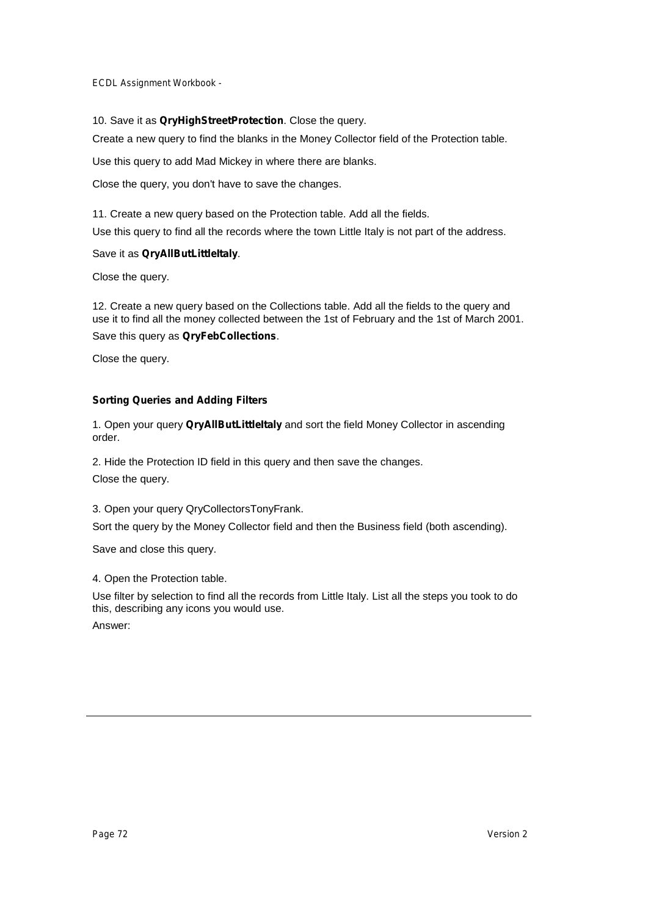10. Save it as **QryHighStreetProtection**. Close the query.

Create a new query to find the blanks in the Money Collector field of the Protection table.

Use this query to add Mad Mickey in where there are blanks.

Close the query, you don't have to save the changes.

11. Create a new query based on the Protection table. Add all the fields.

Use this query to find all the records where the town Little Italy is not part of the address.

Save it as **QryAllButLittleItaly**.

Close the query.

12. Create a new query based on the Collections table. Add all the fields to the query and use it to find all the money collected between the 1st of February and the 1st of March 2001.

Save this query as **QryFebCollections**.

Close the query.

### Sorting Queries and Adding Filters

1. Open your query **QryAllButLittleItaly** and sort the field Money Collector in ascending order.

2. Hide the Protection ID field in this query and then save the changes.

Close the query.

3. Open your query QryCollectorsTonyFrank.

Sort the query by the Money Collector field and then the Business field (both ascending).

Save and close this query.

4. Open the Protection table.

Use filter by selection to find all the records from Little Italy. List all the steps you took to do this, describing any icons you would use.

Answer: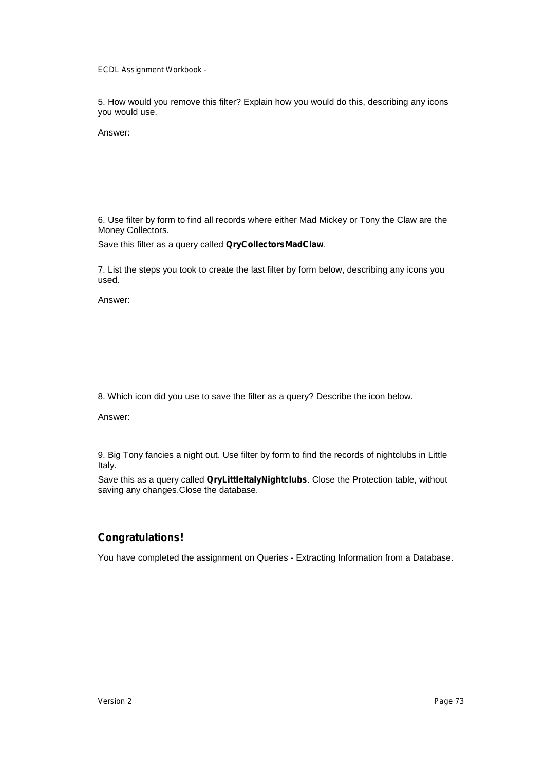5. How would you remove this filter? Explain how you would do this, describing any icons you would use.

Answer:

---

6. Use filter by form to find all records where either Mad Mickey or Tony the Claw are the Money Collectors.

Save this filter as a query called **QryCollectorsMadClaw**.

7. List the steps you took to create the last filter by form below, describing any icons you used.

Answer:

---

8. Which icon did you use to save the filter as a query? Describe the icon below.

Answer:

---

9. Big Tony fancies a night out. Use filter by form to find the records of nightclubs in Little Italy.

Save this as a query called **QryLittleItalyNightclubs**. Close the Protection table, without saving any changes.Close the database.

## Congratulations!

You have completed the assignment on Queries - Extracting Information from a Database.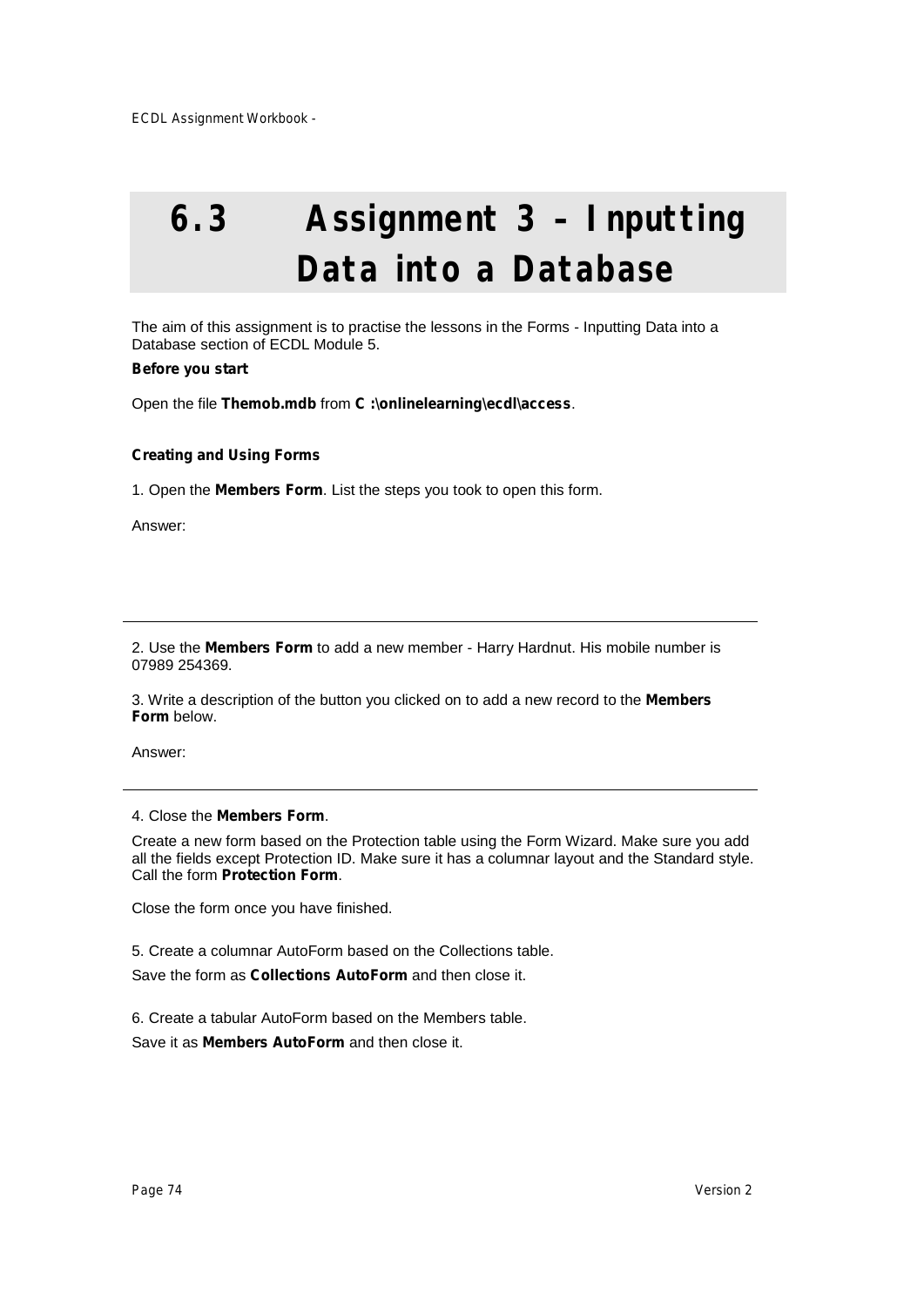# 6.3 Assignment 3 – Inputting Data into a Database

The aim of this assignment is to practise the lessons in the Forms - Inputting Data into a Database section of ECDL Module 5.

**Before you start**

Open the file **Themob.mdb** from **C :\onlinelearning\ecdl\access**.

**Creating and Using Forms**

1. Open the **Members Form**. List the steps you took to open this form.

Answer:

---

2. Use the **Members Form** to add a new member - Harry Hardnut. His mobile number is 07989 254369.

3. Write a description of the button you clicked on to add a new record to the **Members Form** below.

Answer:

---

4. Close the **Members Form**.

Create a new form based on the Protection table using the Form Wizard. Make sure you add all the fields except Protection ID. Make sure it has a columnar layout and the Standard style. Call the form **Protection Form**.

Close the form once you have finished.

5. Create a columnar AutoForm based on the Collections table.

Save the form as **Collections AutoForm** and then close it.

6. Create a tabular AutoForm based on the Members table.

Save it as **Members AutoForm** and then close it.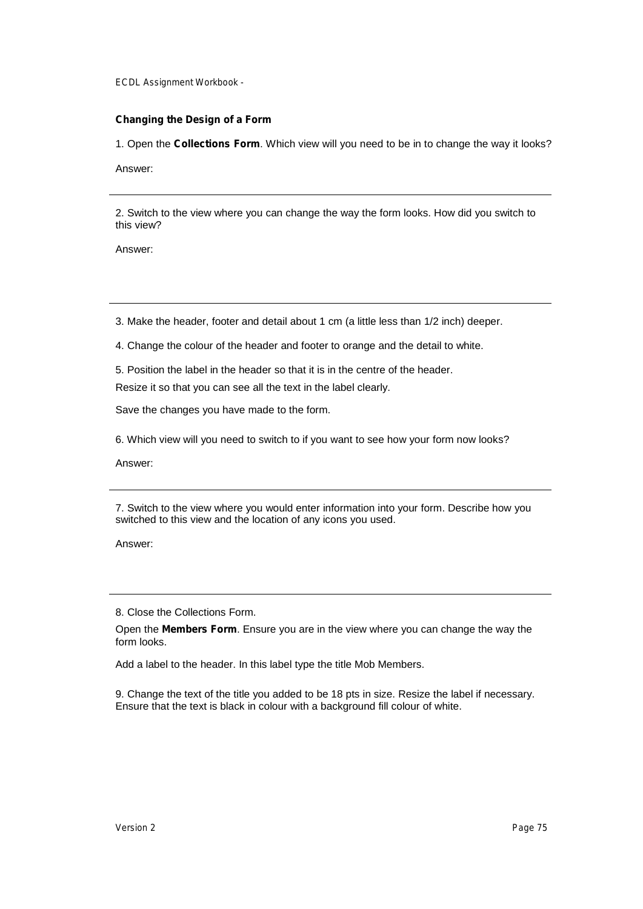## Changing the Design of a Form

1. Open the **Collections Form**. Which view will you need to be in to change the way it looks?

Answer:

---

2. Switch to the view where you can change the way the form looks. How did you switch to this view?

Answer:

---

3. Make the header, footer and detail about 1 cm (a little less than 1/2 inch) deeper.

4. Change the colour of the header and footer to orange and the detail to white.

5. Position the label in the header so that it is in the centre of the header.

Resize it so that you can see all the text in the label clearly.

Save the changes you have made to the form.

6. Which view will you need to switch to if you want to see how your form now looks?

Answer:

---

7. Switch to the view where you would enter information into your form. Describe how you switched to this view and the location of any icons you used.

Answer:

---

8. Close the Collections Form.

Open the **Members Form**. Ensure you are in the view where you can change the way the form looks.

Add a label to the header. In this label type the title Mob Members.

9. Change the text of the title you added to be 18 pts in size. Resize the label if necessary. Ensure that the text is black in colour with a background fill colour of white.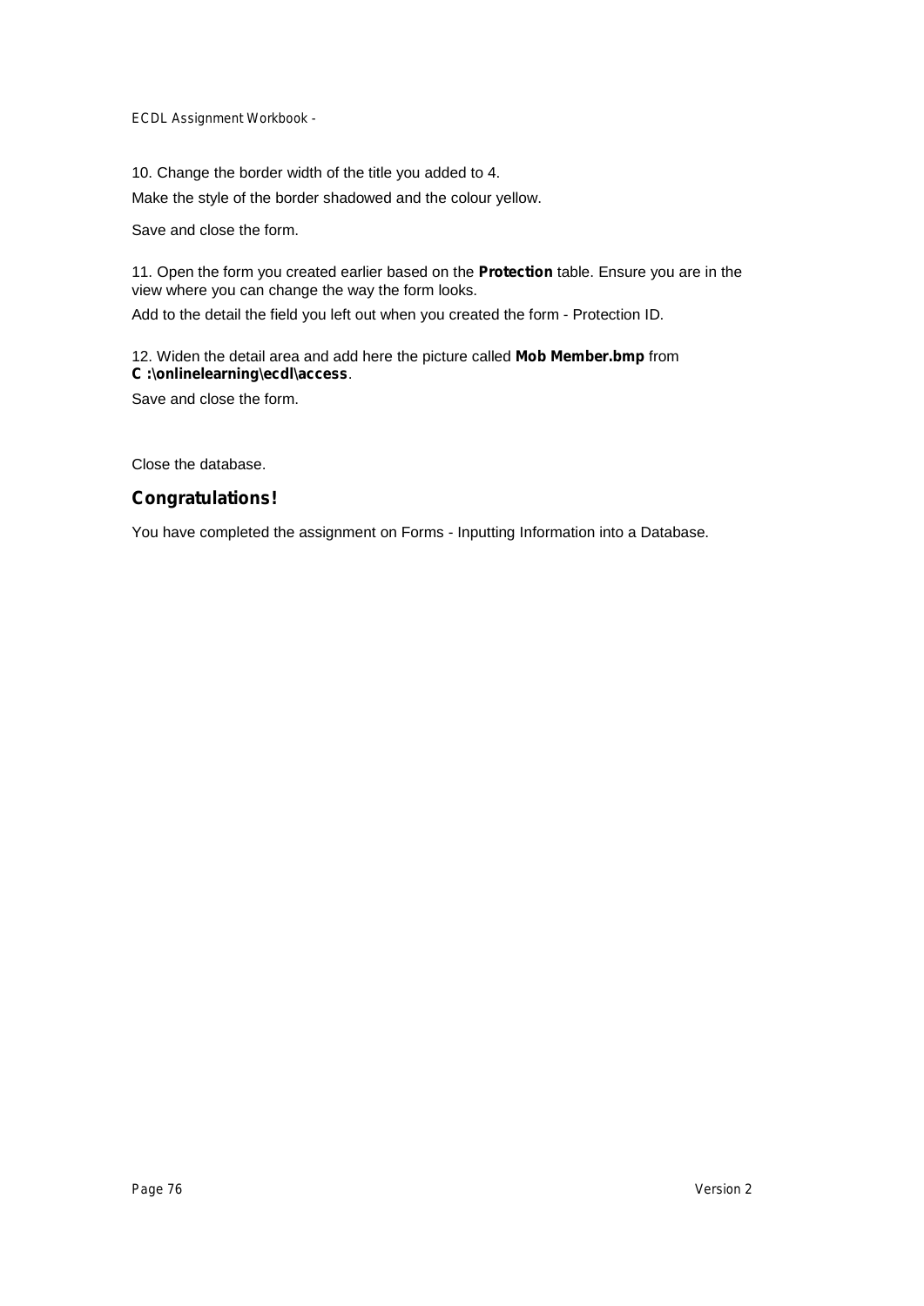10. Change the border width of the title you added to 4.

Make the style of the border shadowed and the colour yellow.

Save and close the form.

11. Open the form you created earlier based on the **Protection** table. Ensure you are in the view where you can change the way the form looks.

Add to the detail the field you left out when you created the form - Protection ID.

12. Widen the detail area and add here the picture called **Mob Member.bmp** from **C :\onlinelearning\ecdl\access**.

Save and close the form.

Close the database.

## Congratulations!

You have completed the assignment on Forms - Inputting Information into a Database.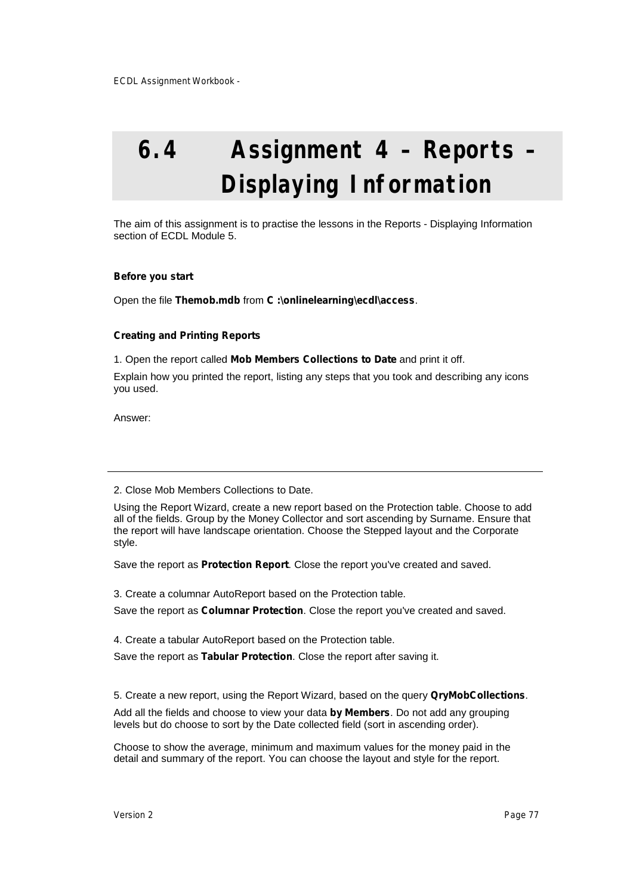# 6.4 Assignment 4 – Reports – Displaying Information

The aim of this assignment is to practise the lessons in the Reports - Displaying Information section of ECDL Module 5.

**Before you start**

Open the file **Themob.mdb** from **C :\onlinelearning\ecdl\access**.

**Creating and Printing Reports**

1. Open the report called **Mob Members Collections to Date** and print it off.

Explain how you printed the report, listing any steps that you took and describing any icons you used.

Answer:

---

2. Close Mob Members Collections to Date.

Using the Report Wizard, create a new report based on the Protection table. Choose to add all of the fields. Group by the Money Collector and sort ascending by Surname. Ensure that the report will have landscape orientation. Choose the Stepped layout and the Corporate style.

Save the report as **Protection Report**. Close the report you've created and saved.

3. Create a columnar AutoReport based on the Protection table.

Save the report as **Columnar Protection**. Close the report you've created and saved.

4. Create a tabular AutoReport based on the Protection table.

Save the report as **Tabular Protection**. Close the report after saving it.

5. Create a new report, using the Report Wizard, based on the query **QryMobCollections**.

Add all the fields and choose to view your data **by Members**. Do not add any grouping levels but do choose to sort by the Date collected field (sort in ascending order).

Choose to show the average, minimum and maximum values for the money paid in the detail and summary of the report. You can choose the layout and style for the report.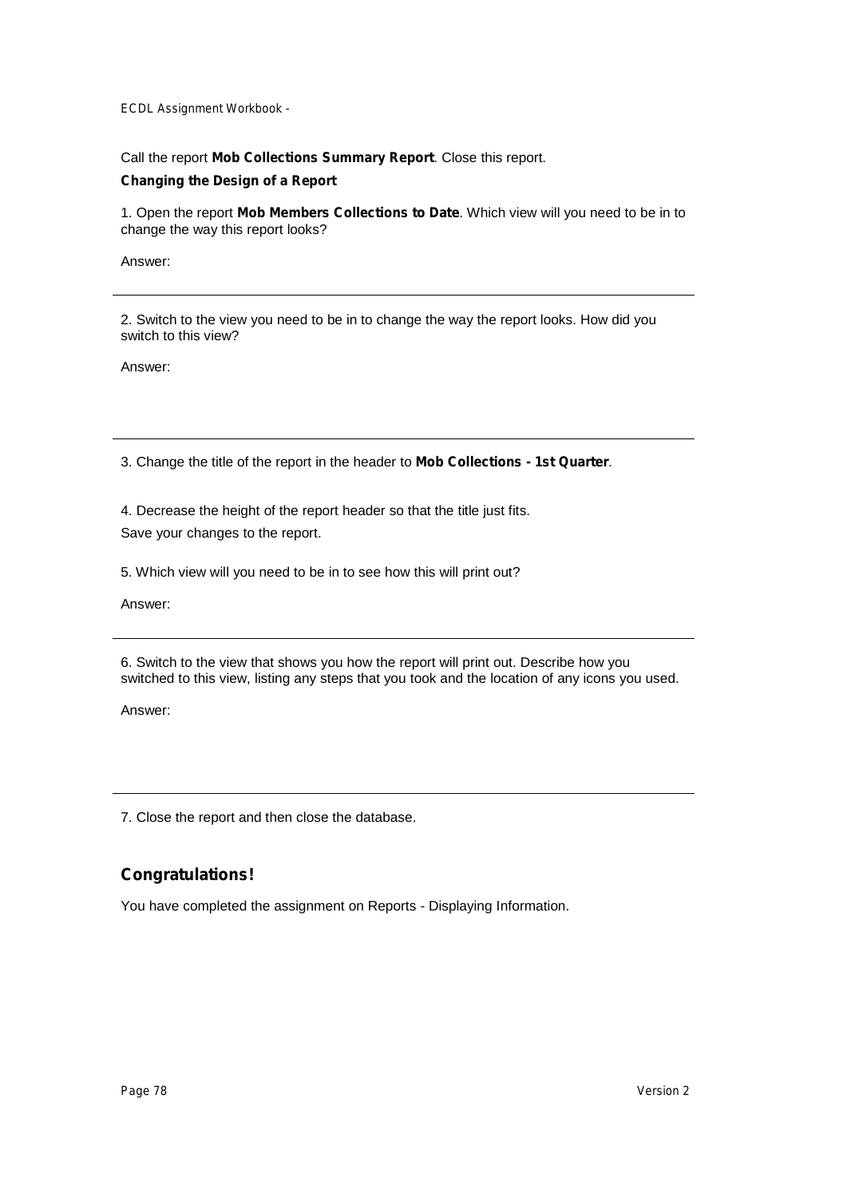Call the report **Mob Collections Summary Report**. Close this report.

**Changing the Design of a Report**

1. Open the report **Mob Members Collections to Date**. Which view will you need to be in to change the way this report looks?

Answer:

---

2. Switch to the view you need to be in to change the way the report looks. How did you switch to this view?

Answer:

---

3. Change the title of the report in the header to **Mob Collections - 1st Quarter**.

4. Decrease the height of the report header so that the title just fits.

Save your changes to the report.

5. Which view will you need to be in to see how this will print out?

Answer:

---

6. Switch to the view that shows you how the report will print out. Describe how you switched to this view, listing any steps that you took and the location of any icons you used.

Answer:

---

7. Close the report and then close the database.

## Congratulations!

You have completed the assignment on Reports - Displaying Information.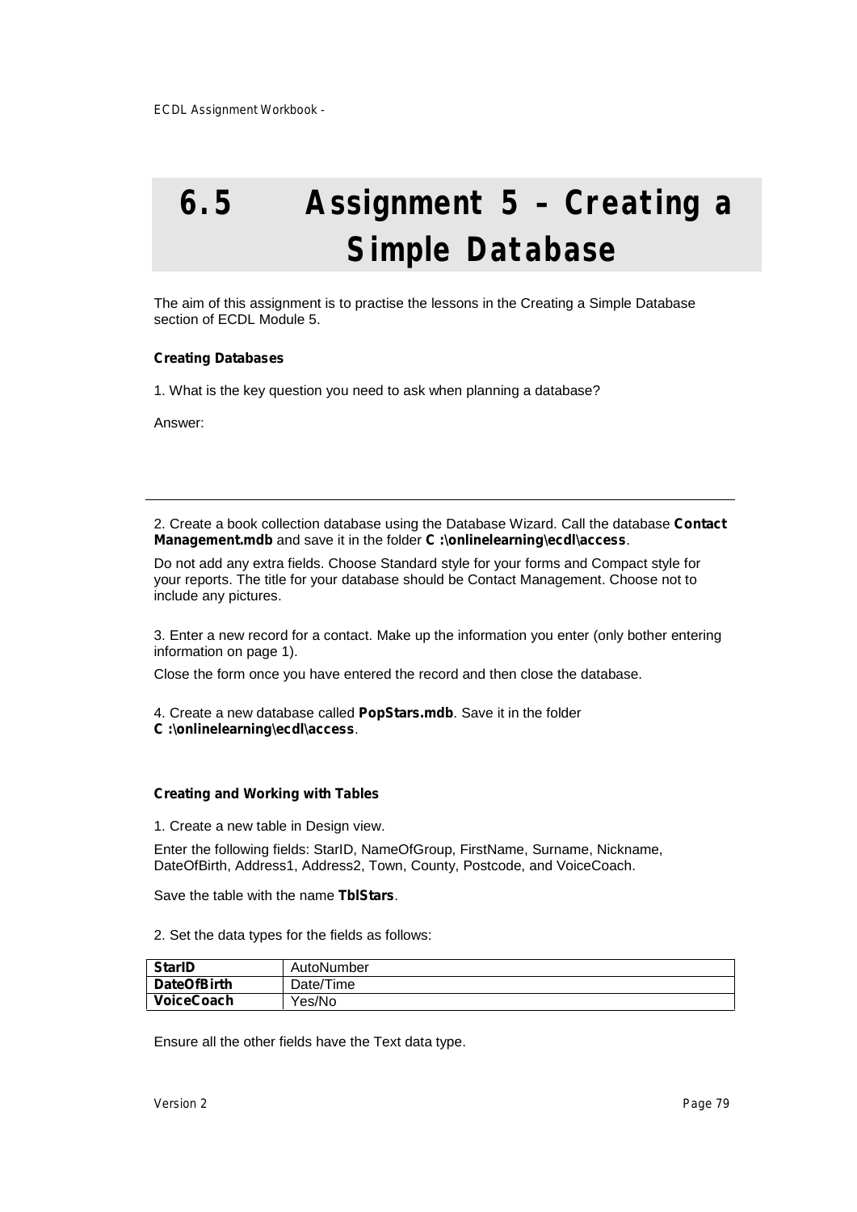# 6.5 Assignment 5 – Creating a Simple Database

The aim of this assignment is to practise the lessons in the Creating a Simple Database section of ECDL Module 5.

**Creating Databases**

1. What is the key question you need to ask when planning a database?

Answer:

---

2. Create a book collection database using the Database Wizard. Call the database **Contact Management.mdb** and save it in the folder **C :\onlinelearning\ecdl\access**.

Do not add any extra fields. Choose Standard style for your forms and Compact style for your reports. The title for your database should be Contact Management. Choose not to include any pictures.

3. Enter a new record for a contact. Make up the information you enter (only bother entering information on page 1).

Close the form once you have entered the record and then close the database.

4. Create a new database called **PopStars.mdb**. Save it in the folder **C :\onlinelearning\ecdl\access**.

**Creating and Working with Tables**

1. Create a new table in Design view.

Enter the following fields: StarID, NameOfGroup, FirstName, Surname, Nickname, DateOfBirth, Address1, Address2, Town, County, Postcode, and VoiceCoach.

Save the table with the name **TblStars**.

2. Set the data types for the fields as follows:

| | |
|---|---|
| **StarID** | AutoNumber |
| **DateOfBirth** | Date/Time |
| **VoiceCoach** | Yes/No |

Ensure all the other fields have the Text data type.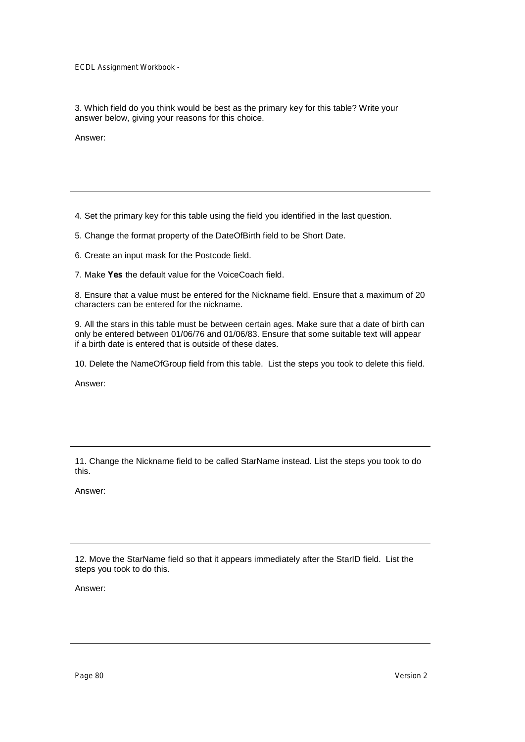3. Which field do you think would be best as the primary key for this table? Write your answer below, giving your reasons for this choice.

Answer:

---

4. Set the primary key for this table using the field you identified in the last question.

5. Change the format property of the DateOfBirth field to be Short Date.

6. Create an input mask for the Postcode field.

7. Make **Yes** the default value for the VoiceCoach field.

8. Ensure that a value must be entered for the Nickname field. Ensure that a maximum of 20 characters can be entered for the nickname.

9. All the stars in this table must be between certain ages. Make sure that a date of birth can only be entered between 01/06/76 and 01/06/83. Ensure that some suitable text will appear if a birth date is entered that is outside of these dates.

10. Delete the NameOfGroup field from this table. List the steps you took to delete this field.

Answer:

---

11. Change the Nickname field to be called StarName instead. List the steps you took to do this.

Answer:

---

12. Move the StarName field so that it appears immediately after the StarID field. List the steps you took to do this.

Answer:

---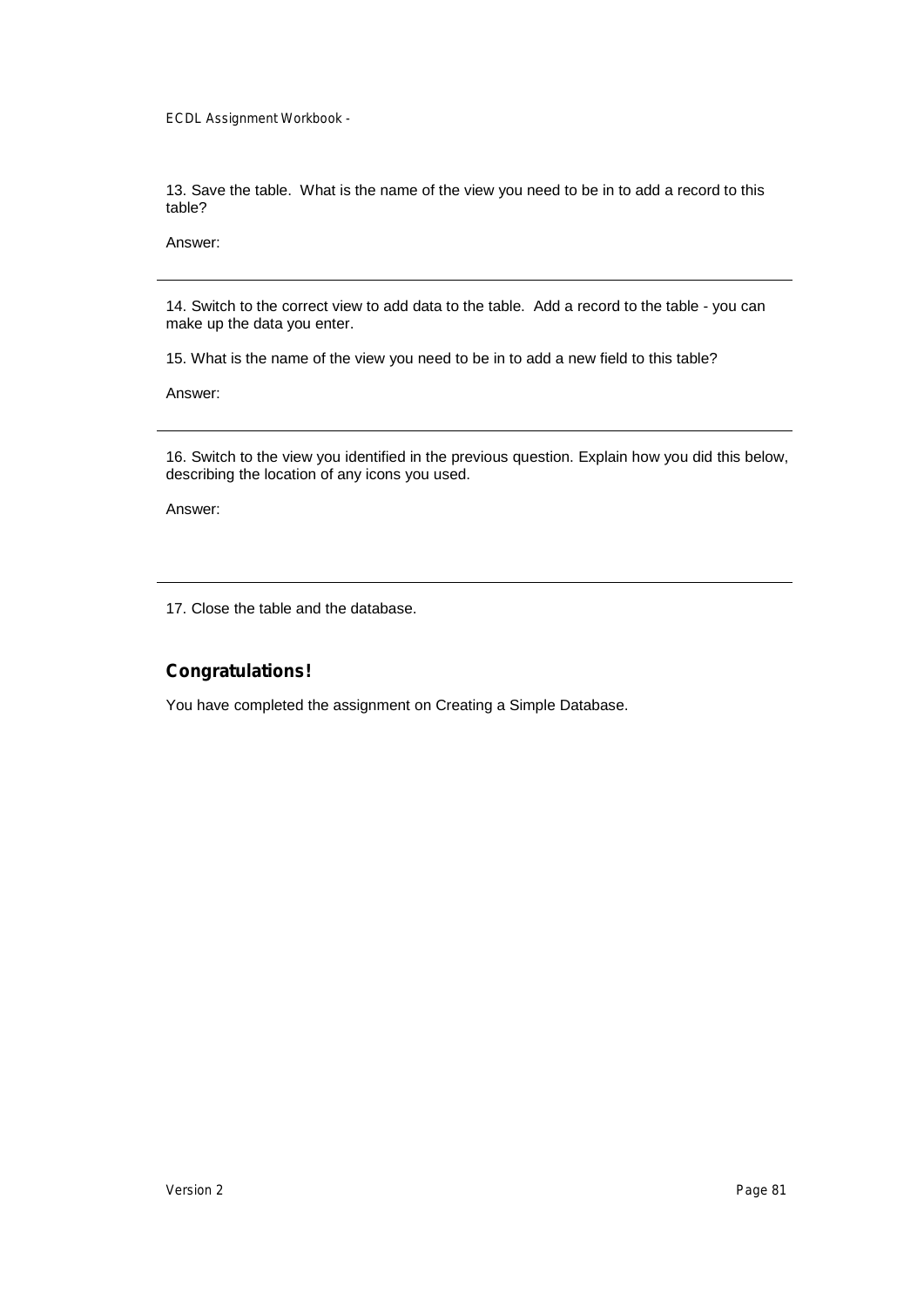13. Save the table. What is the name of the view you need to be in to add a record to this table?

Answer:

---

14. Switch to the correct view to add data to the table. Add a record to the table - you can make up the data you enter.

15. What is the name of the view you need to be in to add a new field to this table?

Answer:

---

16. Switch to the view you identified in the previous question. Explain how you did this below, describing the location of any icons you used.

Answer:

---

17. Close the table and the database.

## Congratulations!

You have completed the assignment on Creating a Simple Database.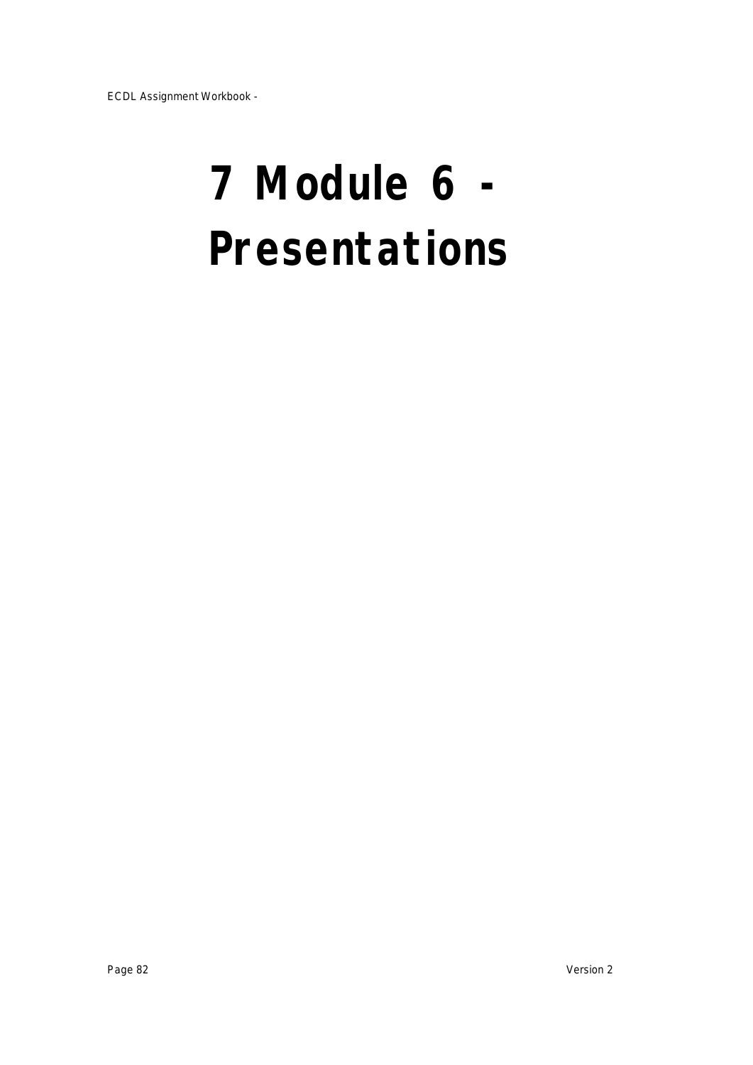# 7 Module 6 - Presentations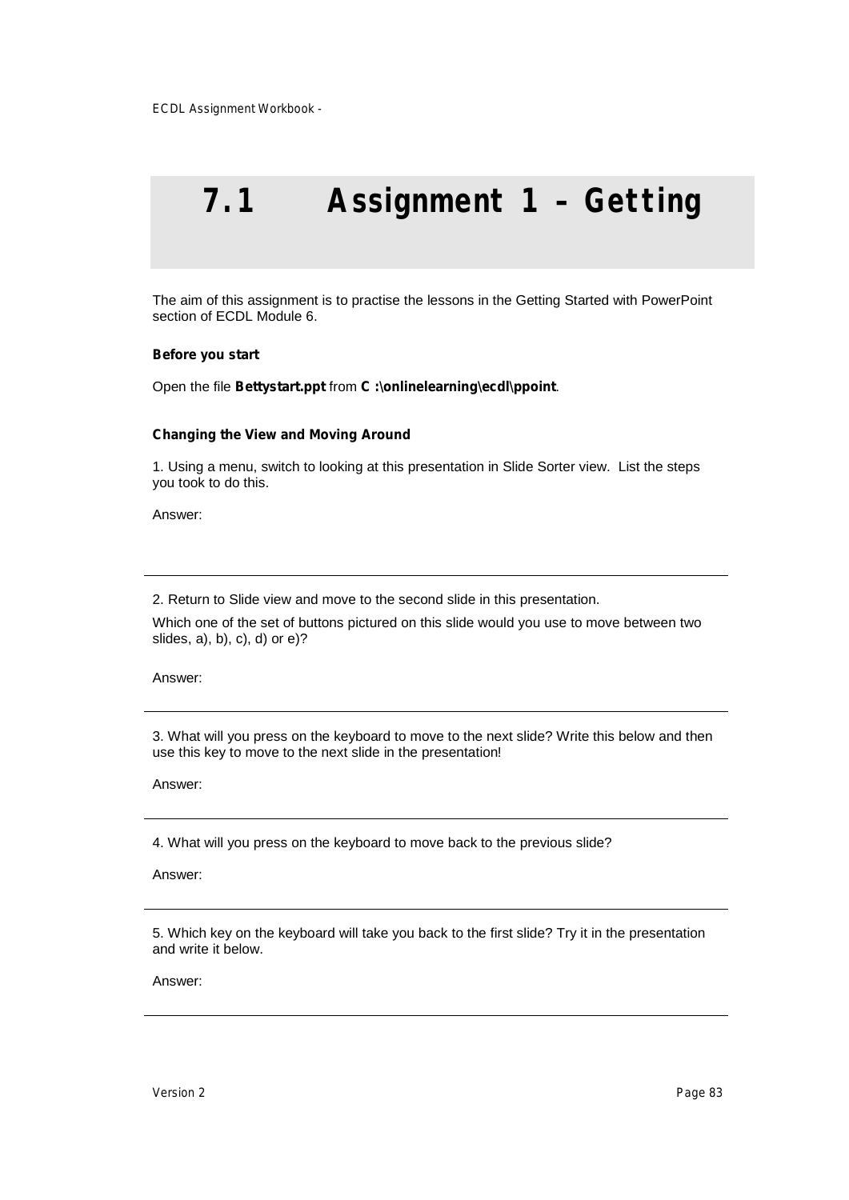# 7.1 Assignment 1 – Getting

The aim of this assignment is to practise the lessons in the Getting Started with PowerPoint section of ECDL Module 6.

**Before you start**

Open the file **Bettystart.ppt** from **C :\onlinelearning\ecdl\ppoint**.

**Changing the View and Moving Around**

1. Using a menu, switch to looking at this presentation in Slide Sorter view. List the steps you took to do this.

Answer:

---

2. Return to Slide view and move to the second slide in this presentation.

Which one of the set of buttons pictured on this slide would you use to move between two slides, a), b), c), d) or e)?

Answer:

---

3. What will you press on the keyboard to move to the next slide? Write this below and then use this key to move to the next slide in the presentation!

Answer:

---

4. What will you press on the keyboard to move back to the previous slide?

Answer:

---

5. Which key on the keyboard will take you back to the first slide? Try it in the presentation and write it below.

Answer:

---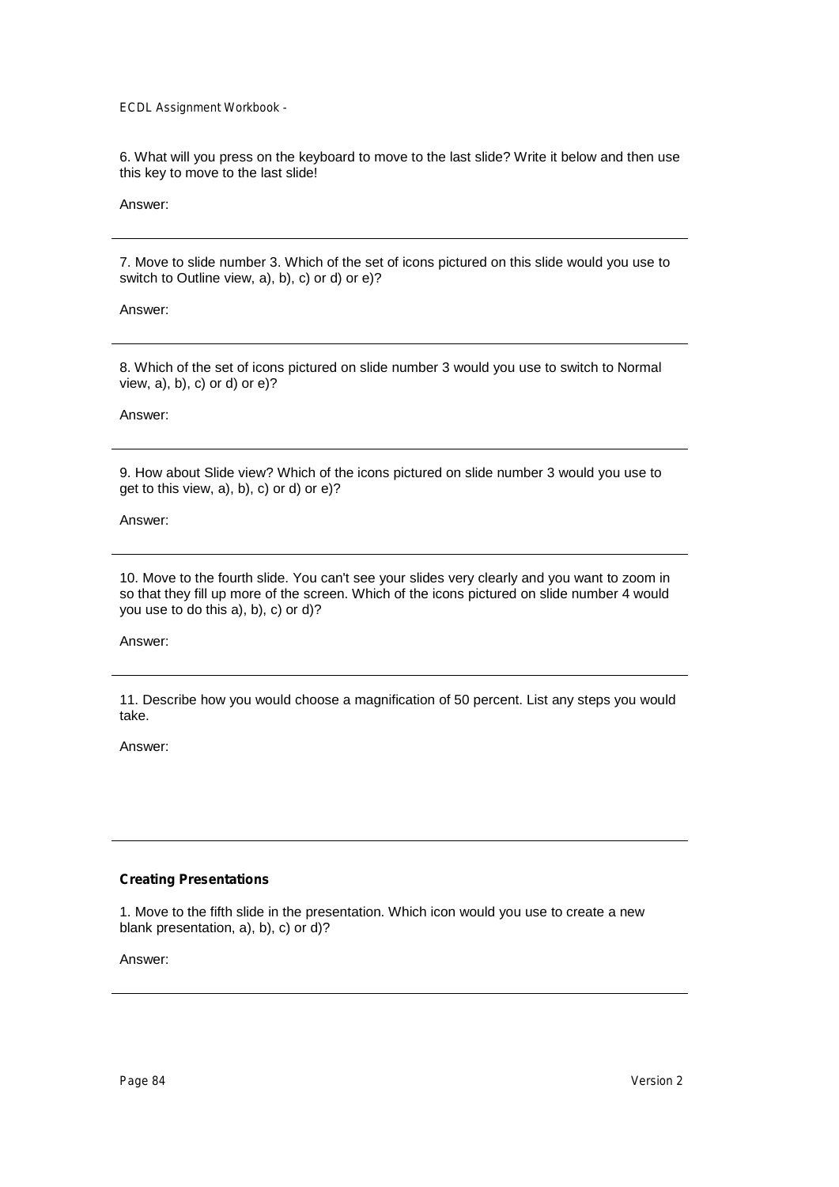6. What will you press on the keyboard to move to the last slide? Write it below and then use this key to move to the last slide!

Answer:

---

7. Move to slide number 3. Which of the set of icons pictured on this slide would you use to switch to Outline view, a), b), c) or d) or e)?

Answer:

---

8. Which of the set of icons pictured on slide number 3 would you use to switch to Normal view, a), b), c) or d) or e)?

Answer:

---

9. How about Slide view? Which of the icons pictured on slide number 3 would you use to get to this view, a), b), c) or d) or e)?

Answer:

---

10. Move to the fourth slide. You can't see your slides very clearly and you want to zoom in so that they fill up more of the screen. Which of the icons pictured on slide number 4 would you use to do this a), b), c) or d)?

Answer:

---

11. Describe how you would choose a magnification of 50 percent. List any steps you would take.

Answer:

---

**Creating Presentations**

1. Move to the fifth slide in the presentation. Which icon would you use to create a new blank presentation, a), b), c) or d)?

Answer:

---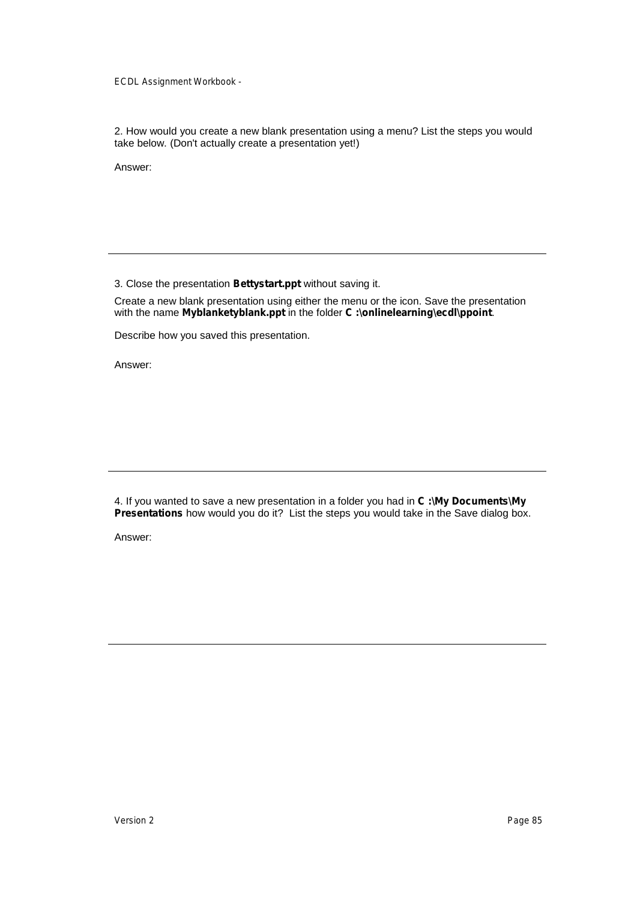2. How would you create a new blank presentation using a menu? List the steps you would take below. (Don't actually create a presentation yet!)

Answer:

---

3. Close the presentation **Bettystart.ppt** without saving it.

Create a new blank presentation using either the menu or the icon. Save the presentation with the name **Myblanketyblank.ppt** in the folder **C :\onlinelearning\ecdl\ppoint**.

Describe how you saved this presentation.

Answer:

---

4. If you wanted to save a new presentation in a folder you had in **C :\My Documents\My Presentations** how would you do it? List the steps you would take in the Save dialog box.

Answer:

---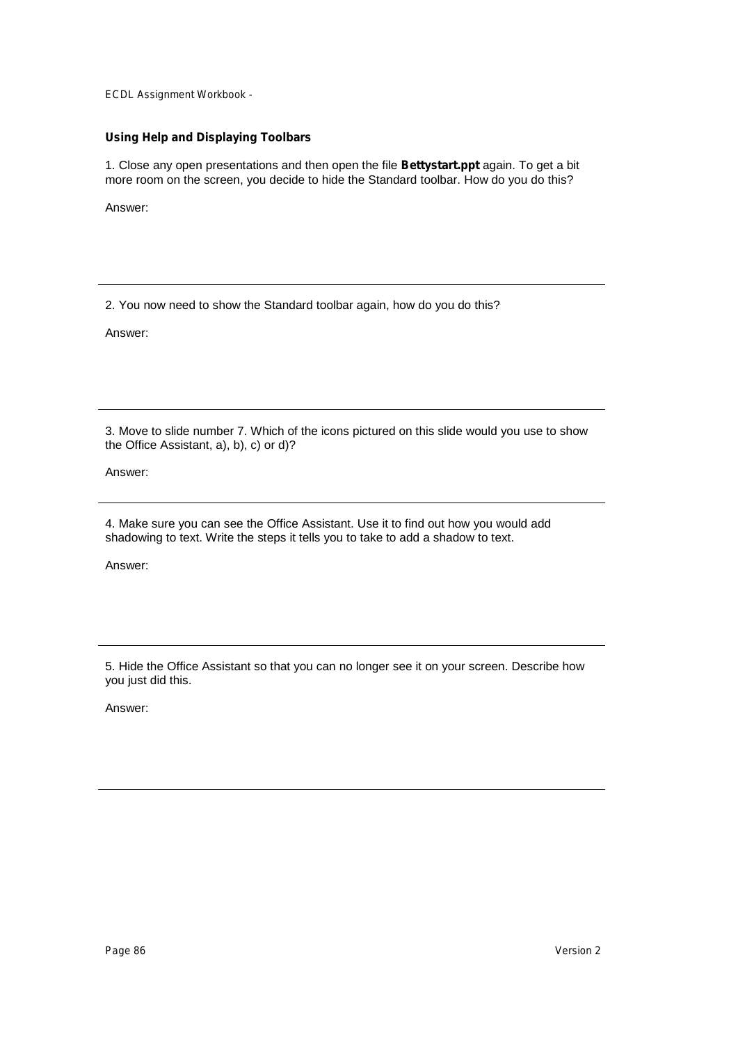### Using Help and Displaying Toolbars

1. Close any open presentations and then open the file **Bettystart.ppt** again. To get a bit more room on the screen, you decide to hide the Standard toolbar. How do you do this?

Answer:

---

2. You now need to show the Standard toolbar again, how do you do this?

Answer:

---

3. Move to slide number 7. Which of the icons pictured on this slide would you use to show the Office Assistant, a), b), c) or d)?

Answer:

---

4. Make sure you can see the Office Assistant. Use it to find out how you would add shadowing to text. Write the steps it tells you to take to add a shadow to text.

Answer:

---

5. Hide the Office Assistant so that you can no longer see it on your screen. Describe how you just did this.

Answer:

---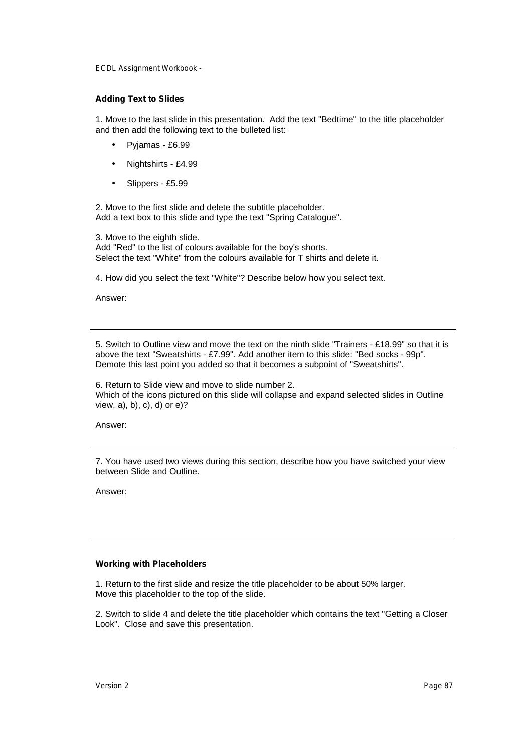### Adding Text to Slides

1. Move to the last slide in this presentation. Add the text "Bedtime" to the title placeholder and then add the following text to the bulleted list:

- Pyjamas - £6.99
- Nightshirts - £4.99
- Slippers - £5.99

2. Move to the first slide and delete the subtitle placeholder.
Add a text box to this slide and type the text "Spring Catalogue".

3. Move to the eighth slide.
Add "Red" to the list of colours available for the boy's shorts.
Select the text "White" from the colours available for T shirts and delete it.

4. How did you select the text "White"? Describe below how you select text.

Answer:

---

5. Switch to Outline view and move the text on the ninth slide "Trainers - £18.99" so that it is above the text "Sweatshirts - £7.99". Add another item to this slide: "Bed socks - 99p". Demote this last point you added so that it becomes a subpoint of "Sweatshirts".

6. Return to Slide view and move to slide number 2.
Which of the icons pictured on this slide will collapse and expand selected slides in Outline view, a), b), c), d) or e)?

Answer:

---

7. You have used two views during this section, describe how you have switched your view between Slide and Outline.

Answer:

---

### Working with Placeholders

1. Return to the first slide and resize the title placeholder to be about 50% larger.
Move this placeholder to the top of the slide.

2. Switch to slide 4 and delete the title placeholder which contains the text "Getting a Closer Look". Close and save this presentation.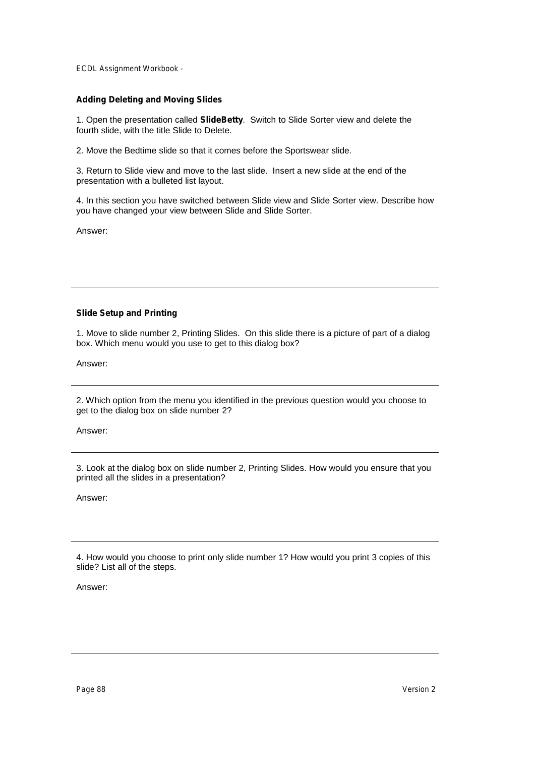### Adding Deleting and Moving Slides

1. Open the presentation called **SlideBetty**. Switch to Slide Sorter view and delete the fourth slide, with the title Slide to Delete.

2. Move the Bedtime slide so that it comes before the Sportswear slide.

3. Return to Slide view and move to the last slide. Insert a new slide at the end of the presentation with a bulleted list layout.

4. In this section you have switched between Slide view and Slide Sorter view. Describe how you have changed your view between Slide and Slide Sorter.

Answer:

---

### Slide Setup and Printing

1. Move to slide number 2, Printing Slides. On this slide there is a picture of part of a dialog box. Which menu would you use to get to this dialog box?

Answer:

---

2. Which option from the menu you identified in the previous question would you choose to get to the dialog box on slide number 2?

Answer:

---

3. Look at the dialog box on slide number 2, Printing Slides. How would you ensure that you printed all the slides in a presentation?

Answer:

---

4. How would you choose to print only slide number 1? How would you print 3 copies of this slide? List all of the steps.

Answer:

---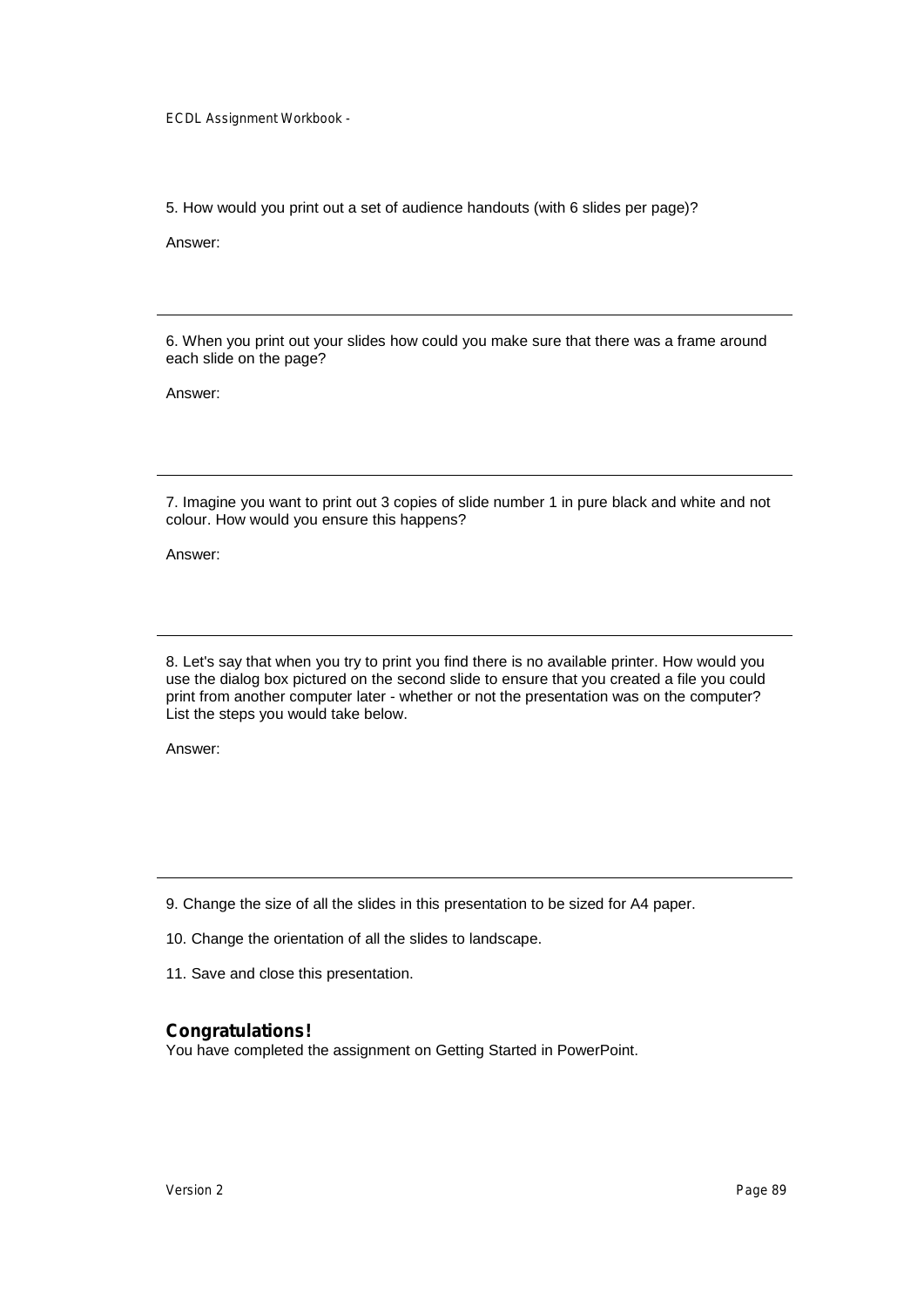5. How would you print out a set of audience handouts (with 6 slides per page)?

Answer:

---

6. When you print out your slides how could you make sure that there was a frame around each slide on the page?

Answer:

---

7. Imagine you want to print out 3 copies of slide number 1 in pure black and white and not colour. How would you ensure this happens?

Answer:

---

8. Let's say that when you try to print you find there is no available printer. How would you use the dialog box pictured on the second slide to ensure that you created a file you could print from another computer later - whether or not the presentation was on the computer? List the steps you would take below.

Answer:

---

9. Change the size of all the slides in this presentation to be sized for A4 paper.

10. Change the orientation of all the slides to landscape.

11. Save and close this presentation.

## Congratulations!

You have completed the assignment on Getting Started in PowerPoint.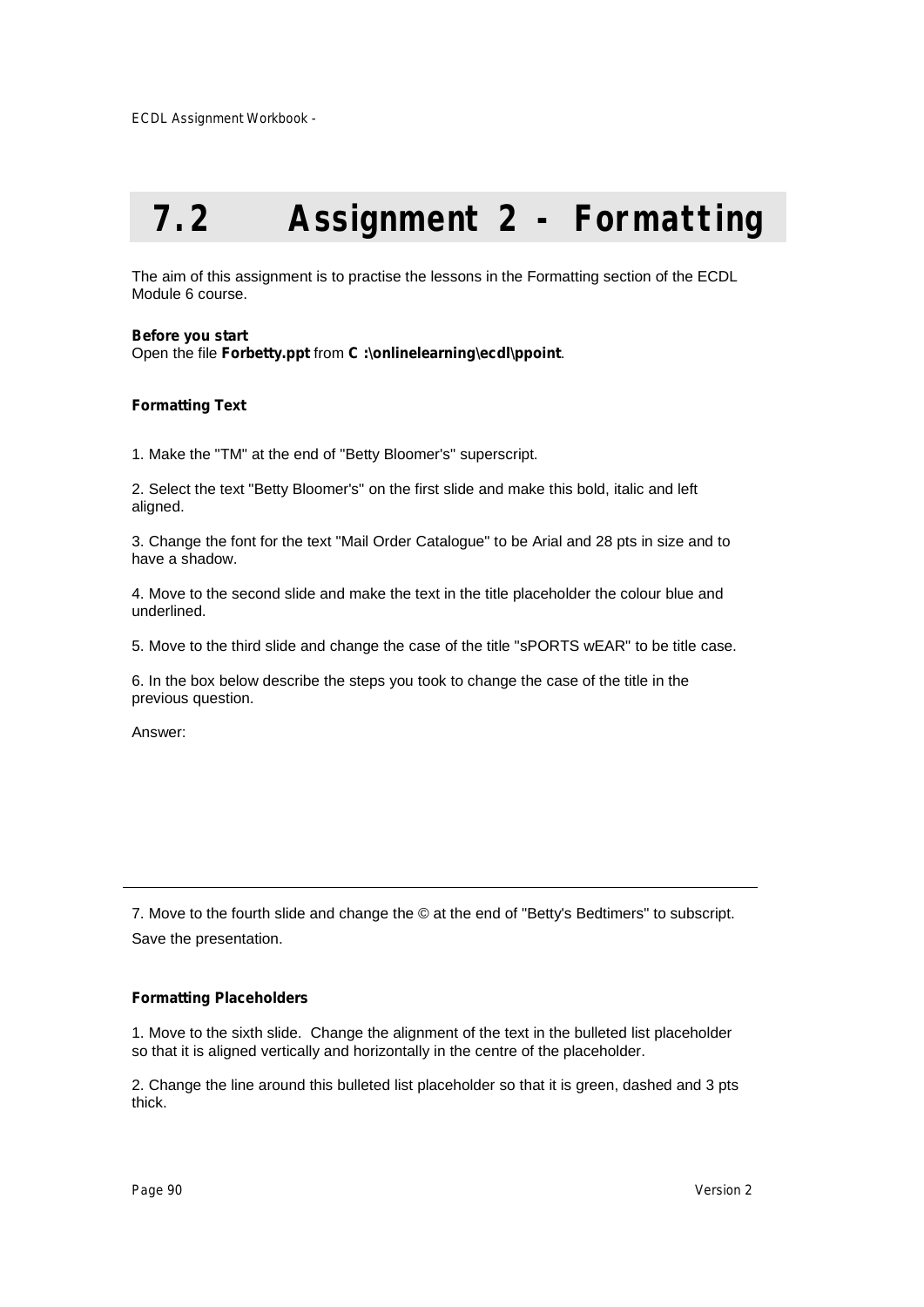# 7.2 Assignment 2 - Formatting

The aim of this assignment is to practise the lessons in the Formatting section of the ECDL Module 6 course.

**Before you start**
Open the file **Forbetty.ppt** from **C :\onlinelearning\ecdl\ppoint**.

**Formatting Text**

1. Make the "TM" at the end of "Betty Bloomer's" superscript.

2. Select the text "Betty Bloomer's" on the first slide and make this bold, italic and left aligned.

3. Change the font for the text "Mail Order Catalogue" to be Arial and 28 pts in size and to have a shadow.

4. Move to the second slide and make the text in the title placeholder the colour blue and underlined.

5. Move to the third slide and change the case of the title "sPORTS wEAR" to be title case.

6. In the box below describe the steps you took to change the case of the title in the previous question.

Answer:

---

7. Move to the fourth slide and change the © at the end of "Betty's Bedtimers" to subscript.

Save the presentation.

**Formatting Placeholders**

1. Move to the sixth slide. Change the alignment of the text in the bulleted list placeholder so that it is aligned vertically and horizontally in the centre of the placeholder.

2. Change the line around this bulleted list placeholder so that it is green, dashed and 3 pts thick.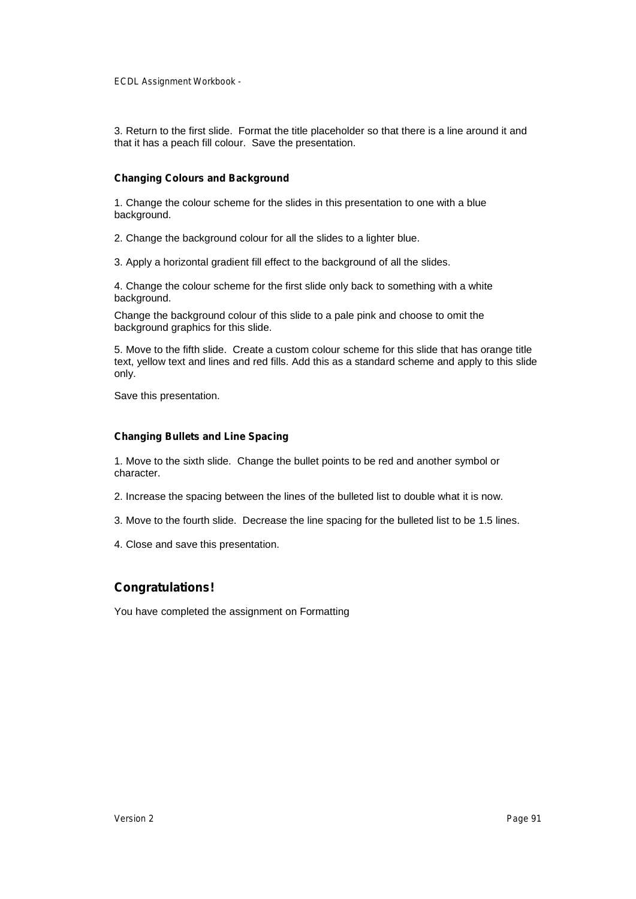3. Return to the first slide. Format the title placeholder so that there is a line around it and that it has a peach fill colour. Save the presentation.

### Changing Colours and Background

1. Change the colour scheme for the slides in this presentation to one with a blue background.

2. Change the background colour for all the slides to a lighter blue.

3. Apply a horizontal gradient fill effect to the background of all the slides.

4. Change the colour scheme for the first slide only back to something with a white background.

Change the background colour of this slide to a pale pink and choose to omit the background graphics for this slide.

5. Move to the fifth slide. Create a custom colour scheme for this slide that has orange title text, yellow text and lines and red fills. Add this as a standard scheme and apply to this slide only.

Save this presentation.

### Changing Bullets and Line Spacing

1. Move to the sixth slide. Change the bullet points to be red and another symbol or character.

2. Increase the spacing between the lines of the bulleted list to double what it is now.

3. Move to the fourth slide. Decrease the line spacing for the bulleted list to be 1.5 lines.

4. Close and save this presentation.

## Congratulations!

You have completed the assignment on Formatting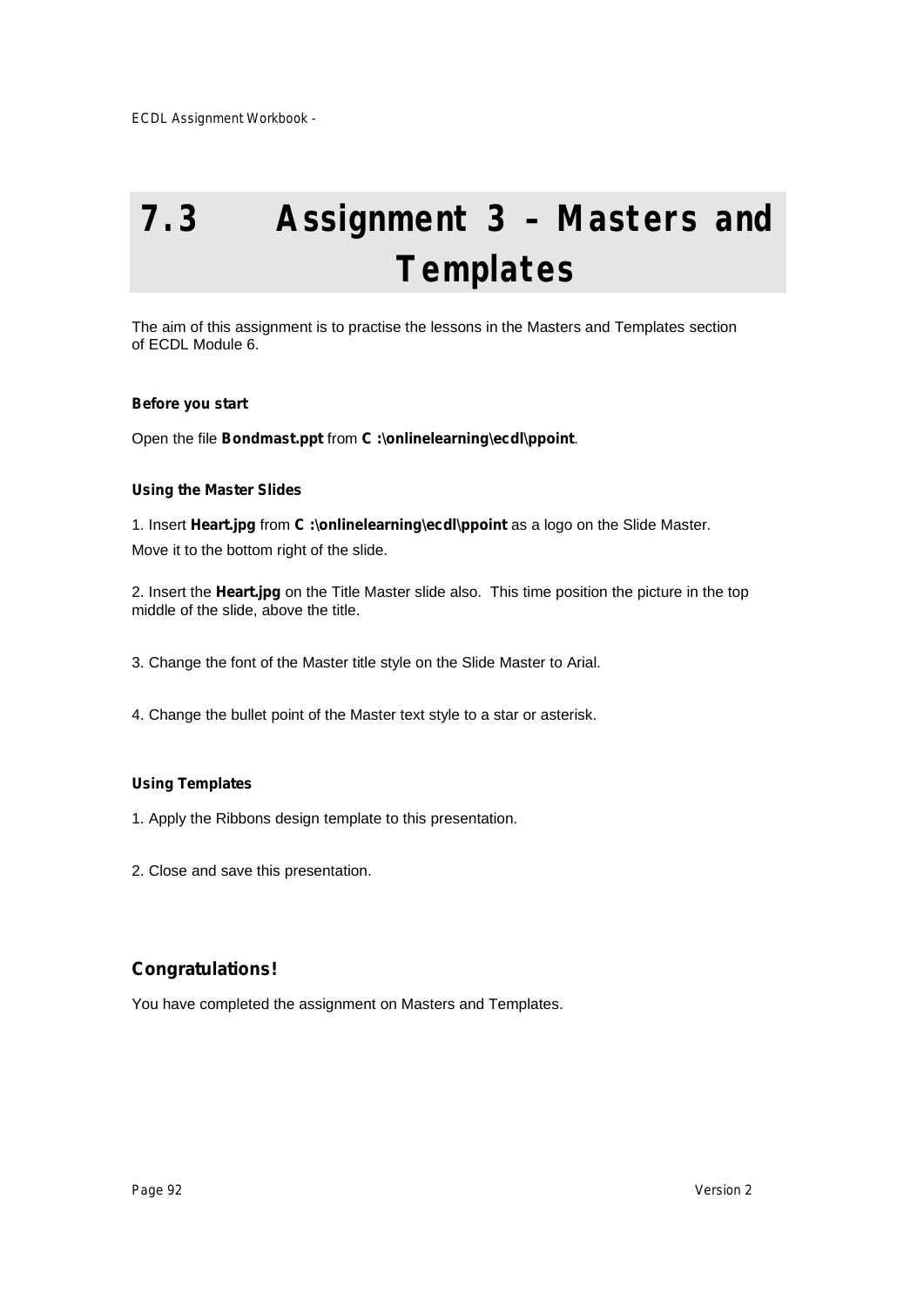# 7.3 Assignment 3 – Masters and Templates

The aim of this assignment is to practise the lessons in the Masters and Templates section of ECDL Module 6.

**Before you start**

Open the file **Bondmast.ppt** from **C :\onlinelearning\ecdl\ppoint**.

**Using the Master Slides**

1. Insert **Heart.jpg** from **C :\onlinelearning\ecdl\ppoint** as a logo on the Slide Master. Move it to the bottom right of the slide.

2. Insert the **Heart.jpg** on the Title Master slide also. This time position the picture in the top middle of the slide, above the title.

3. Change the font of the Master title style on the Slide Master to Arial.

4. Change the bullet point of the Master text style to a star or asterisk.

**Using Templates**

1. Apply the Ribbons design template to this presentation.

2. Close and save this presentation.

## Congratulations!

You have completed the assignment on Masters and Templates.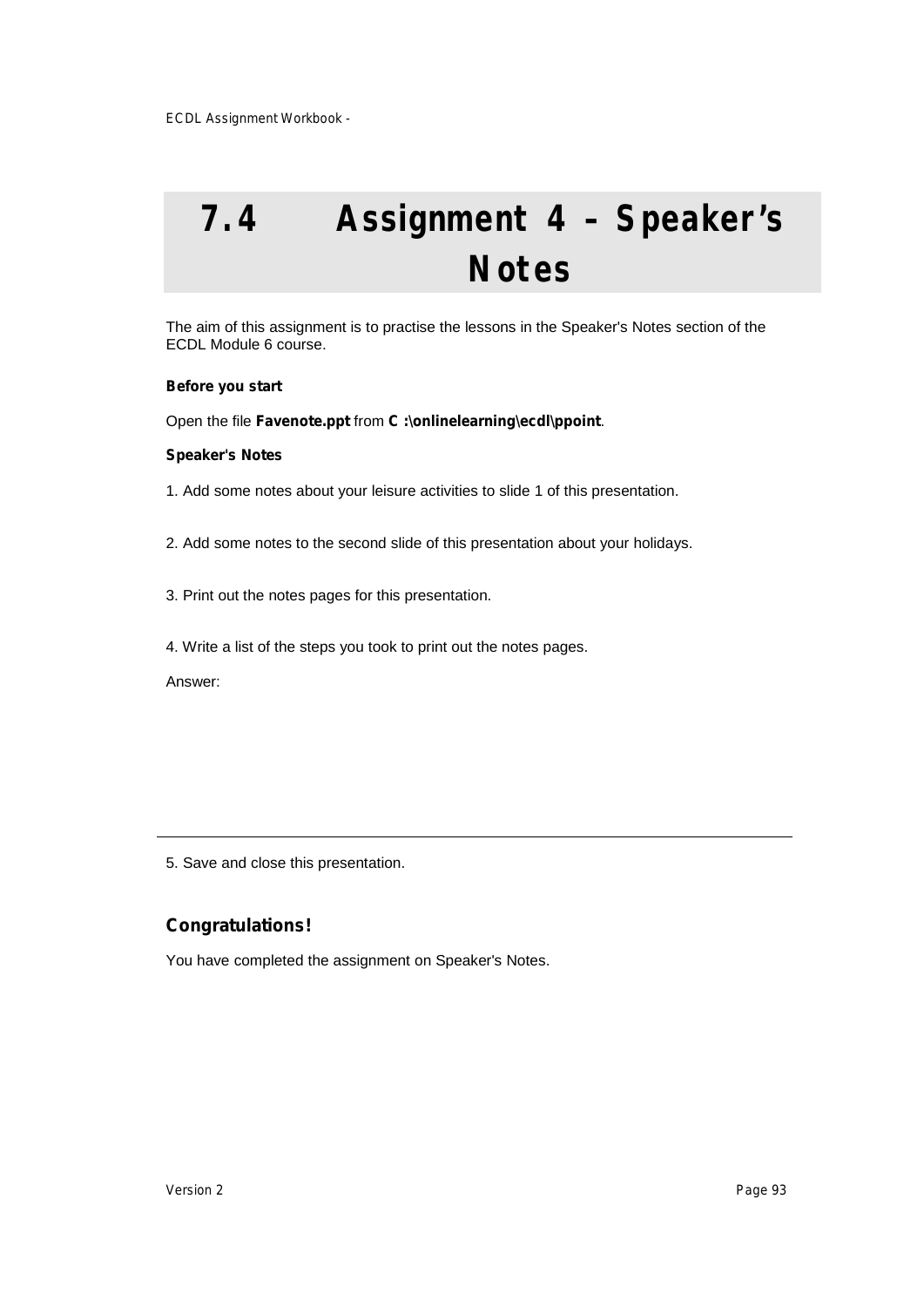# 7.4 Assignment 4 – Speaker's Notes

The aim of this assignment is to practise the lessons in the Speaker's Notes section of the ECDL Module 6 course.

**Before you start**

Open the file **Favenote.ppt** from **C :\onlinelearning\ecdl\ppoint**.

**Speaker's Notes**

1. Add some notes about your leisure activities to slide 1 of this presentation.

2. Add some notes to the second slide of this presentation about your holidays.

3. Print out the notes pages for this presentation.

4. Write a list of the steps you took to print out the notes pages.

Answer:

---

5. Save and close this presentation.

## Congratulations!

You have completed the assignment on Speaker's Notes.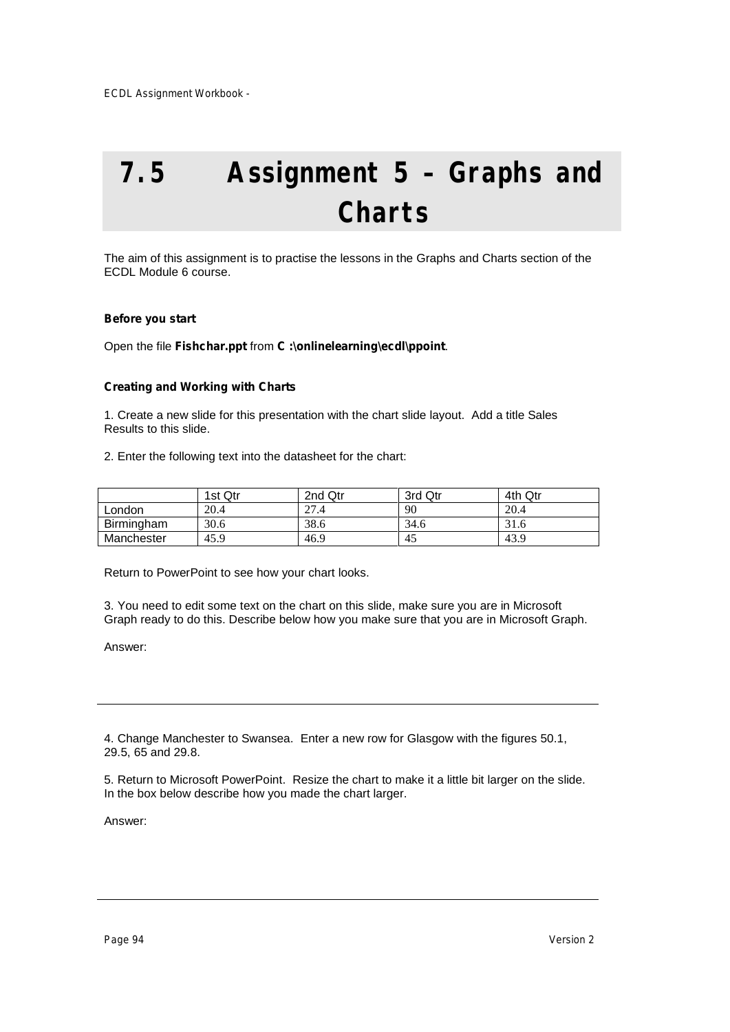# 7.5 Assignment 5 – Graphs and Charts

The aim of this assignment is to practise the lessons in the Graphs and Charts section of the ECDL Module 6 course.

**Before you start**

Open the file **Fishchar.ppt** from **C :\onlinelearning\ecdl\ppoint**.

**Creating and Working with Charts**

1. Create a new slide for this presentation with the chart slide layout. Add a title Sales Results to this slide.

2. Enter the following text into the datasheet for the chart:

| | 1st Qtr | 2nd Qtr | 3rd Qtr | 4th Qtr |
|---|---|---|---|---|
| London | 20.4 | 27.4 | 90 | 20.4 |
| Birmingham | 30.6 | 38.6 | 34.6 | 31.6 |
| Manchester | 45.9 | 46.9 | 45 | 43.9 |

Return to PowerPoint to see how your chart looks.

3. You need to edit some text on the chart on this slide, make sure you are in Microsoft Graph ready to do this. Describe below how you make sure that you are in Microsoft Graph.

Answer:

---

4. Change Manchester to Swansea. Enter a new row for Glasgow with the figures 50.1, 29.5, 65 and 29.8.

5. Return to Microsoft PowerPoint. Resize the chart to make it a little bit larger on the slide. In the box below describe how you made the chart larger.

Answer:

---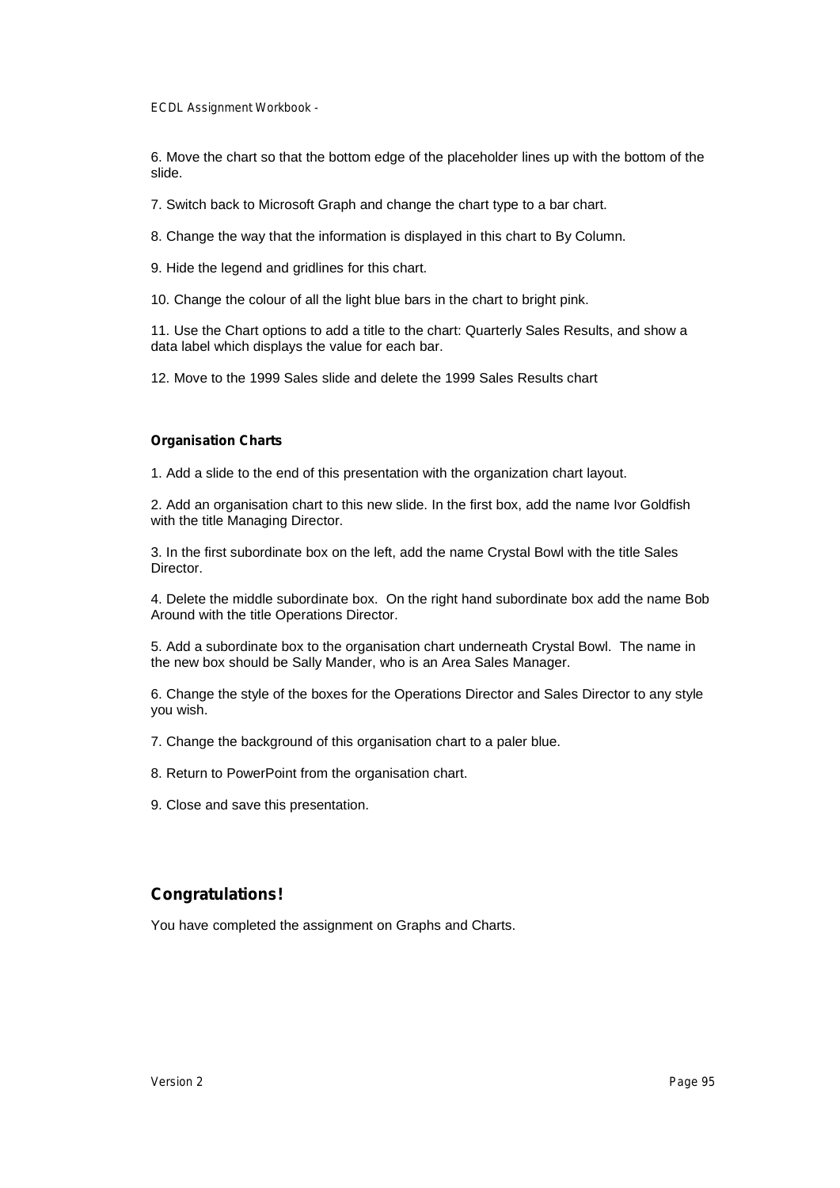6. Move the chart so that the bottom edge of the placeholder lines up with the bottom of the slide.

7. Switch back to Microsoft Graph and change the chart type to a bar chart.

8. Change the way that the information is displayed in this chart to By Column.

9. Hide the legend and gridlines for this chart.

10. Change the colour of all the light blue bars in the chart to bright pink.

11. Use the Chart options to add a title to the chart: Quarterly Sales Results, and show a data label which displays the value for each bar.

12. Move to the 1999 Sales slide and delete the 1999 Sales Results chart

### Organisation Charts

1. Add a slide to the end of this presentation with the organization chart layout.

2. Add an organisation chart to this new slide. In the first box, add the name Ivor Goldfish with the title Managing Director.

3. In the first subordinate box on the left, add the name Crystal Bowl with the title Sales Director.

4. Delete the middle subordinate box. On the right hand subordinate box add the name Bob Around with the title Operations Director.

5. Add a subordinate box to the organisation chart underneath Crystal Bowl. The name in the new box should be Sally Mander, who is an Area Sales Manager.

6. Change the style of the boxes for the Operations Director and Sales Director to any style you wish.

7. Change the background of this organisation chart to a paler blue.

8. Return to PowerPoint from the organisation chart.

9. Close and save this presentation.

## Congratulations!

You have completed the assignment on Graphs and Charts.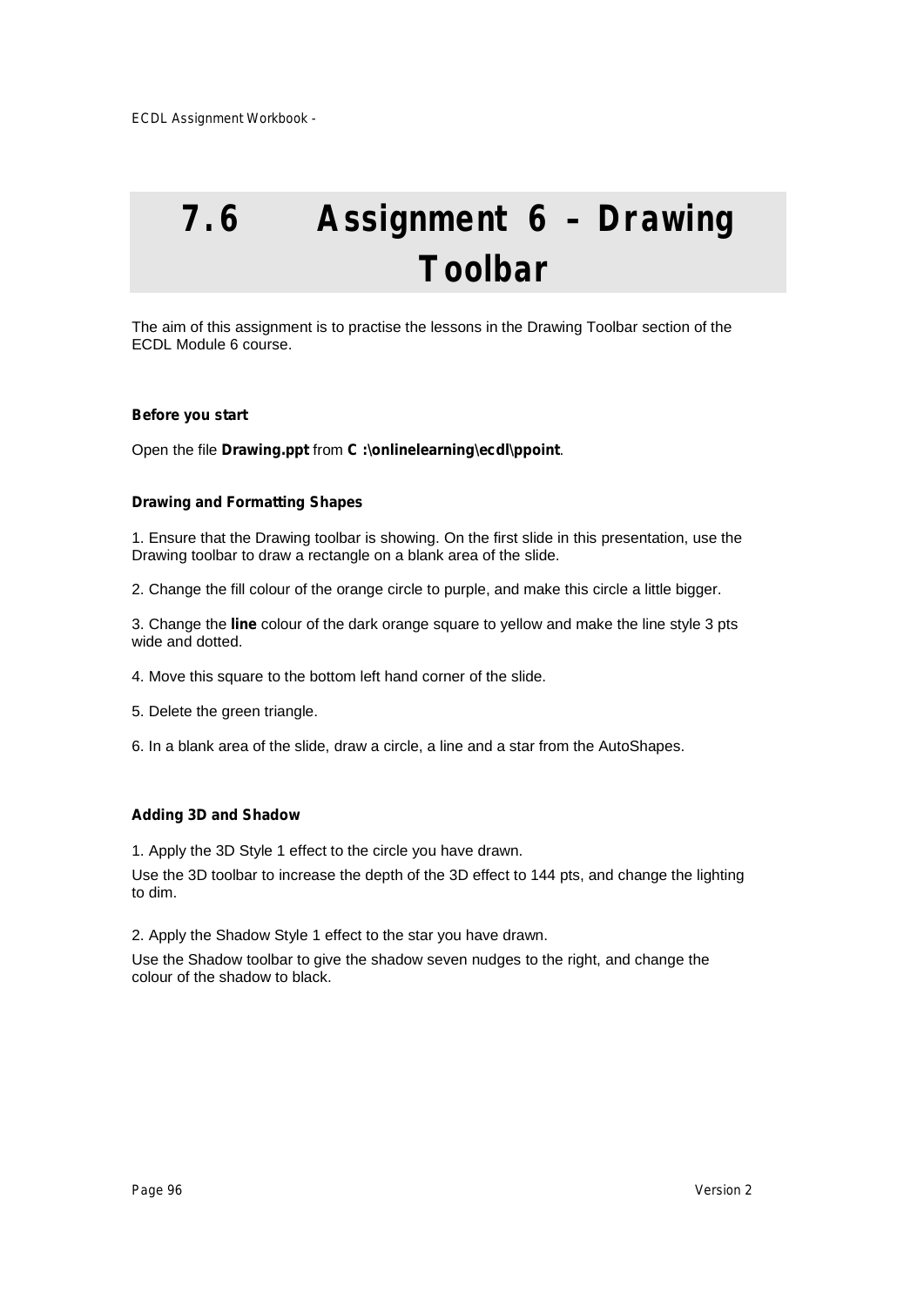# 7.6 Assignment 6 – Drawing Toolbar

The aim of this assignment is to practise the lessons in the Drawing Toolbar section of the ECDL Module 6 course.

**Before you start**

Open the file **Drawing.ppt** from **C :\onlinelearning\ecdl\ppoint**.

**Drawing and Formatting Shapes**

1. Ensure that the Drawing toolbar is showing. On the first slide in this presentation, use the Drawing toolbar to draw a rectangle on a blank area of the slide.

2. Change the fill colour of the orange circle to purple, and make this circle a little bigger.

3. Change the **line** colour of the dark orange square to yellow and make the line style 3 pts wide and dotted.

4. Move this square to the bottom left hand corner of the slide.

5. Delete the green triangle.

6. In a blank area of the slide, draw a circle, a line and a star from the AutoShapes.

**Adding 3D and Shadow**

1. Apply the 3D Style 1 effect to the circle you have drawn.

Use the 3D toolbar to increase the depth of the 3D effect to 144 pts, and change the lighting to dim.

2. Apply the Shadow Style 1 effect to the star you have drawn.

Use the Shadow toolbar to give the shadow seven nudges to the right, and change the colour of the shadow to black.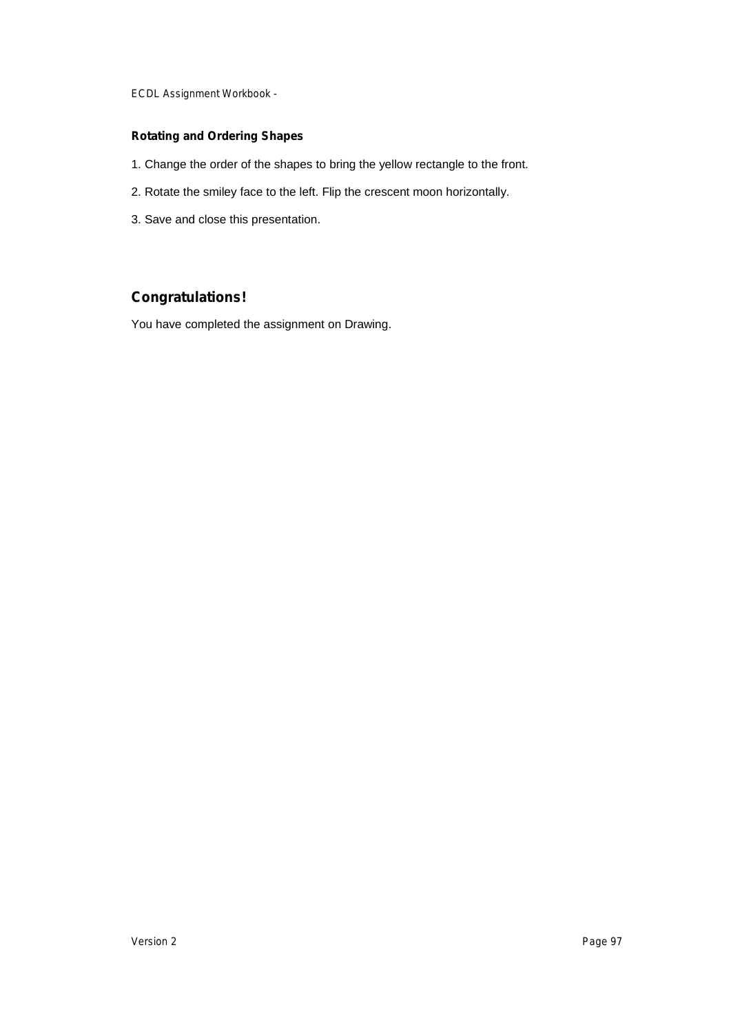### Rotating and Ordering Shapes

1. Change the order of the shapes to bring the yellow rectangle to the front.
2. Rotate the smiley face to the left. Flip the crescent moon horizontally.
3. Save and close this presentation.

## Congratulations!

You have completed the assignment on Drawing.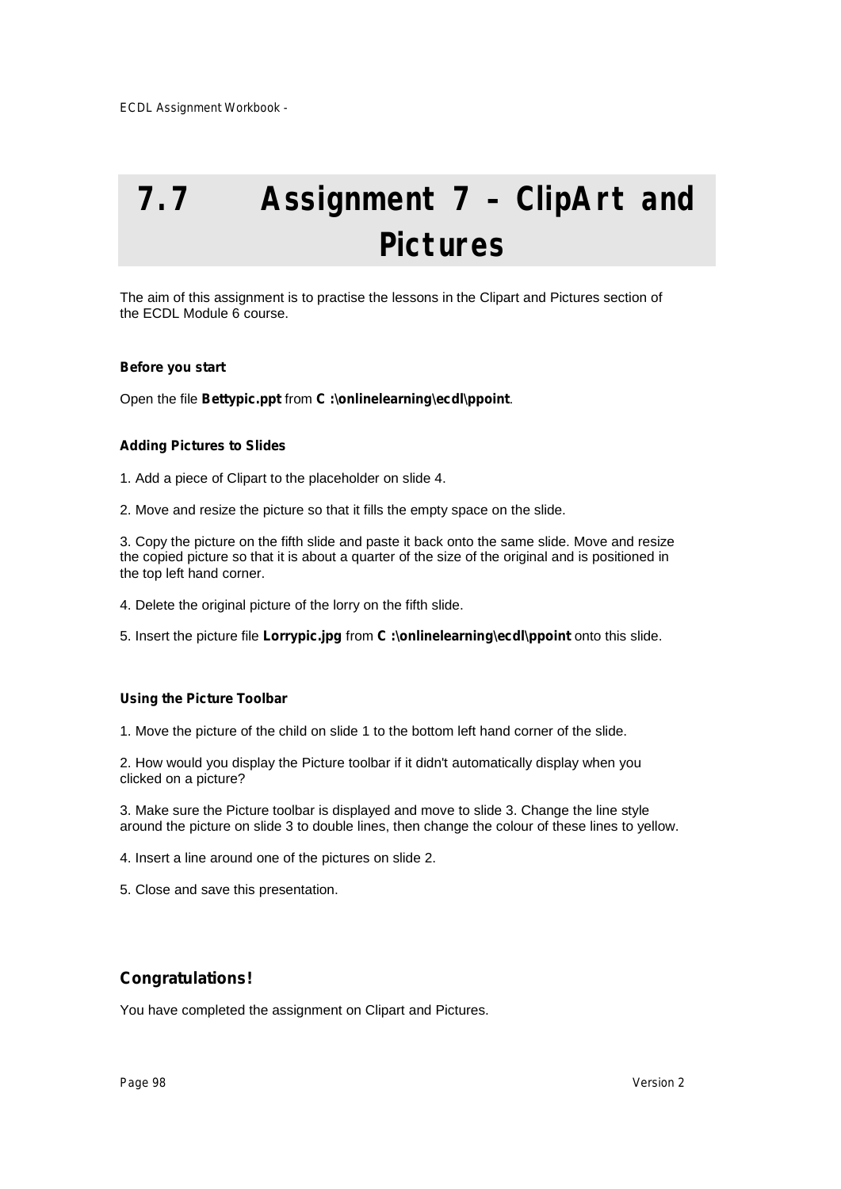# 7.7 Assignment 7 – ClipArt and Pictures

The aim of this assignment is to practise the lessons in the Clipart and Pictures section of the ECDL Module 6 course.

**Before you start**

Open the file **Bettypic.ppt** from **C :\onlinelearning\ecdl\ppoint**.

**Adding Pictures to Slides**

1. Add a piece of Clipart to the placeholder on slide 4.

2. Move and resize the picture so that it fills the empty space on the slide.

3. Copy the picture on the fifth slide and paste it back onto the same slide. Move and resize the copied picture so that it is about a quarter of the size of the original and is positioned in the top left hand corner.

4. Delete the original picture of the lorry on the fifth slide.

5. Insert the picture file **Lorrypic.jpg** from **C :\onlinelearning\ecdl\ppoint** onto this slide.

**Using the Picture Toolbar**

1. Move the picture of the child on slide 1 to the bottom left hand corner of the slide.

2. How would you display the Picture toolbar if it didn't automatically display when you clicked on a picture?

3. Make sure the Picture toolbar is displayed and move to slide 3. Change the line style around the picture on slide 3 to double lines, then change the colour of these lines to yellow.

4. Insert a line around one of the pictures on slide 2.

5. Close and save this presentation.

## Congratulations!

You have completed the assignment on Clipart and Pictures.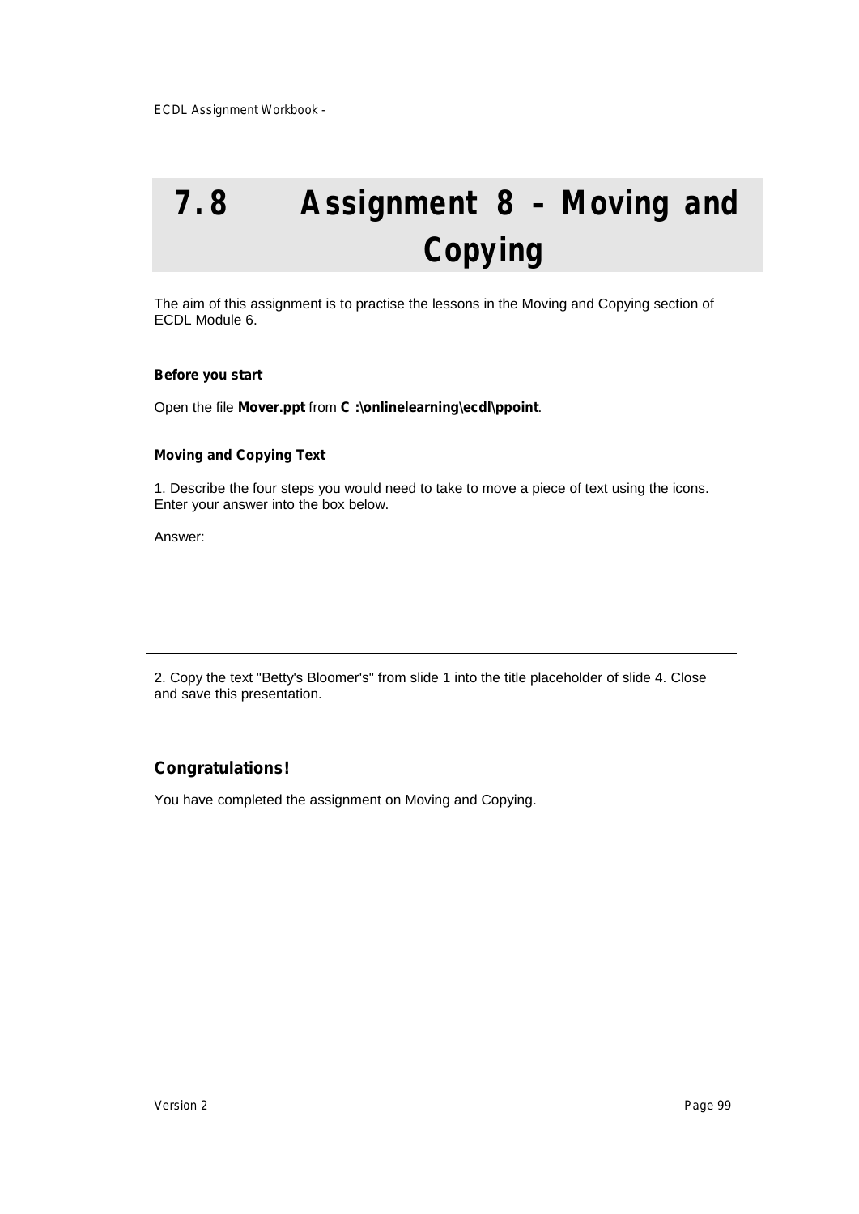# 7.8 Assignment 8 – Moving and Copying

The aim of this assignment is to practise the lessons in the Moving and Copying section of ECDL Module 6.

**Before you start**

Open the file **Mover.ppt** from **C :\onlinelearning\ecdl\ppoint**.

**Moving and Copying Text**

1. Describe the four steps you would need to take to move a piece of text using the icons. Enter your answer into the box below.

Answer:

---

2. Copy the text "Betty's Bloomer's" from slide 1 into the title placeholder of slide 4. Close and save this presentation.

## Congratulations!

You have completed the assignment on Moving and Copying.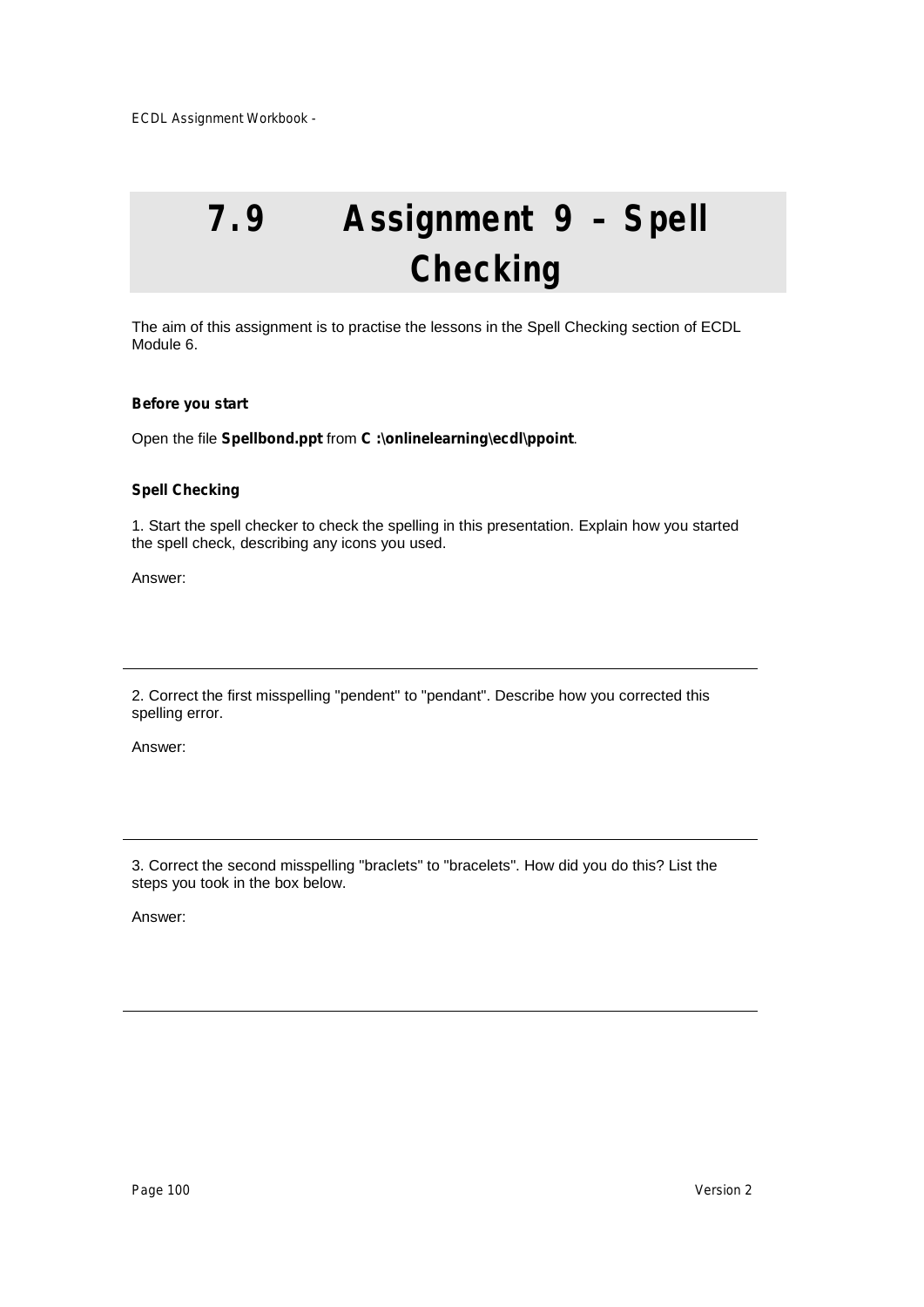# 7.9 Assignment 9 – Spell Checking

The aim of this assignment is to practise the lessons in the Spell Checking section of ECDL Module 6.

**Before you start**

Open the file **Spellbond.ppt** from **C :\onlinelearning\ecdl\ppoint**.

**Spell Checking**

1. Start the spell checker to check the spelling in this presentation. Explain how you started the spell check, describing any icons you used.

Answer:

---

2. Correct the first misspelling "pendent" to "pendant". Describe how you corrected this spelling error.

Answer:

---

3. Correct the second misspelling "braclets" to "bracelets". How did you do this? List the steps you took in the box below.

Answer:

---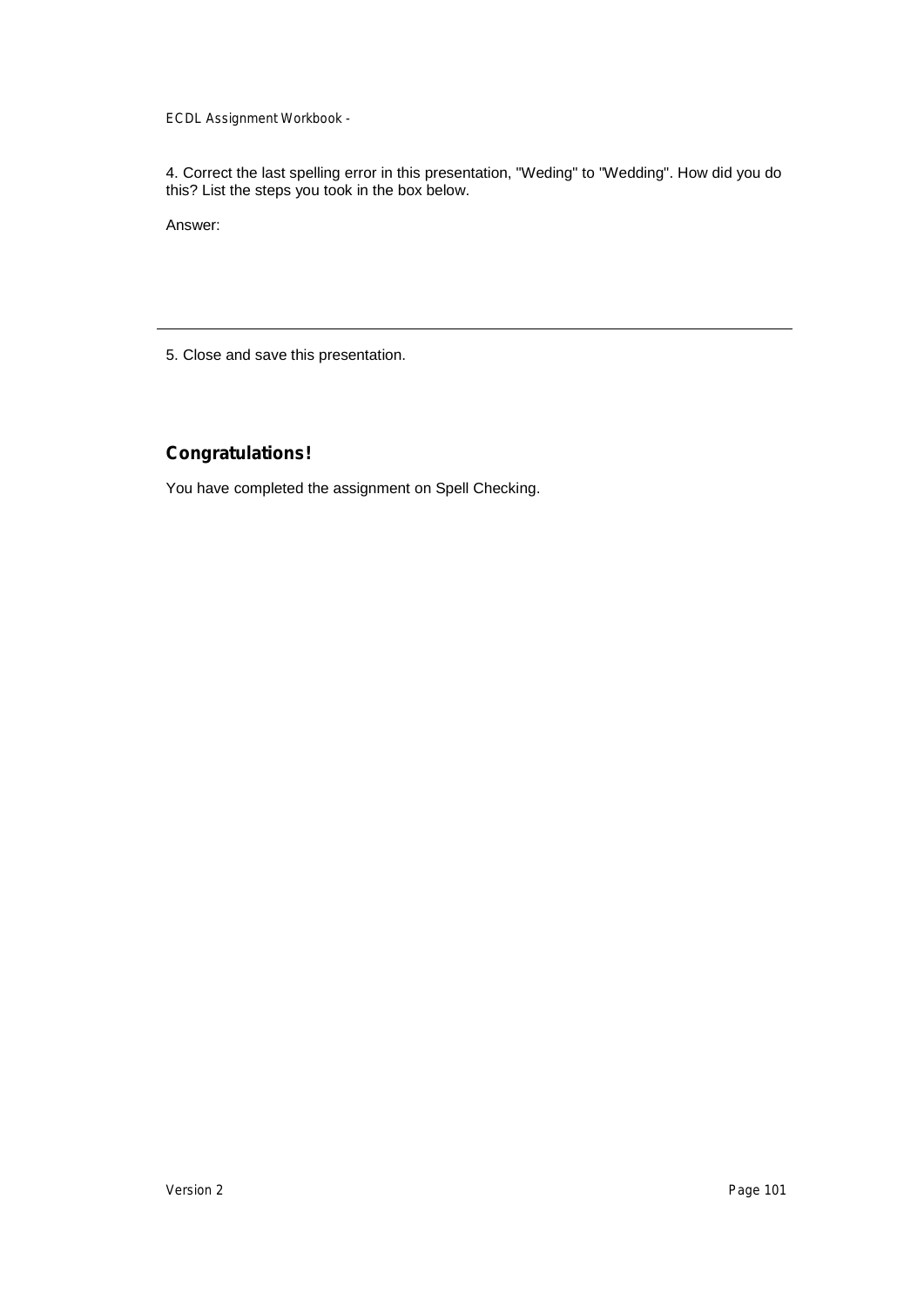4. Correct the last spelling error in this presentation, "Weding" to "Wedding". How did you do this? List the steps you took in the box below.

Answer:

---

5. Close and save this presentation.

## Congratulations!

You have completed the assignment on Spell Checking.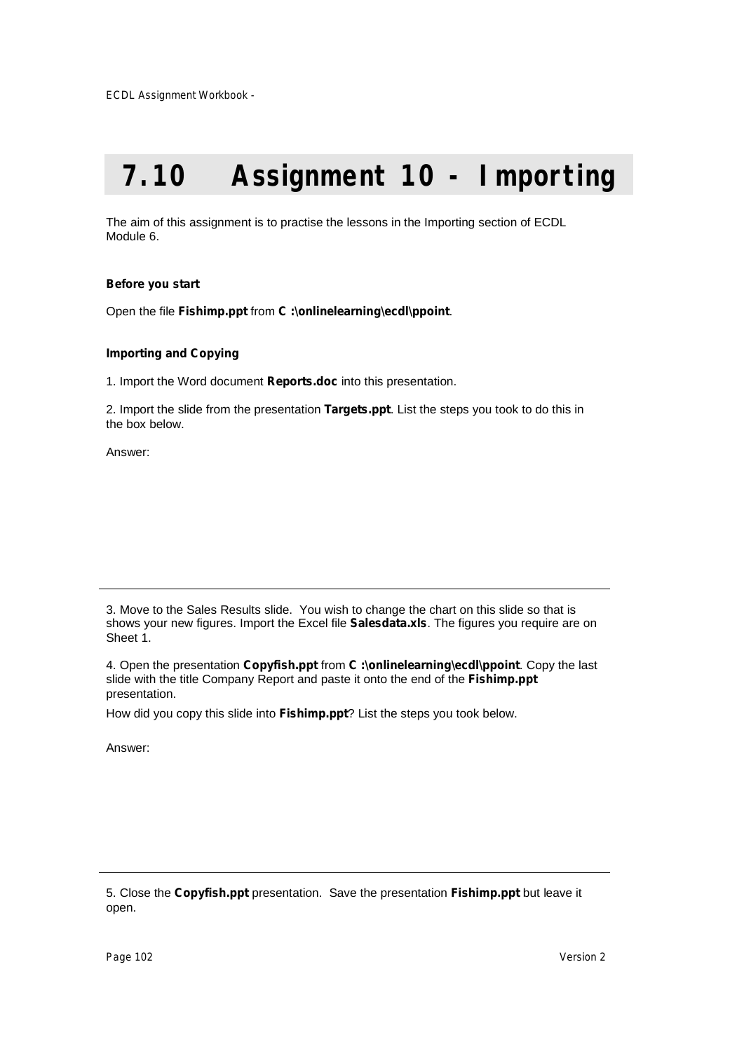# 7.10 Assignment 10 - Importing

The aim of this assignment is to practise the lessons in the Importing section of ECDL Module 6.

**Before you start**

Open the file **Fishimp.ppt** from **C :\onlinelearning\ecdl\ppoint**.

**Importing and Copying**

1. Import the Word document **Reports.doc** into this presentation.

2. Import the slide from the presentation **Targets.ppt**. List the steps you took to do this in the box below.

Answer:

---

3. Move to the Sales Results slide. You wish to change the chart on this slide so that is shows your new figures. Import the Excel file **Salesdata.xls**. The figures you require are on Sheet 1.

4. Open the presentation **Copyfish.ppt** from **C :\onlinelearning\ecdl\ppoint**. Copy the last slide with the title Company Report and paste it onto the end of the **Fishimp.ppt** presentation.

How did you copy this slide into **Fishimp.ppt**? List the steps you took below.

Answer:

---

5. Close the **Copyfish.ppt** presentation. Save the presentation **Fishimp.ppt** but leave it open.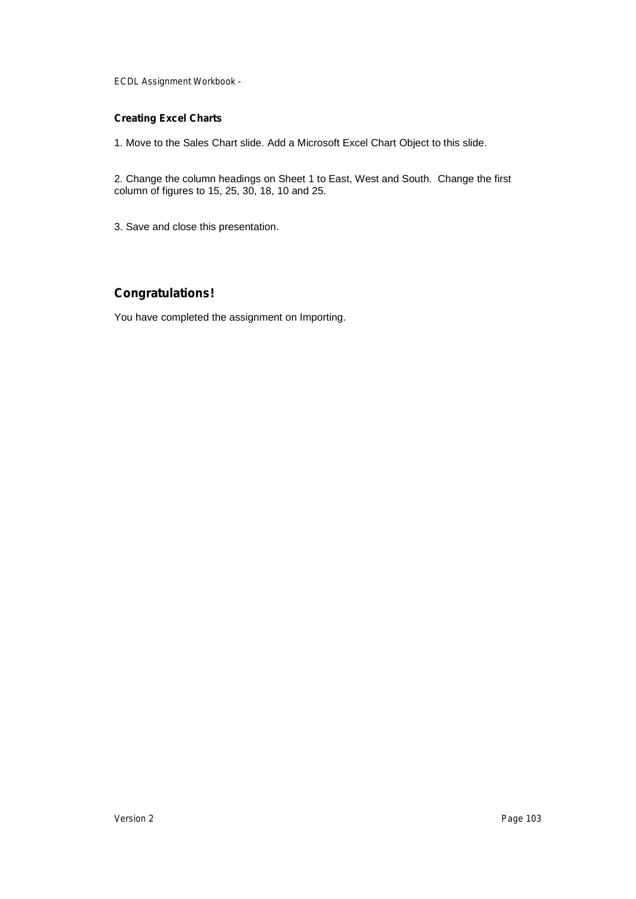### Creating Excel Charts

1. Move to the Sales Chart slide. Add a Microsoft Excel Chart Object to this slide.

2. Change the column headings on Sheet 1 to East, West and South. Change the first column of figures to 15, 25, 30, 18, 10 and 25.

3. Save and close this presentation.

## Congratulations!

You have completed the assignment on Importing.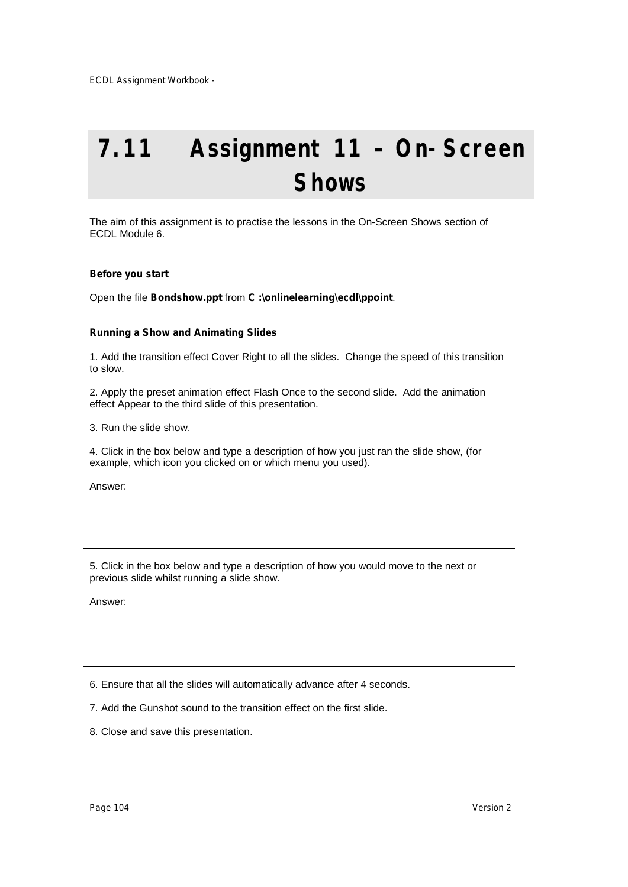# 7.11 Assignment 11 – On-Screen Shows

The aim of this assignment is to practise the lessons in the On-Screen Shows section of ECDL Module 6.

**Before you start**

Open the file **Bondshow.ppt** from **C:\onlinelearning\ecdl\ppoint**.

**Running a Show and Animating Slides**

1. Add the transition effect Cover Right to all the slides. Change the speed of this transition to slow.

2. Apply the preset animation effect Flash Once to the second slide. Add the animation effect Appear to the third slide of this presentation.

3. Run the slide show.

4. Click in the box below and type a description of how you just ran the slide show, (for example, which icon you clicked on or which menu you used).

Answer:

---

5. Click in the box below and type a description of how you would move to the next or previous slide whilst running a slide show.

Answer:

---

6. Ensure that all the slides will automatically advance after 4 seconds.

7. Add the Gunshot sound to the transition effect on the first slide.

8. Close and save this presentation.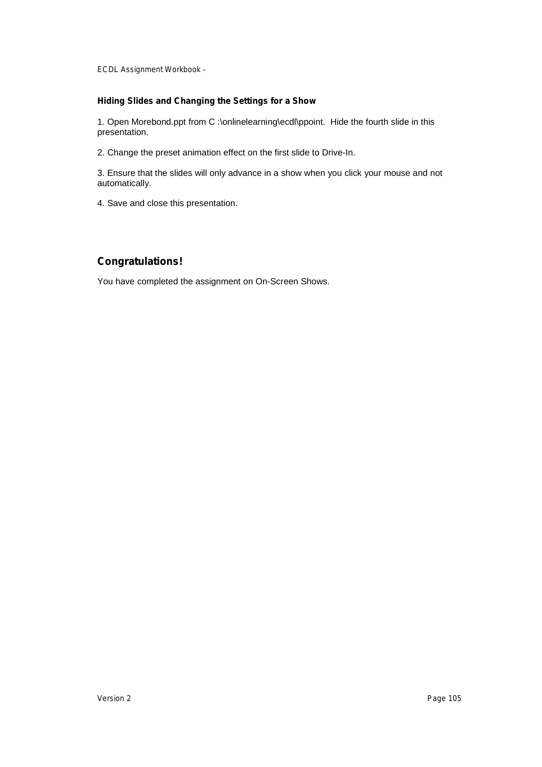### Hiding Slides and Changing the Settings for a Show

1. Open Morebond.ppt from C :\onlinelearning\ecdl\ppoint. Hide the fourth slide in this presentation.

2. Change the preset animation effect on the first slide to Drive-In.

3. Ensure that the slides will only advance in a show when you click your mouse and not automatically.

4. Save and close this presentation.

## Congratulations!

You have completed the assignment on On-Screen Shows.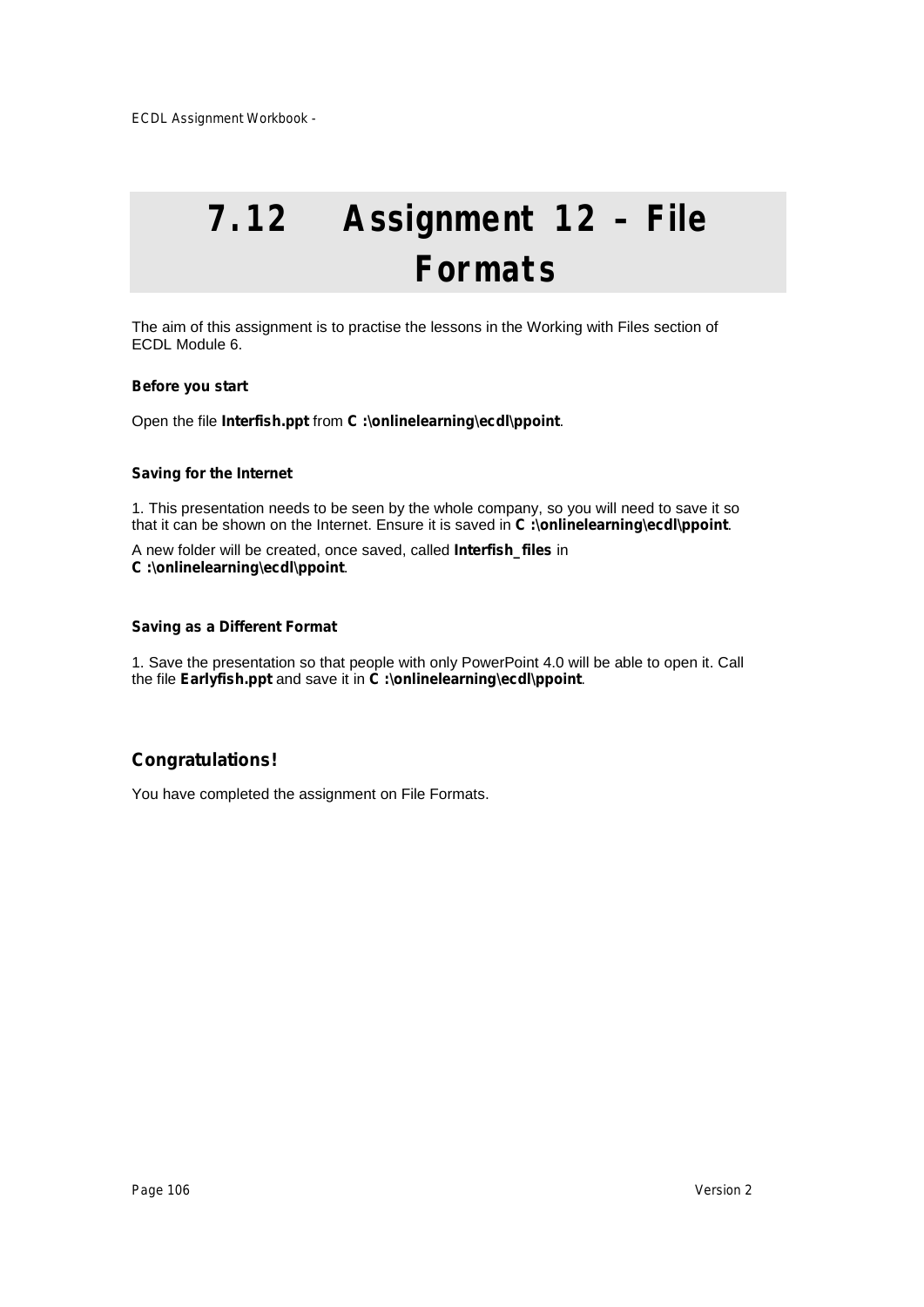# 7.12 Assignment 12 – File Formats

The aim of this assignment is to practise the lessons in the Working with Files section of ECDL Module 6.

**Before you start**

Open the file **Interfish.ppt** from **C :\onlinelearning\ecdl\ppoint**.

**Saving for the Internet**

1. This presentation needs to be seen by the whole company, so you will need to save it so that it can be shown on the Internet. Ensure it is saved in **C :\onlinelearning\ecdl\ppoint**.

A new folder will be created, once saved, called **Interfish_files** in **C :\onlinelearning\ecdl\ppoint**.

**Saving as a Different Format**

1. Save the presentation so that people with only PowerPoint 4.0 will be able to open it. Call the file **Earlyfish.ppt** and save it in **C :\onlinelearning\ecdl\ppoint**.

## Congratulations!

You have completed the assignment on File Formats.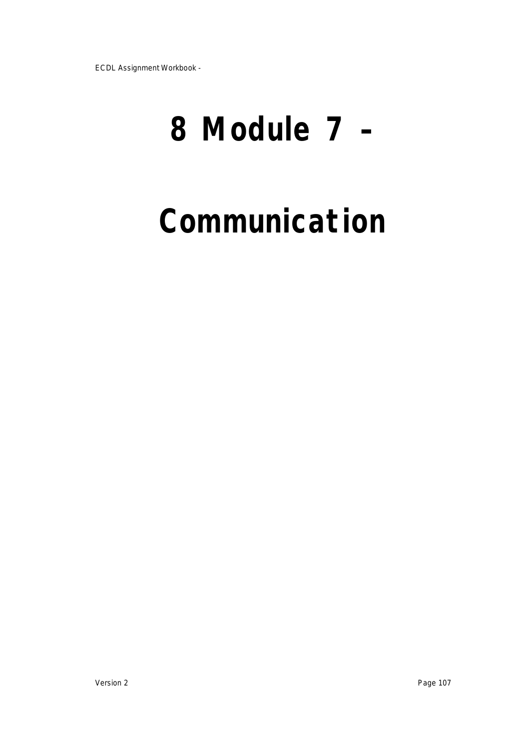# 8 Module 7 - Communication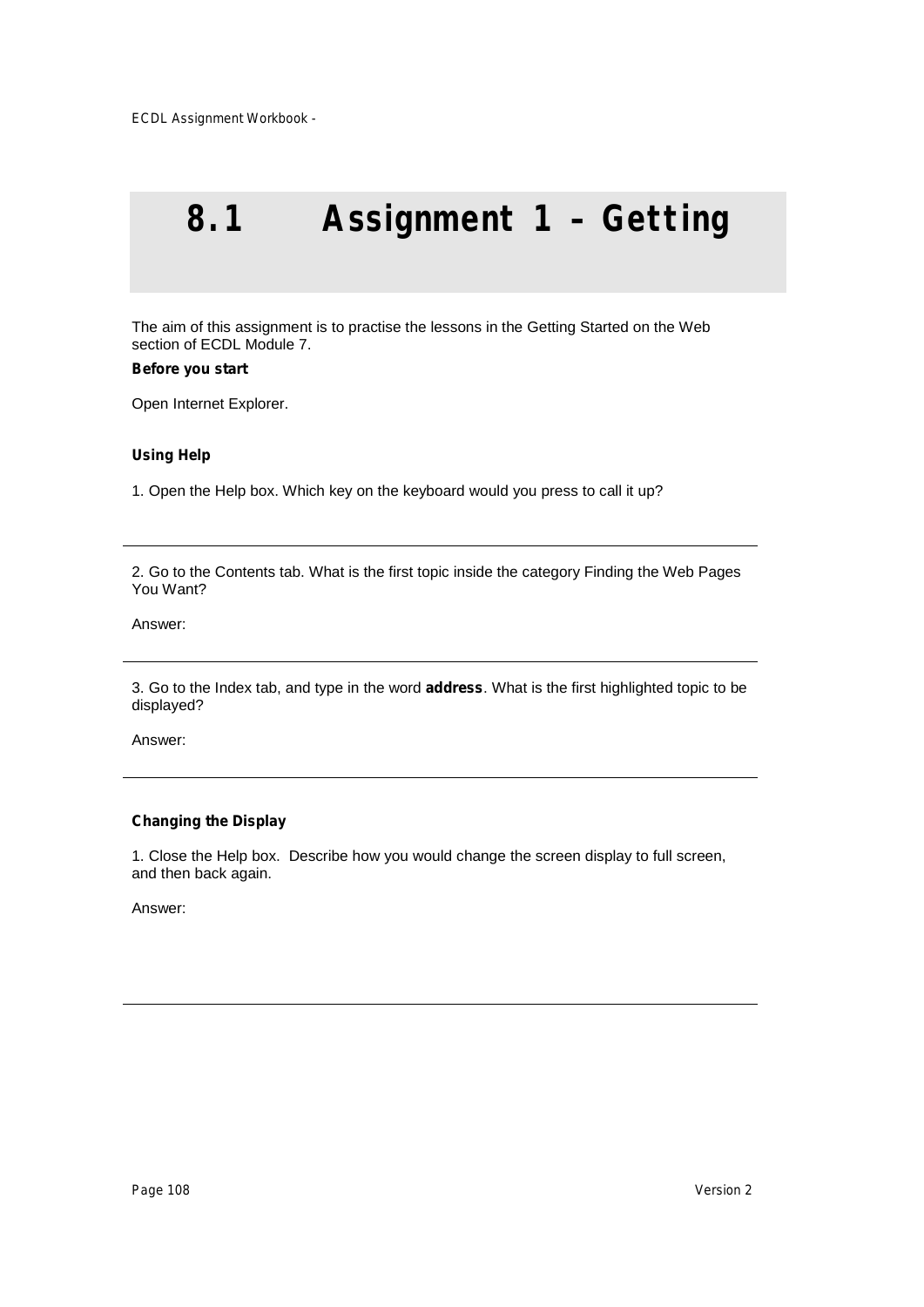# 8.1 Assignment 1 – Getting

The aim of this assignment is to practise the lessons in the Getting Started on the Web section of ECDL Module 7.

**Before you start**

Open Internet Explorer.

**Using Help**

1. Open the Help box. Which key on the keyboard would you press to call it up?

---

2. Go to the Contents tab. What is the first topic inside the category Finding the Web Pages You Want?

Answer:

---

3. Go to the Index tab, and type in the word **address**. What is the first highlighted topic to be displayed?

Answer:

---

**Changing the Display**

1. Close the Help box. Describe how you would change the screen display to full screen, and then back again.

Answer:

---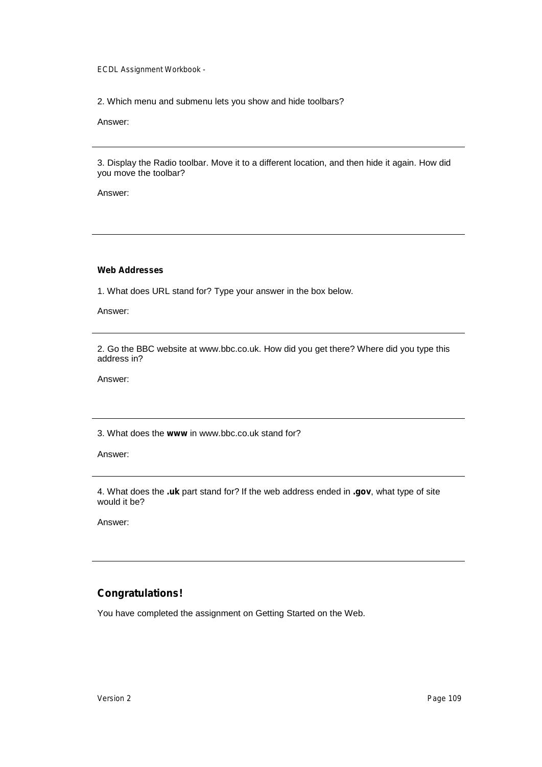2. Which menu and submenu lets you show and hide toolbars?

Answer:

---

3. Display the Radio toolbar. Move it to a different location, and then hide it again. How did you move the toolbar?

Answer:

---

**Web Addresses**

1. What does URL stand for? Type your answer in the box below.

Answer:

---

2. Go the BBC website at www.bbc.co.uk. How did you get there? Where did you type this address in?

Answer:

---

3. What does the **www** in www.bbc.co.uk stand for?

Answer:

---

4. What does the **.uk** part stand for? If the web address ended in **.gov**, what type of site would it be?

Answer:

---

## Congratulations!

You have completed the assignment on Getting Started on the Web.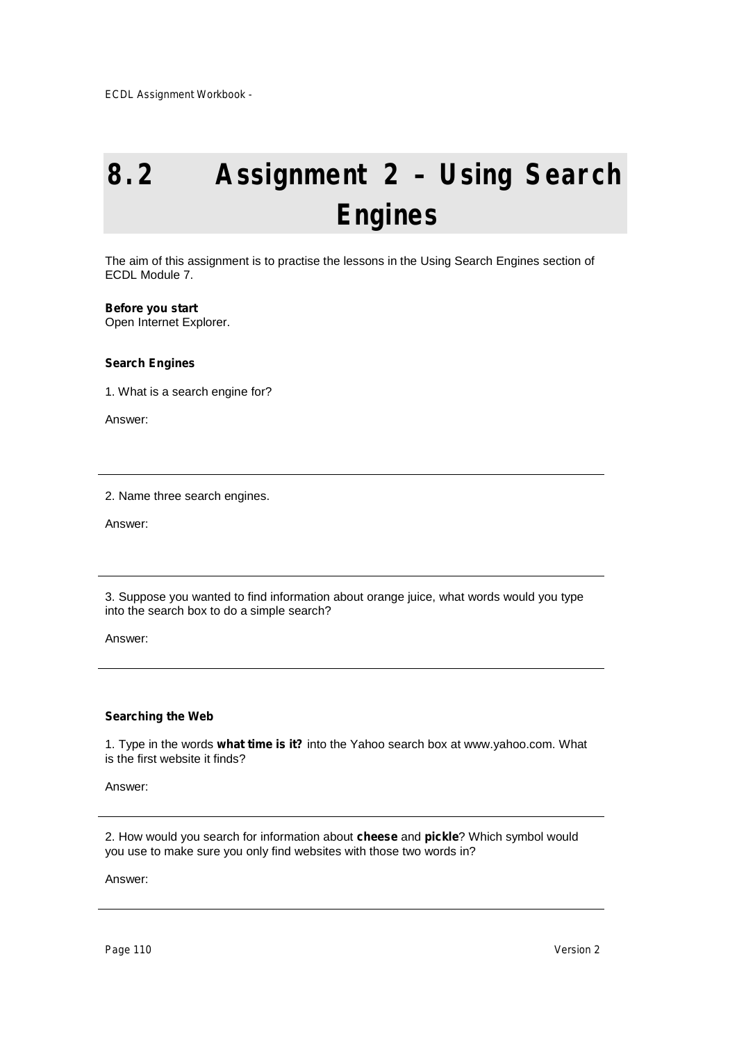# 8.2 Assignment 2 – Using Search Engines

The aim of this assignment is to practise the lessons in the Using Search Engines section of ECDL Module 7.

**Before you start**
Open Internet Explorer.

**Search Engines**

1. What is a search engine for?

Answer:

---

2. Name three search engines.

Answer:

---

3. Suppose you wanted to find information about orange juice, what words would you type into the search box to do a simple search?

Answer:

---

**Searching the Web**

1. Type in the words **what time is it?** into the Yahoo search box at www.yahoo.com. What is the first website it finds?

Answer:

---

2. How would you search for information about **cheese** and **pickle**? Which symbol would you use to make sure you only find websites with those two words in?

Answer:

---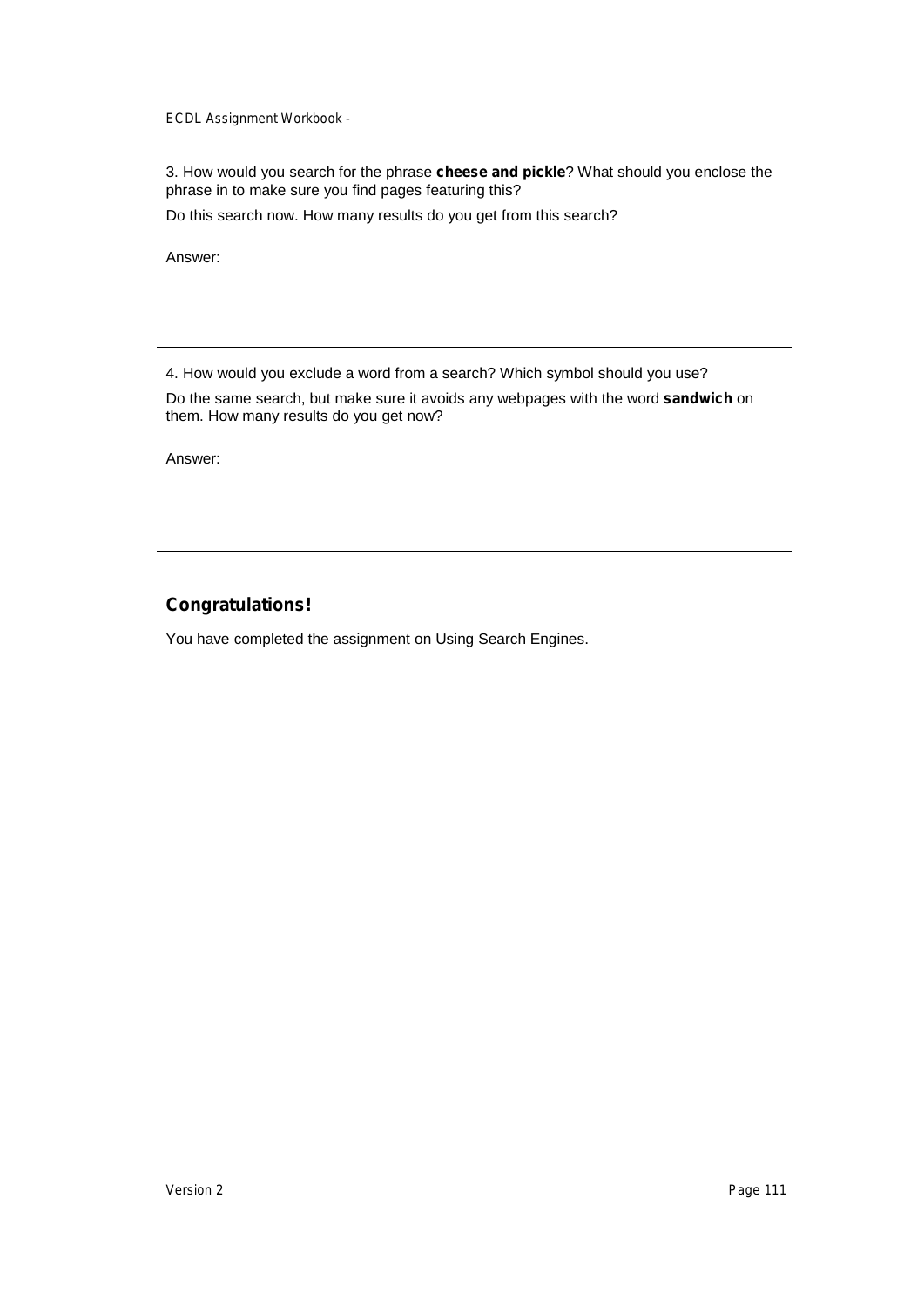3. How would you search for the phrase **cheese and pickle**? What should you enclose the phrase in to make sure you find pages featuring this?

Do this search now. How many results do you get from this search?

Answer:

---

4. How would you exclude a word from a search? Which symbol should you use?

Do the same search, but make sure it avoids any webpages with the word **sandwich** on them. How many results do you get now?

Answer:

---

## Congratulations!

You have completed the assignment on Using Search Engines.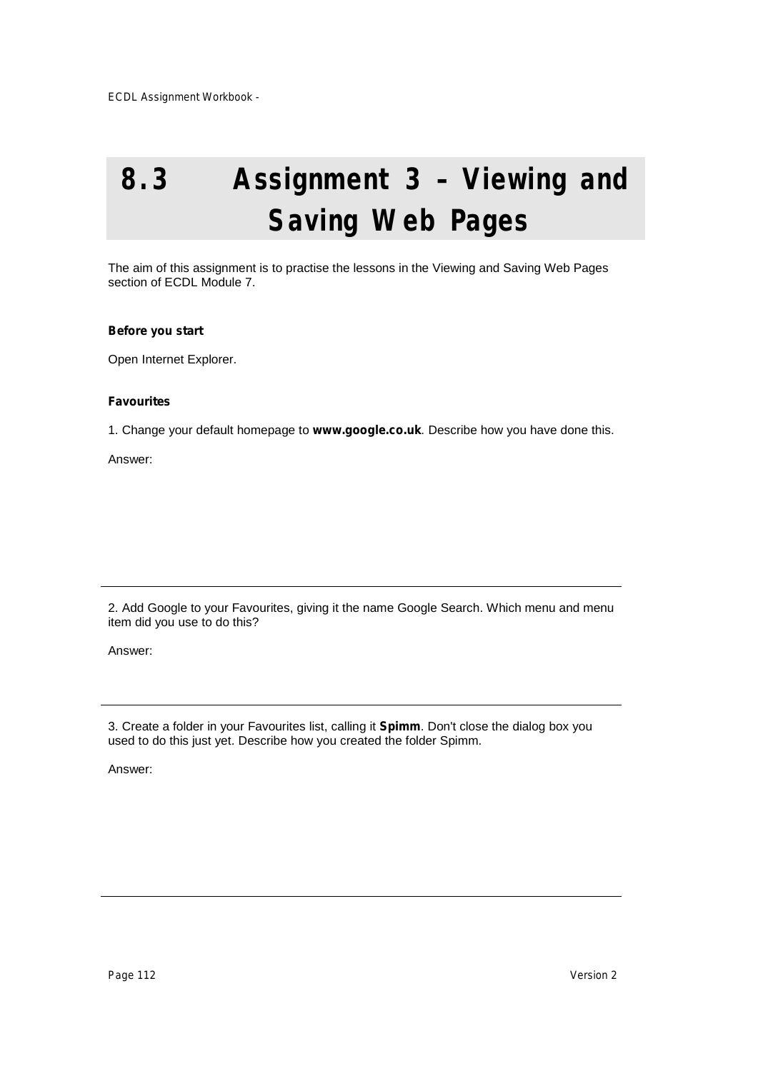# 8.3 Assignment 3 – Viewing and Saving Web Pages

The aim of this assignment is to practise the lessons in the Viewing and Saving Web Pages section of ECDL Module 7.

**Before you start**

Open Internet Explorer.

**Favourites**

1. Change your default homepage to **www.google.co.uk**. Describe how you have done this.

Answer:

---

2. Add Google to your Favourites, giving it the name Google Search. Which menu and menu item did you use to do this?

Answer:

---

3. Create a folder in your Favourites list, calling it **Spimm**. Don't close the dialog box you used to do this just yet. Describe how you created the folder Spimm.

Answer:

---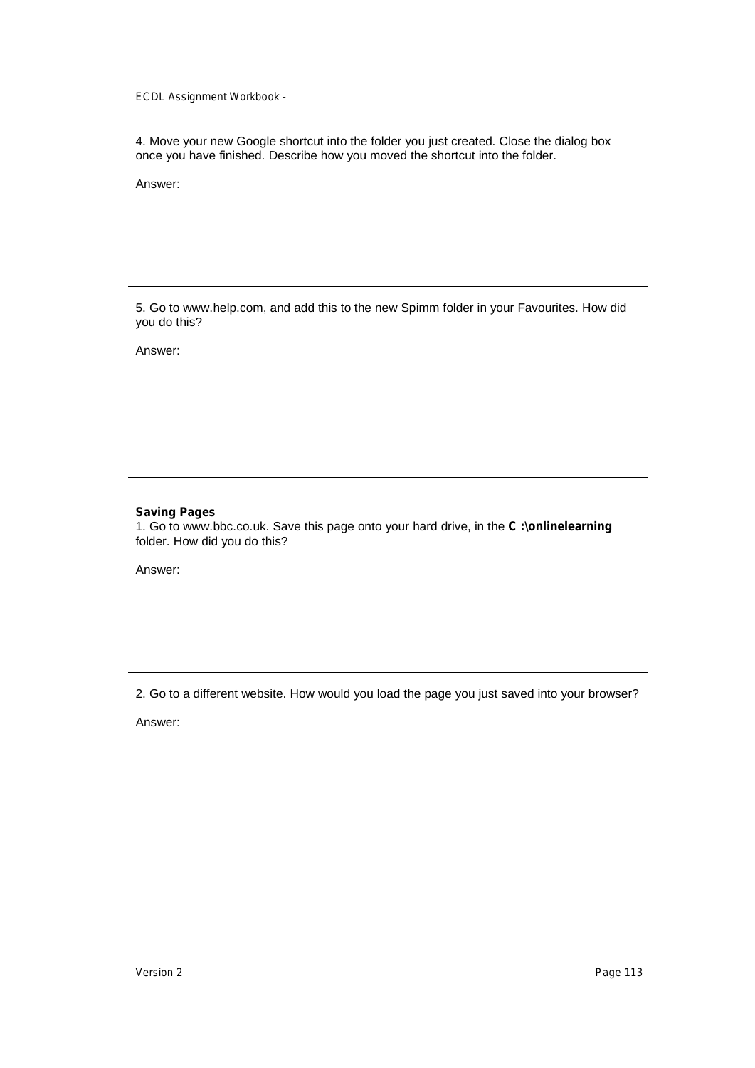4. Move your new Google shortcut into the folder you just created. Close the dialog box once you have finished. Describe how you moved the shortcut into the folder.

Answer:

---

5. Go to www.help.com, and add this to the new Spimm folder in your Favourites. How did you do this?

Answer:

---

**Saving Pages**

1. Go to www.bbc.co.uk. Save this page onto your hard drive, in the **C :\onlinelearning** folder. How did you do this?

Answer:

---

2. Go to a different website. How would you load the page you just saved into your browser?

Answer:

---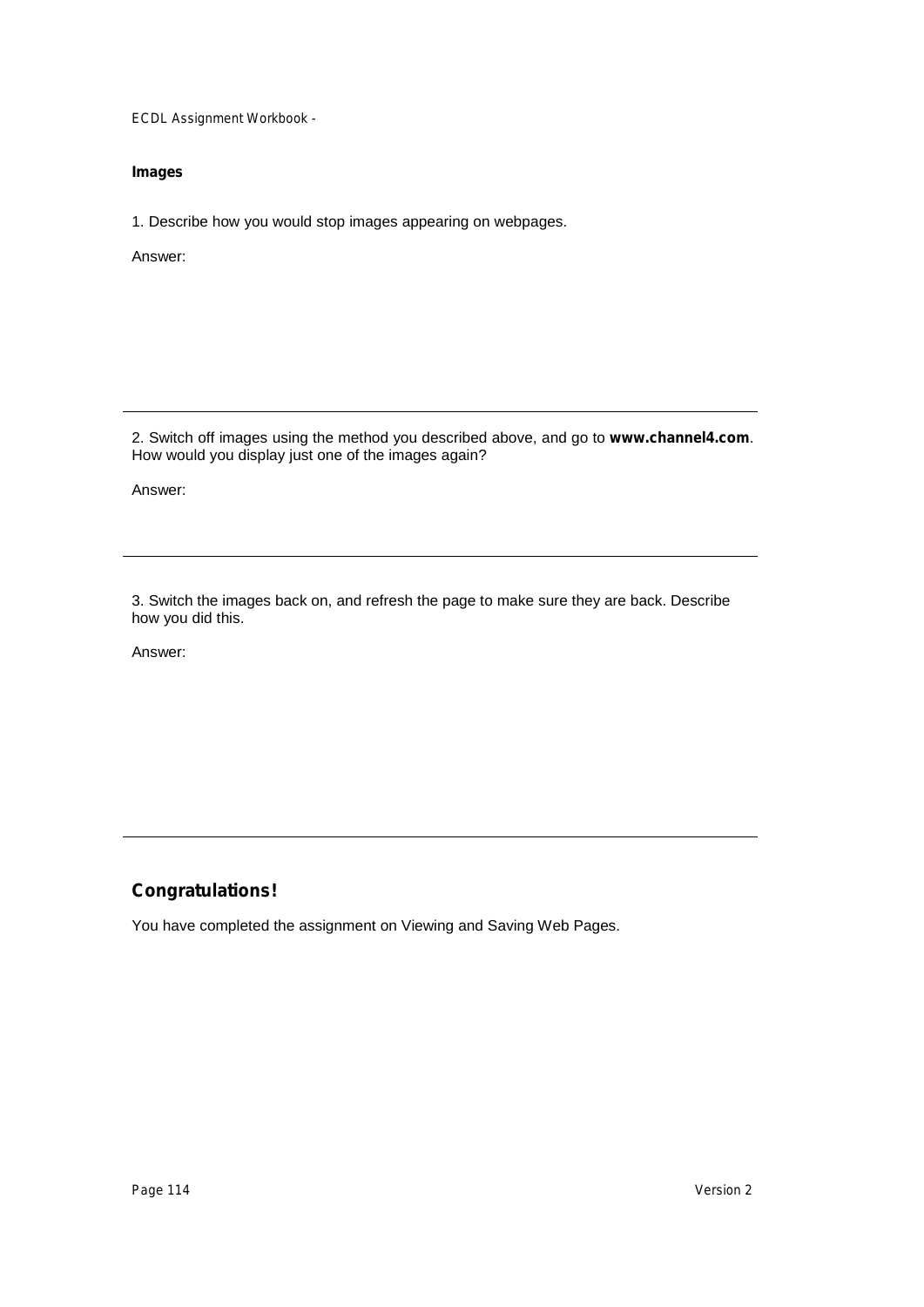**Images**

1. Describe how you would stop images appearing on webpages.

Answer:

---

2. Switch off images using the method you described above, and go to **www.channel4.com**. How would you display just one of the images again?

Answer:

---

3. Switch the images back on, and refresh the page to make sure they are back. Describe how you did this.

Answer:

---

## Congratulations!

You have completed the assignment on Viewing and Saving Web Pages.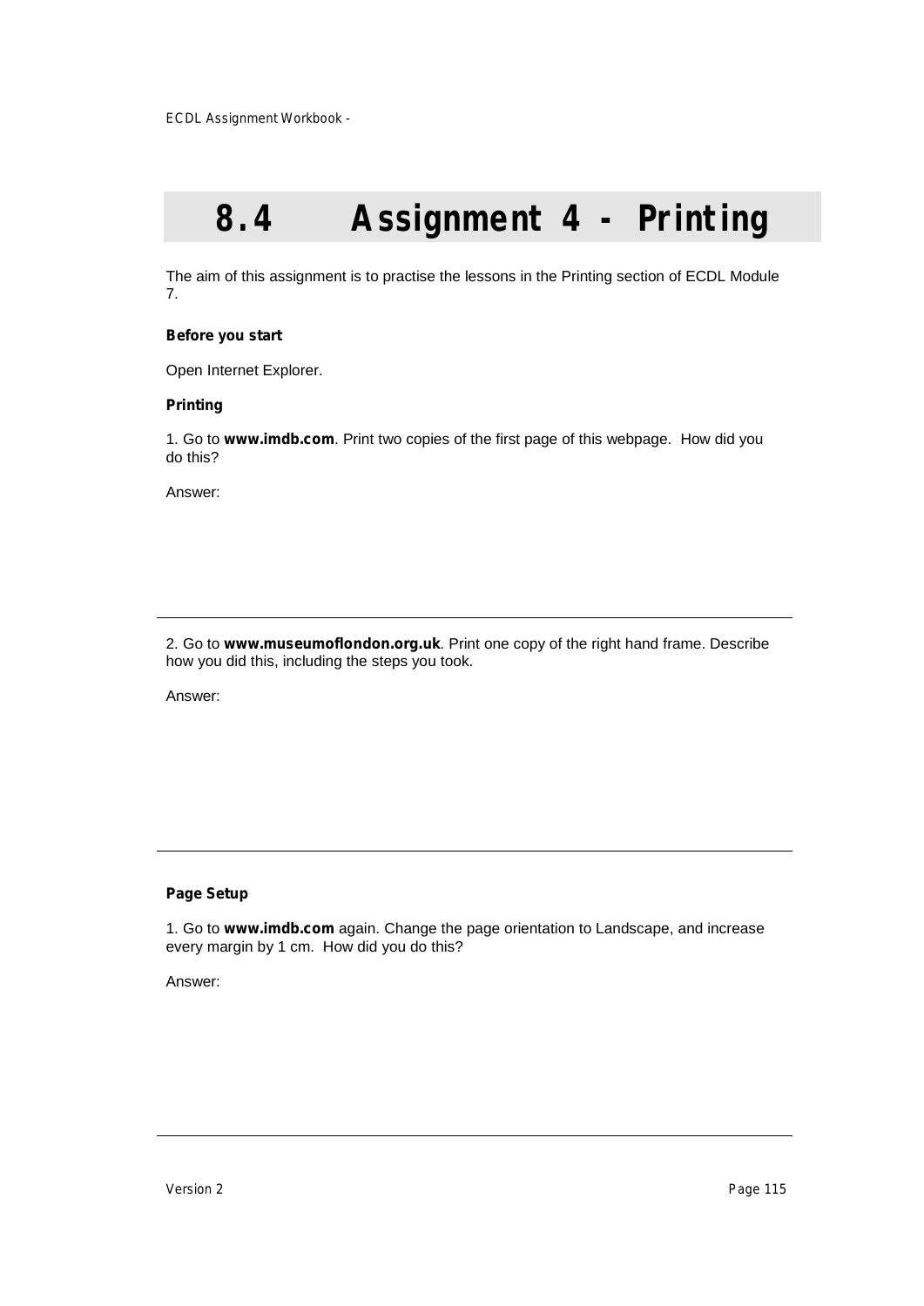# 8.4 Assignment 4 - Printing

The aim of this assignment is to practise the lessons in the Printing section of ECDL Module 7.

**Before you start**

Open Internet Explorer.

**Printing**

1. Go to **www.imdb.com**. Print two copies of the first page of this webpage. How did you do this?

Answer:

---

2. Go to **www.museumoflondon.org.uk**. Print one copy of the right hand frame. Describe how you did this, including the steps you took.

Answer:

---

**Page Setup**

1. Go to **www.imdb.com** again. Change the page orientation to Landscape, and increase every margin by 1 cm. How did you do this?

Answer:

---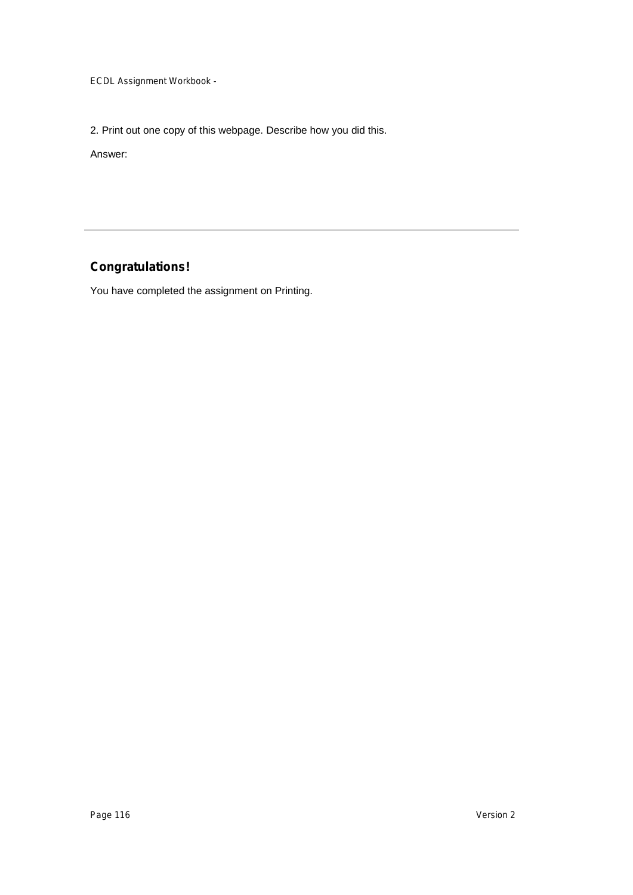2. Print out one copy of this webpage. Describe how you did this.

Answer:

---

### Congratulations!

You have completed the assignment on Printing.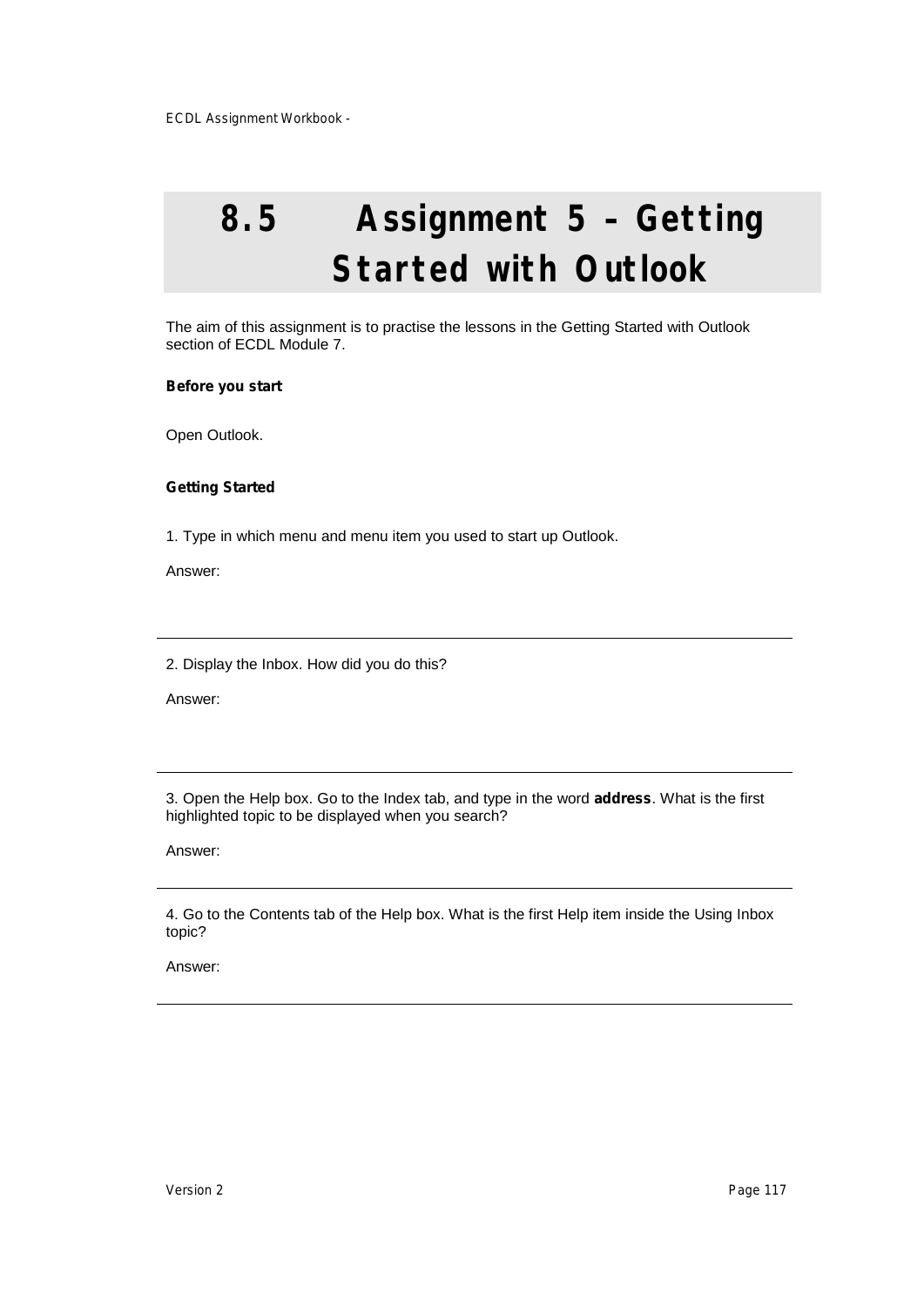# 8.5 Assignment 5 – Getting Started with Outlook

The aim of this assignment is to practise the lessons in the Getting Started with Outlook section of ECDL Module 7.

**Before you start**

Open Outlook.

**Getting Started**

1. Type in which menu and menu item you used to start up Outlook.

Answer:

---

2. Display the Inbox. How did you do this?

Answer:

---

3. Open the Help box. Go to the Index tab, and type in the word **address**. What is the first highlighted topic to be displayed when you search?

Answer:

---

4. Go to the Contents tab of the Help box. What is the first Help item inside the Using Inbox topic?

Answer:

---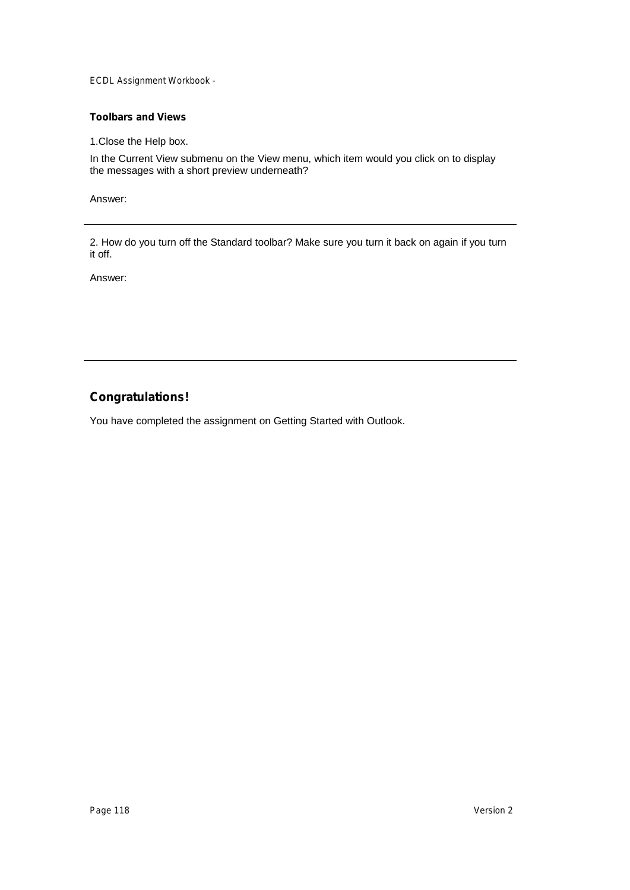**Toolbars and Views**

1.Close the Help box.

In the Current View submenu on the View menu, which item would you click on to display the messages with a short preview underneath?

Answer:

---

2. How do you turn off the Standard toolbar? Make sure you turn it back on again if you turn it off.

Answer:

---

## Congratulations!

You have completed the assignment on Getting Started with Outlook.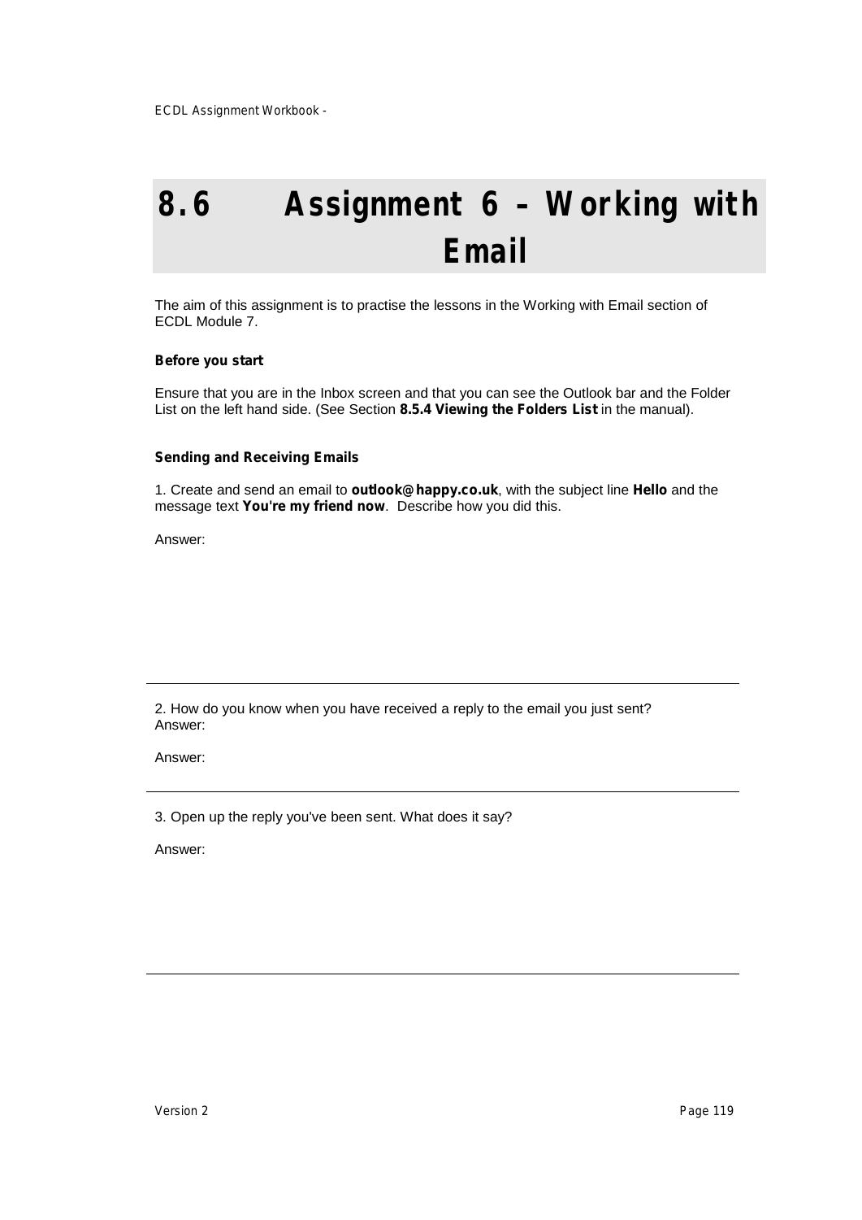# 8.6 Assignment 6 – Working with Email

The aim of this assignment is to practise the lessons in the Working with Email section of ECDL Module 7.

**Before you start**

Ensure that you are in the Inbox screen and that you can see the Outlook bar and the Folder List on the left hand side. (See Section **8.5.4 Viewing the Folders List** in the manual).

**Sending and Receiving Emails**

1. Create and send an email to **outlook@happy.co.uk**, with the subject line **Hello** and the message text **You're my friend now**. Describe how you did this.

Answer:

---

2. How do you know when you have received a reply to the email you just sent?
Answer:

Answer:

---

3. Open up the reply you've been sent. What does it say?

Answer:

---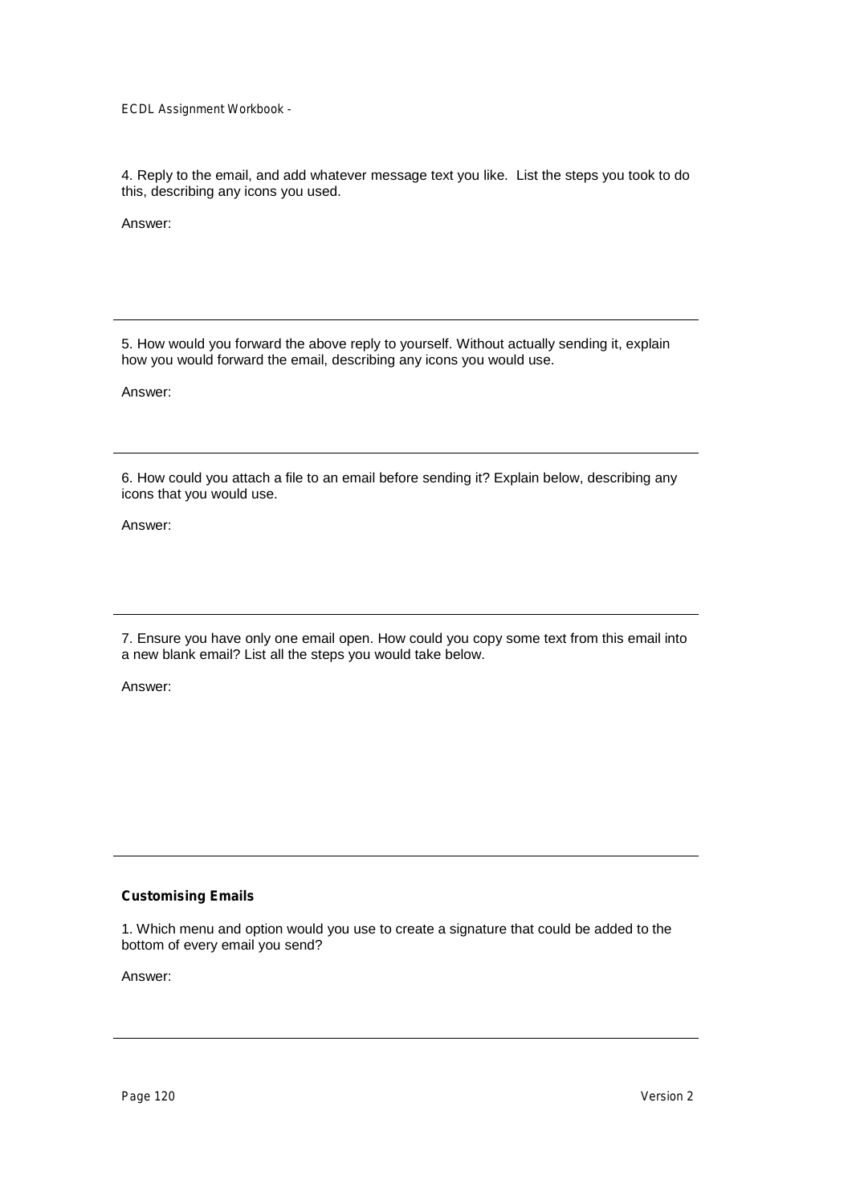4. Reply to the email, and add whatever message text you like. List the steps you took to do this, describing any icons you used.

Answer:

---

5. How would you forward the above reply to yourself. Without actually sending it, explain how you would forward the email, describing any icons you would use.

Answer:

---

6. How could you attach a file to an email before sending it? Explain below, describing any icons that you would use.

Answer:

---

7. Ensure you have only one email open. How could you copy some text from this email into a new blank email? List all the steps you would take below.

Answer:

---

**Customising Emails**

1. Which menu and option would you use to create a signature that could be added to the bottom of every email you send?

Answer:

---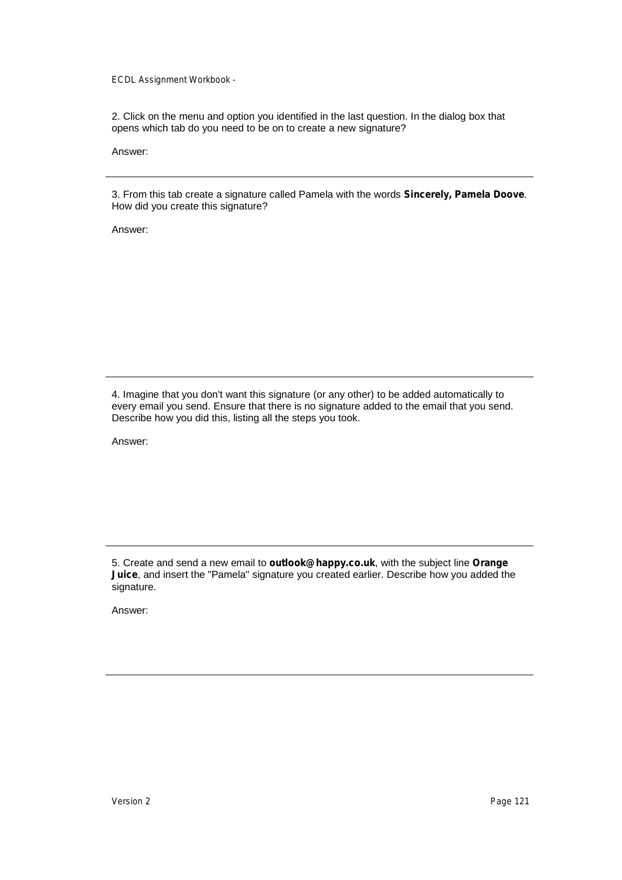2. Click on the menu and option you identified in the last question. In the dialog box that opens which tab do you need to be on to create a new signature?

Answer:

---

3. From this tab create a signature called Pamela with the words **Sincerely, Pamela Doove**. How did you create this signature?

Answer:

---

4. Imagine that you don't want this signature (or any other) to be added automatically to every email you send. Ensure that there is no signature added to the email that you send. Describe how you did this, listing all the steps you took.

Answer:

---

5. Create and send a new email to **outlook@happy.co.uk**, with the subject line **Orange Juice**, and insert the "Pamela" signature you created earlier. Describe how you added the signature.

Answer:

---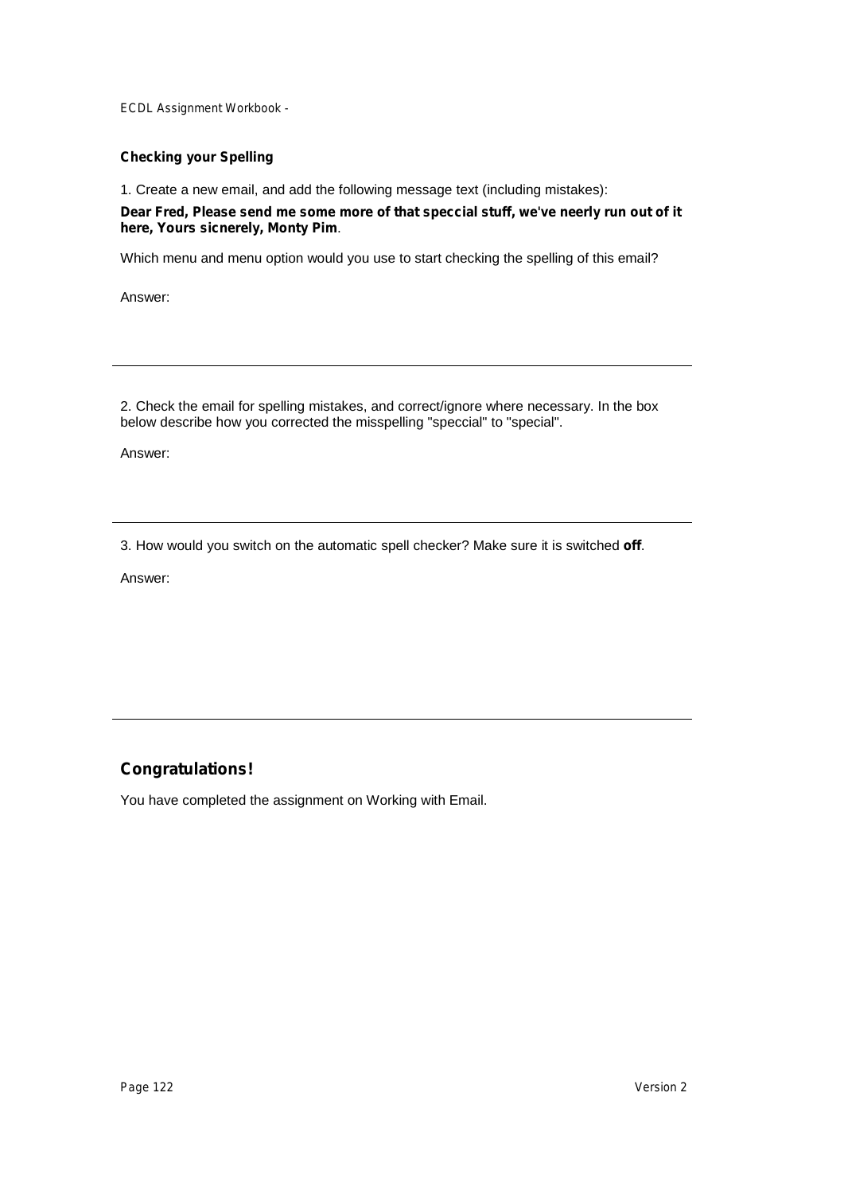### Checking your Spelling

1. Create a new email, and add the following message text (including mistakes):

**Dear Fred, Please send me some more of that speccial stuff, we've neerly run out of it here, Yours sicnerely, Monty Pim**.

Which menu and menu option would you use to start checking the spelling of this email?

Answer:

---

2. Check the email for spelling mistakes, and correct/ignore where necessary. In the box below describe how you corrected the misspelling "speccial" to "special".

Answer:

---

3. How would you switch on the automatic spell checker? Make sure it is switched **off**.

Answer:

---

## Congratulations!

You have completed the assignment on Working with Email.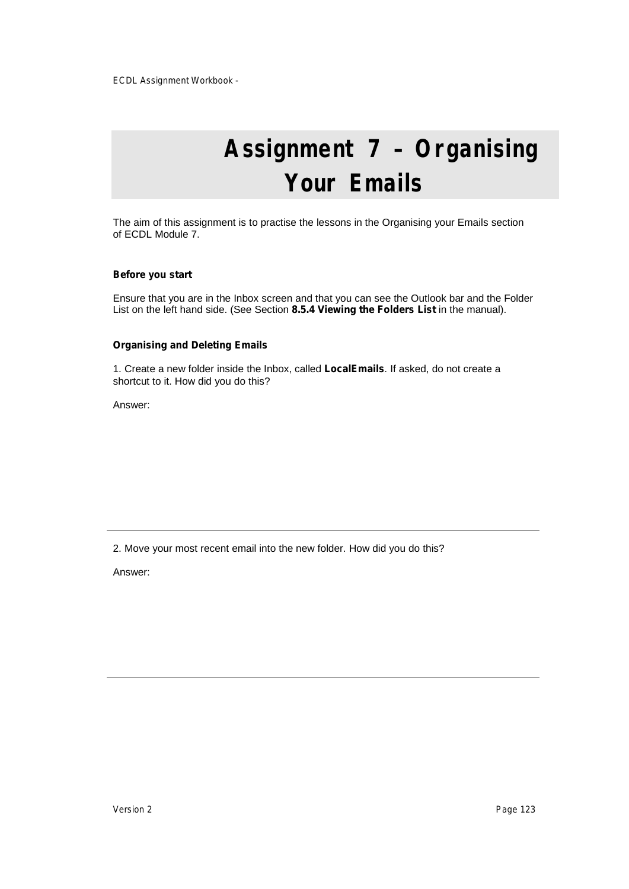# Assignment 7 – Organising Your Emails

The aim of this assignment is to practise the lessons in the Organising your Emails section of ECDL Module 7.

**Before you start**

Ensure that you are in the Inbox screen and that you can see the Outlook bar and the Folder List on the left hand side. (See Section **8.5.4 Viewing the Folders List** in the manual).

**Organising and Deleting Emails**

1. Create a new folder inside the Inbox, called **LocalEmails**. If asked, do not create a shortcut to it. How did you do this?

Answer:

---

2. Move your most recent email into the new folder. How did you do this?

Answer:

---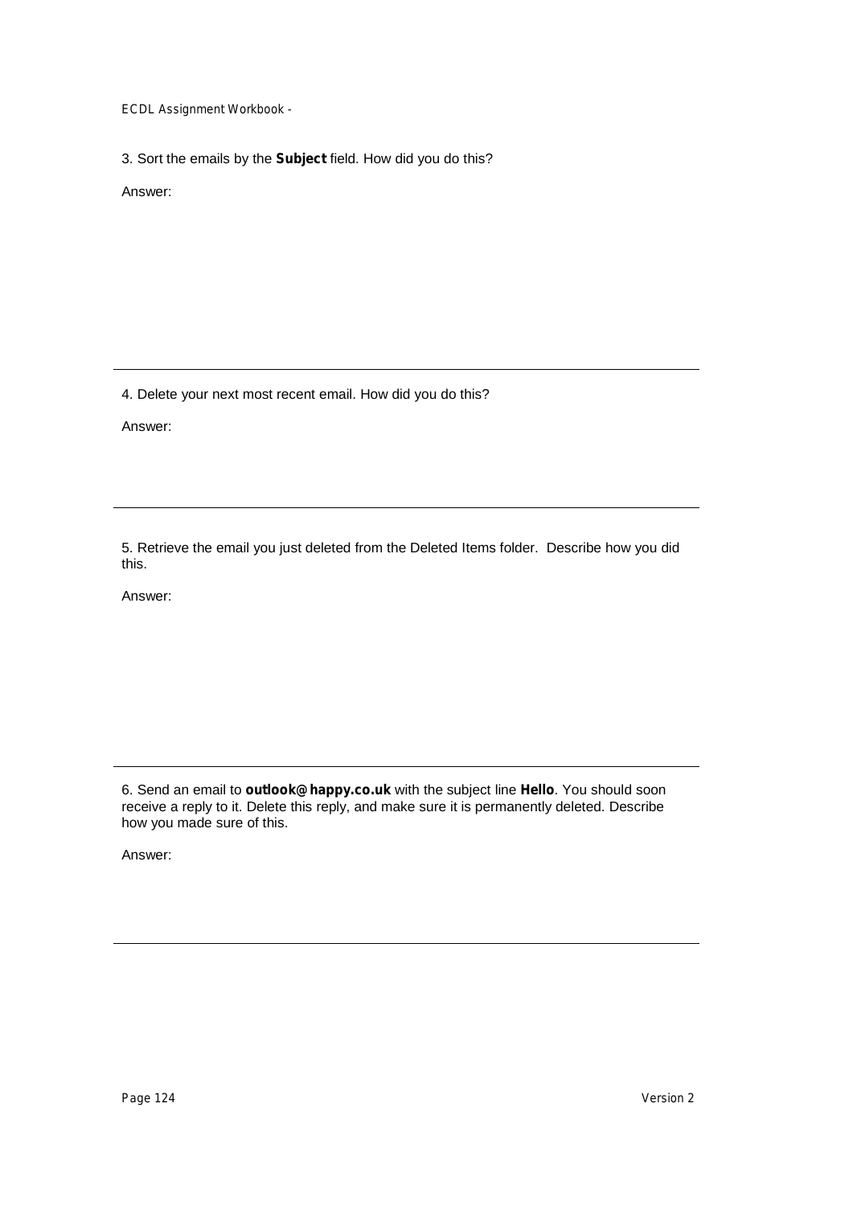3. Sort the emails by the **Subject** field. How did you do this?

Answer:

---

4. Delete your next most recent email. How did you do this?

Answer:

---

5. Retrieve the email you just deleted from the Deleted Items folder. Describe how you did this.

Answer:

---

6. Send an email to **outlook@happy.co.uk** with the subject line **Hello**. You should soon receive a reply to it. Delete this reply, and make sure it is permanently deleted. Describe how you made sure of this.

Answer:

---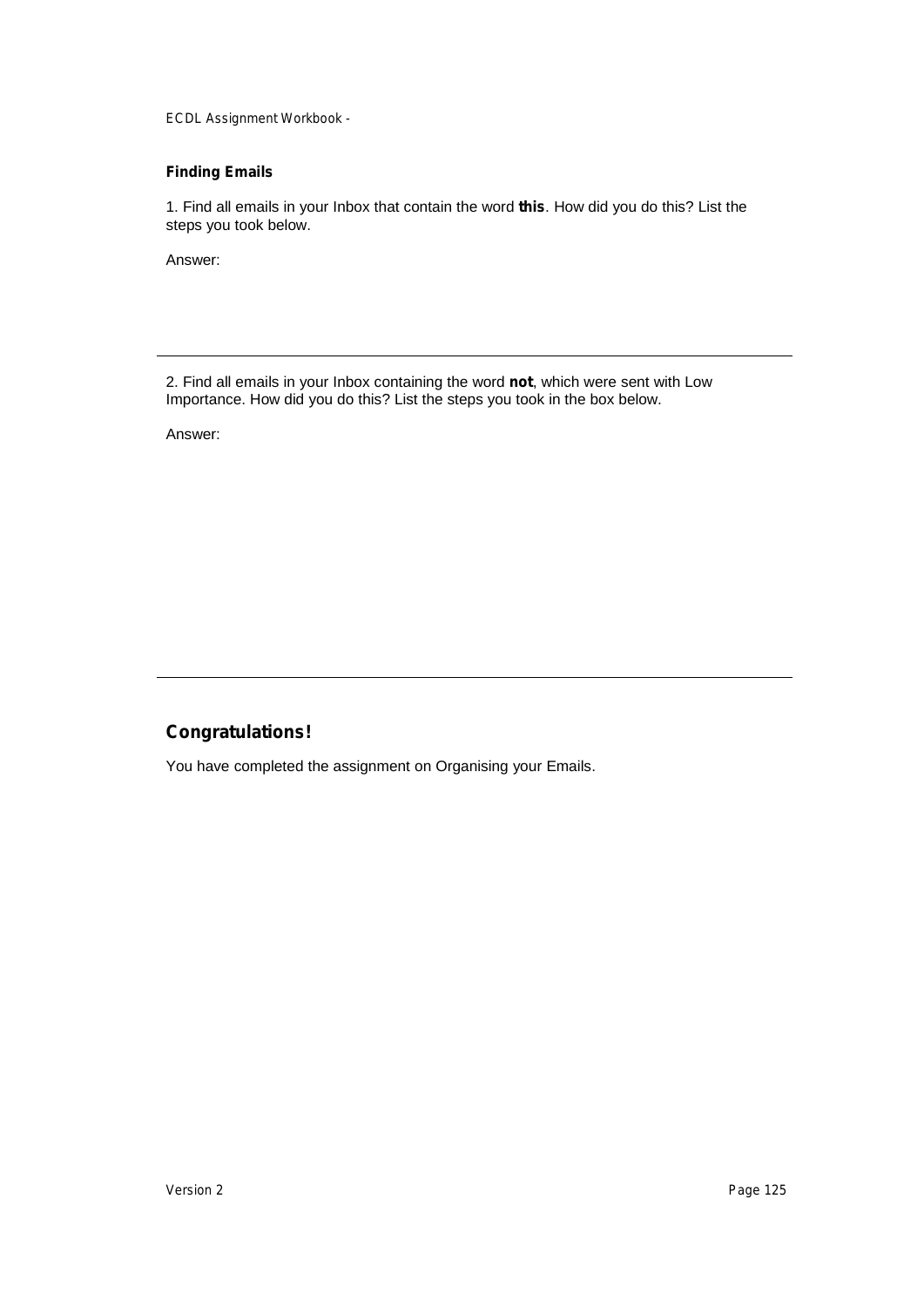**Finding Emails**

1. Find all emails in your Inbox that contain the word **this**. How did you do this? List the steps you took below.

Answer:

---

2. Find all emails in your Inbox containing the word **not**, which were sent with Low Importance. How did you do this? List the steps you took in the box below.

Answer:

---

## Congratulations!

You have completed the assignment on Organising your Emails.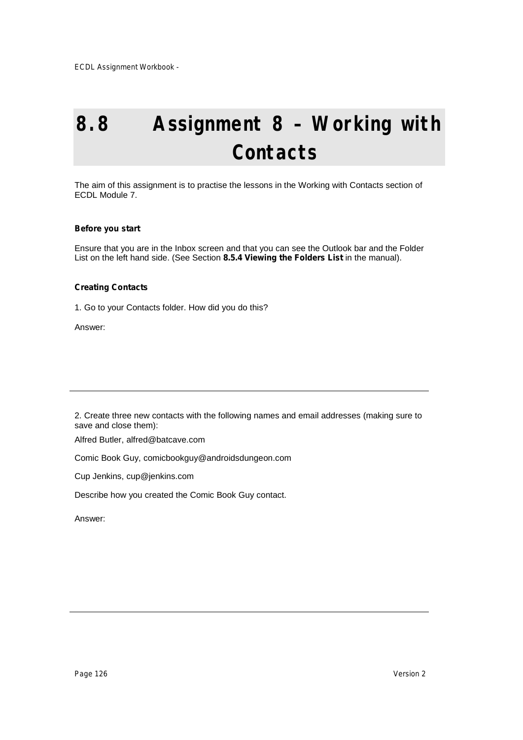# 8.8 Assignment 8 – Working with Contacts

The aim of this assignment is to practise the lessons in the Working with Contacts section of ECDL Module 7.

**Before you start**

Ensure that you are in the Inbox screen and that you can see the Outlook bar and the Folder List on the left hand side. (See Section **8.5.4 Viewing the Folders List** in the manual).

**Creating Contacts**

1. Go to your Contacts folder. How did you do this?

Answer:

---

2. Create three new contacts with the following names and email addresses (making sure to save and close them):

Alfred Butler, alfred@batcave.com

Comic Book Guy, comicbookguy@androidsdungeon.com

Cup Jenkins, cup@jenkins.com

Describe how you created the Comic Book Guy contact.

Answer:

---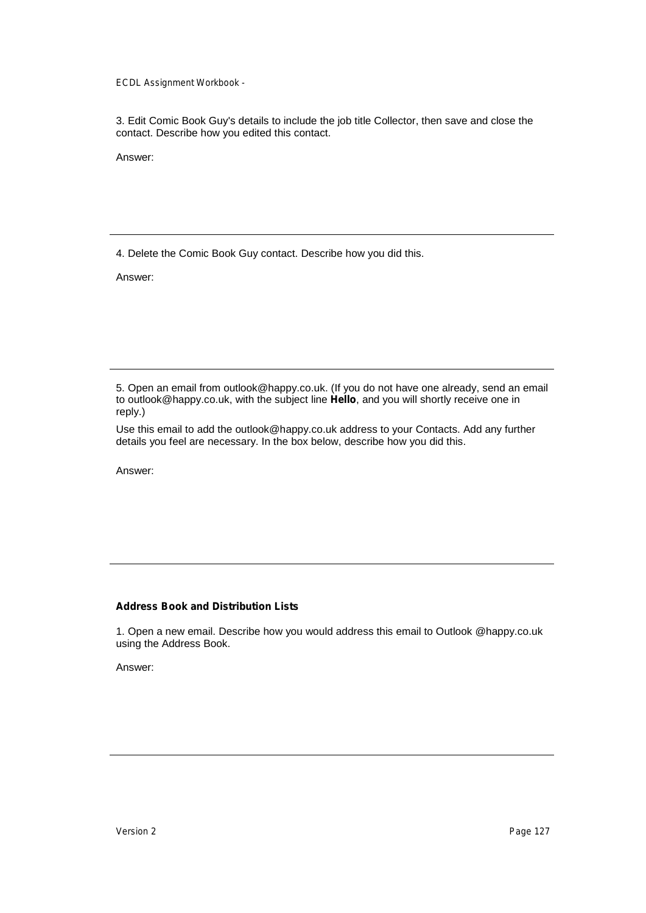3. Edit Comic Book Guy's details to include the job title Collector, then save and close the contact. Describe how you edited this contact.

Answer:

---

4. Delete the Comic Book Guy contact. Describe how you did this.

Answer:

---

5. Open an email from outlook@happy.co.uk. (If you do not have one already, send an email to outlook@happy.co.uk, with the subject line **Hello**, and you will shortly receive one in reply.)

Use this email to add the outlook@happy.co.uk address to your Contacts. Add any further details you feel are necessary. In the box below, describe how you did this.

Answer:

---

**Address Book and Distribution Lists**

1. Open a new email. Describe how you would address this email to Outlook @happy.co.uk using the Address Book.

Answer:

---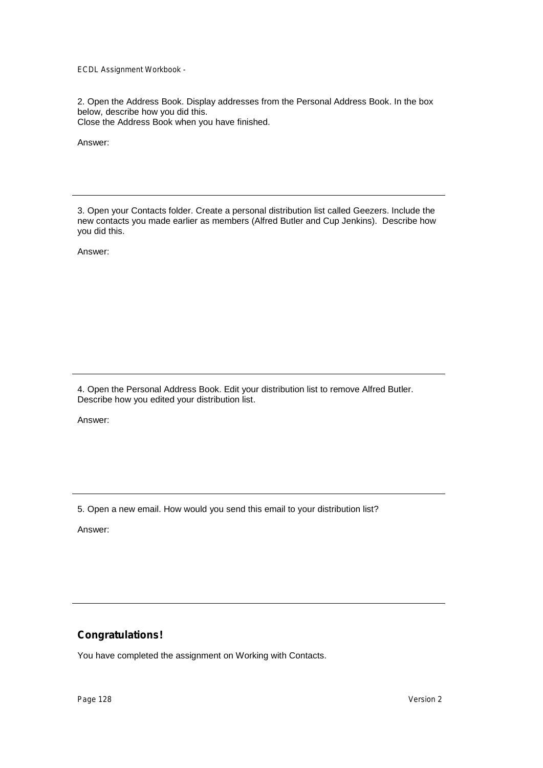2. Open the Address Book. Display addresses from the Personal Address Book. In the box below, describe how you did this.
Close the Address Book when you have finished.

Answer:

---

3. Open your Contacts folder. Create a personal distribution list called Geezers. Include the new contacts you made earlier as members (Alfred Butler and Cup Jenkins). Describe how you did this.

Answer:

---

4. Open the Personal Address Book. Edit your distribution list to remove Alfred Butler. Describe how you edited your distribution list.

Answer:

---

5. Open a new email. How would you send this email to your distribution list?

Answer:

---

## Congratulations!

You have completed the assignment on Working with Contacts.